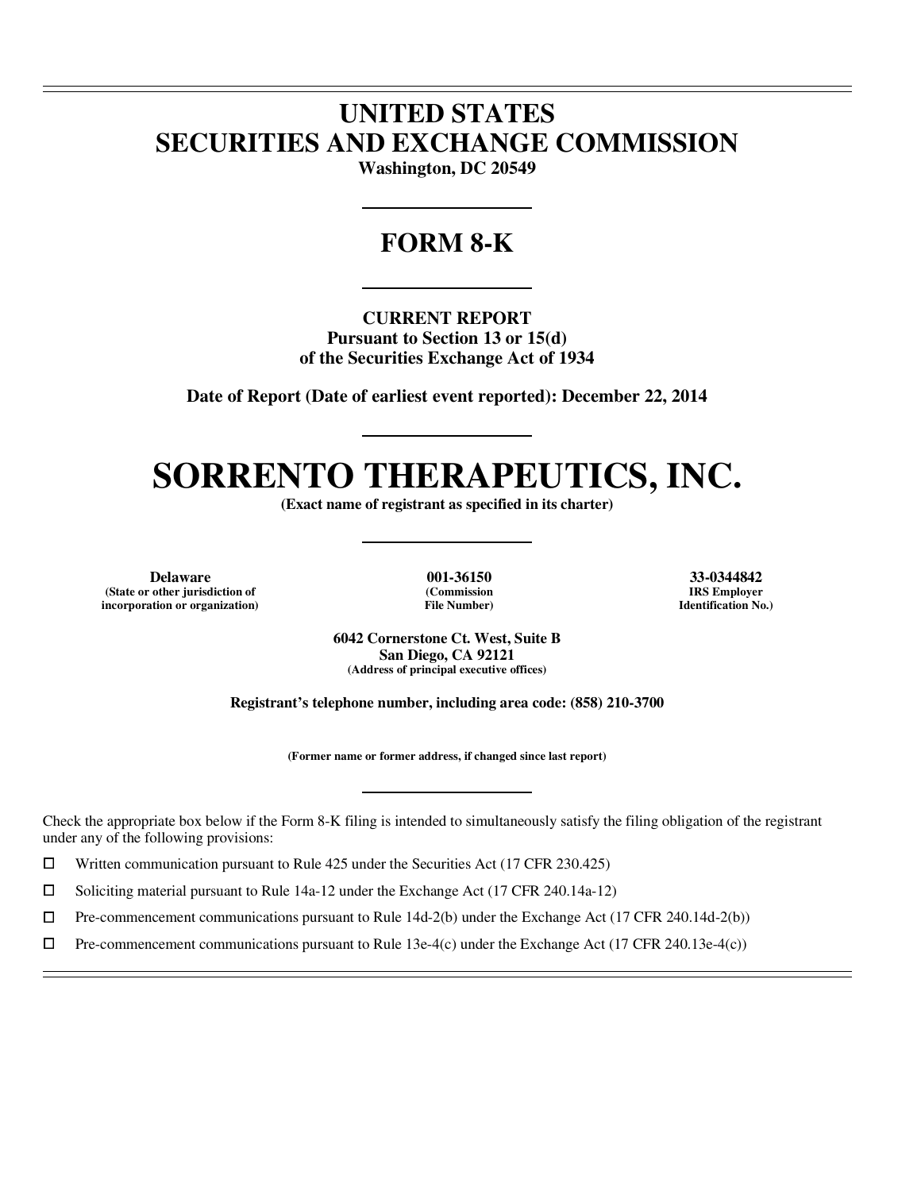# UNITED STATES
# SECURITIES AND EXCHANGE COMMISSION

**Washington, DC 20549**

## FORM 8-K

**CURRENT REPORT**
**Pursuant to Section 13 or 15(d)**
**of the Securities Exchange Act of 1934**

**Date of Report (Date of earliest event reported): December 22, 2014**

# SORRENTO THERAPEUTICS, INC.

**(Exact name of registrant as specified in its charter)**

| Delaware | 001-36150 | 33-0344842 |
|---|---|---|
| (State or other jurisdiction of incorporation or organization) | (Commission File Number) | IRS Employer Identification No.) |

**6042 Cornerstone Ct. West, Suite B**
**San Diego, CA 92121**
**(Address of principal executive offices)**

**Registrant's telephone number, including area code: (858) 210-3700**

**(Former name or former address, if changed since last report)**

Check the appropriate box below if the Form 8-K filing is intended to simultaneously satisfy the filing obligation of the registrant under any of the following provisions:

☐ Written communication pursuant to Rule 425 under the Securities Act (17 CFR 230.425)

☐ Soliciting material pursuant to Rule 14a-12 under the Exchange Act (17 CFR 240.14a-12)

☐ Pre-commencement communications pursuant to Rule 14d-2(b) under the Exchange Act (17 CFR 240.14d-2(b))

☐ Pre-commencement communications pursuant to Rule 13e-4(c) under the Exchange Act (17 CFR 240.13e-4(c))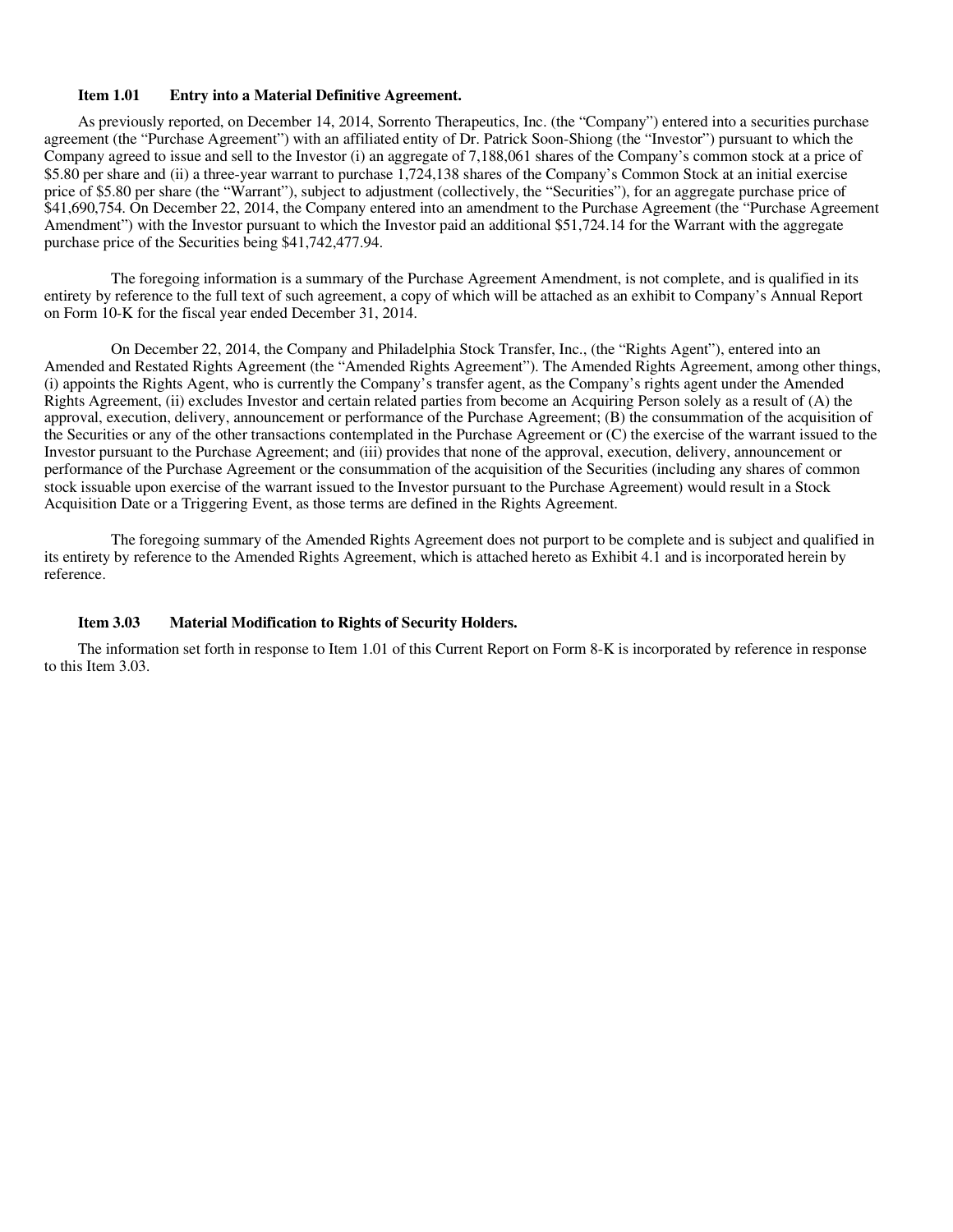### Item 1.01 Entry into a Material Definitive Agreement.

As previously reported, on December 14, 2014, Sorrento Therapeutics, Inc. (the "Company") entered into a securities purchase agreement (the "Purchase Agreement") with an affiliated entity of Dr. Patrick Soon-Shiong (the "Investor") pursuant to which the Company agreed to issue and sell to the Investor (i) an aggregate of 7,188,061 shares of the Company's common stock at a price of $5.80 per share and (ii) a three-year warrant to purchase 1,724,138 shares of the Company's Common Stock at an initial exercise price of $5.80 per share (the "Warrant"), subject to adjustment (collectively, the "Securities"), for an aggregate purchase price of $41,690,754. On December 22, 2014, the Company entered into an amendment to the Purchase Agreement (the "Purchase Agreement Amendment") with the Investor pursuant to which the Investor paid an additional $51,724.14 for the Warrant with the aggregate purchase price of the Securities being $41,742,477.94.

The foregoing information is a summary of the Purchase Agreement Amendment, is not complete, and is qualified in its entirety by reference to the full text of such agreement, a copy of which will be attached as an exhibit to Company's Annual Report on Form 10-K for the fiscal year ended December 31, 2014.

On December 22, 2014, the Company and Philadelphia Stock Transfer, Inc., (the "Rights Agent"), entered into an Amended and Restated Rights Agreement (the "Amended Rights Agreement"). The Amended Rights Agreement, among other things, (i) appoints the Rights Agent, who is currently the Company's transfer agent, as the Company's rights agent under the Amended Rights Agreement, (ii) excludes Investor and certain related parties from become an Acquiring Person solely as a result of (A) the approval, execution, delivery, announcement or performance of the Purchase Agreement; (B) the consummation of the acquisition of the Securities or any of the other transactions contemplated in the Purchase Agreement or (C) the exercise of the warrant issued to the Investor pursuant to the Purchase Agreement; and (iii) provides that none of the approval, execution, delivery, announcement or performance of the Purchase Agreement or the consummation of the acquisition of the Securities (including any shares of common stock issuable upon exercise of the warrant issued to the Investor pursuant to the Purchase Agreement) would result in a Stock Acquisition Date or a Triggering Event, as those terms are defined in the Rights Agreement.

The foregoing summary of the Amended Rights Agreement does not purport to be complete and is subject and qualified in its entirety by reference to the Amended Rights Agreement, which is attached hereto as Exhibit 4.1 and is incorporated herein by reference.

### Item 3.03 Material Modification to Rights of Security Holders.

The information set forth in response to Item 1.01 of this Current Report on Form 8-K is incorporated by reference in response to this Item 3.03.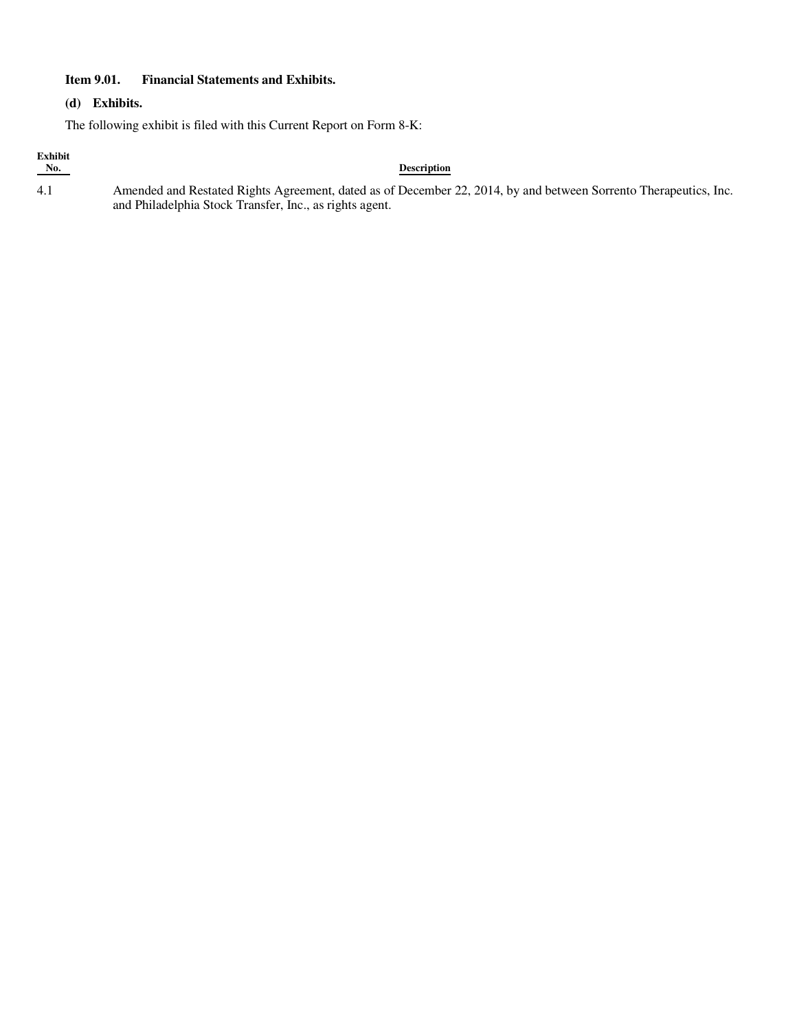**Item 9.01. Financial Statements and Exhibits.**

**(d) Exhibits.**

The following exhibit is filed with this Current Report on Form 8-K:

| Exhibit No. | Description |
| --- | --- |
| 4.1 | Amended and Restated Rights Agreement, dated as of December 22, 2014, by and between Sorrento Therapeutics, Inc. and Philadelphia Stock Transfer, Inc., as rights agent. |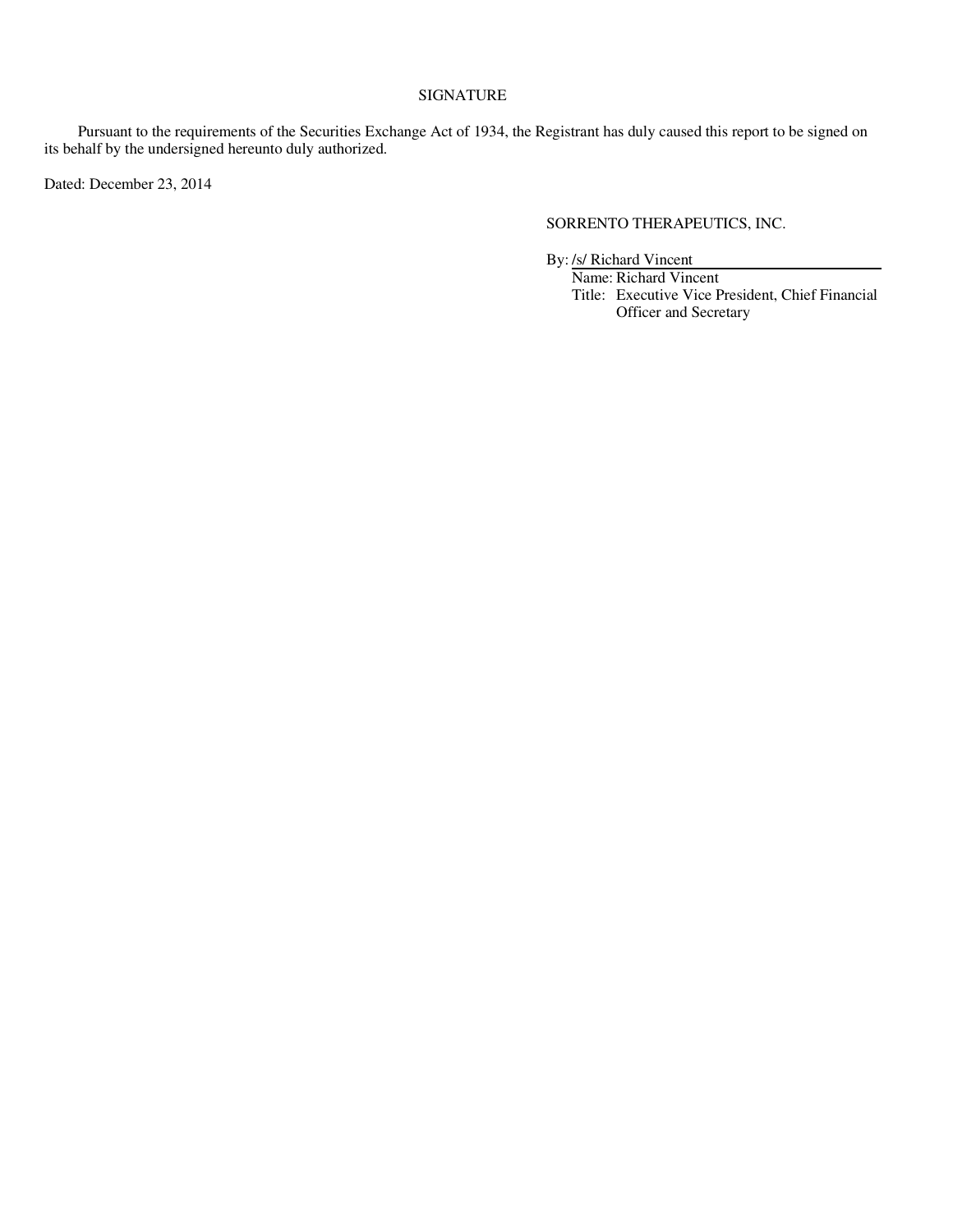SIGNATURE

Pursuant to the requirements of the Securities Exchange Act of 1934, the Registrant has duly caused this report to be signed on its behalf by the undersigned hereunto duly authorized.

Dated: December 23, 2014

SORRENTO THERAPEUTICS, INC.

By: /s/ Richard Vincent
Name: Richard Vincent
Title: Executive Vice President, Chief Financial Officer and Secretary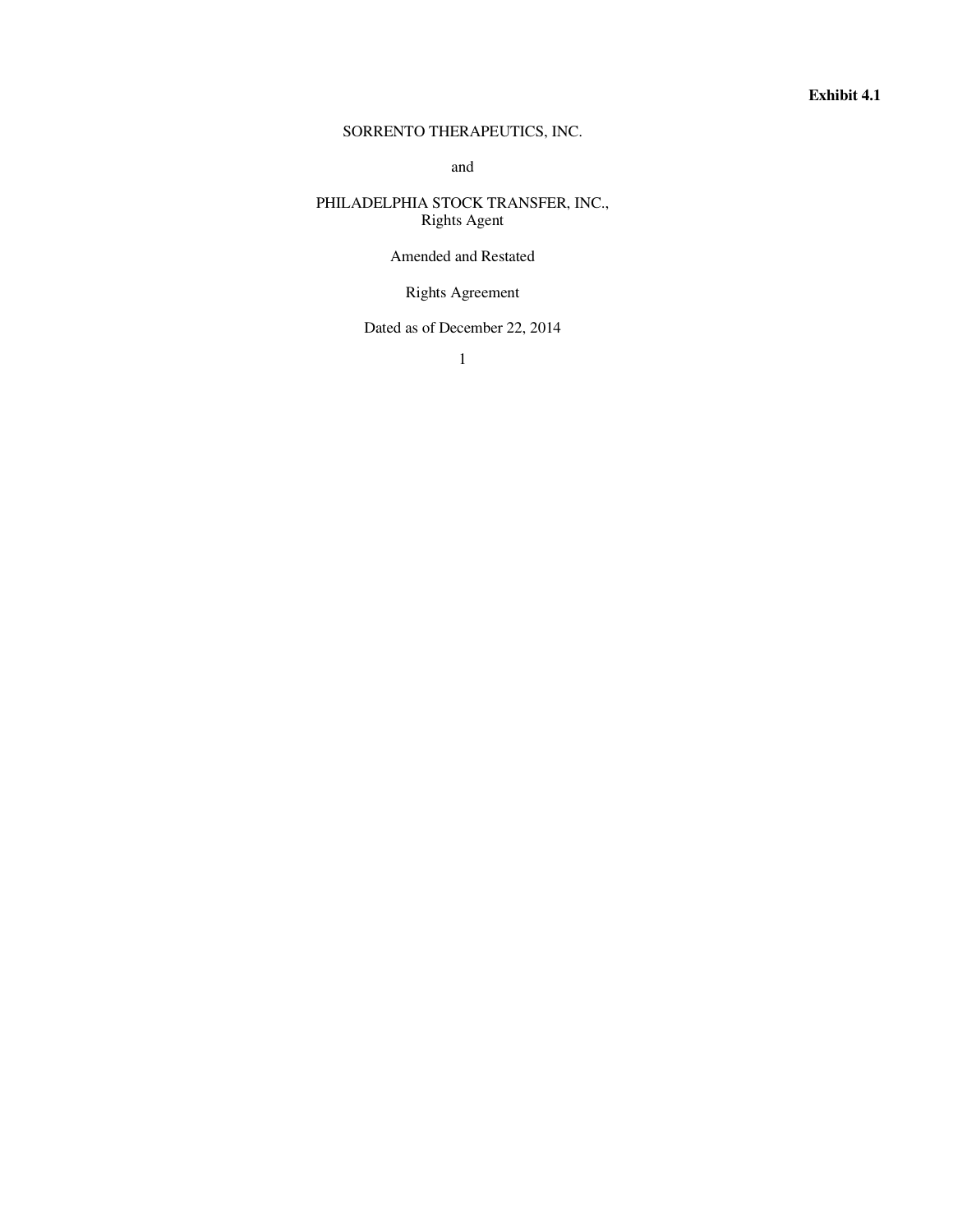**Exhibit 4.1**

SORRENTO THERAPEUTICS, INC.

and

PHILADELPHIA STOCK TRANSFER, INC.,
Rights Agent

Amended and Restated

Rights Agreement

Dated as of December 22, 2014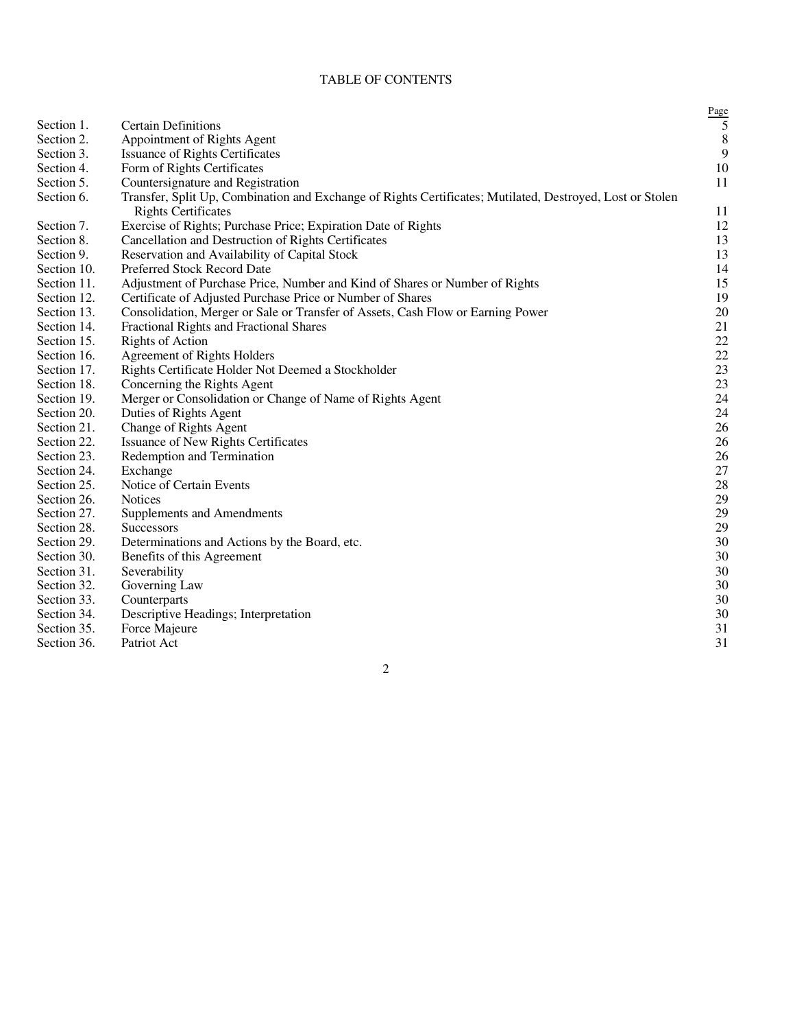# TABLE OF CONTENTS

| | | Page |
|---|---|---|
| Section 1. | Certain Definitions | 5 |
| Section 2. | Appointment of Rights Agent | 8 |
| Section 3. | Issuance of Rights Certificates | 9 |
| Section 4. | Form of Rights Certificates | 10 |
| Section 5. | Countersignature and Registration | 11 |
| Section 6. | Transfer, Split Up, Combination and Exchange of Rights Certificates; Mutilated, Destroyed, Lost or Stolen Rights Certificates | 11 |
| Section 7. | Exercise of Rights; Purchase Price; Expiration Date of Rights | 12 |
| Section 8. | Cancellation and Destruction of Rights Certificates | 13 |
| Section 9. | Reservation and Availability of Capital Stock | 13 |
| Section 10. | Preferred Stock Record Date | 14 |
| Section 11. | Adjustment of Purchase Price, Number and Kind of Shares or Number of Rights | 15 |
| Section 12. | Certificate of Adjusted Purchase Price or Number of Shares | 19 |
| Section 13. | Consolidation, Merger or Sale or Transfer of Assets, Cash Flow or Earning Power | 20 |
| Section 14. | Fractional Rights and Fractional Shares | 21 |
| Section 15. | Rights of Action | 22 |
| Section 16. | Agreement of Rights Holders | 22 |
| Section 17. | Rights Certificate Holder Not Deemed a Stockholder | 23 |
| Section 18. | Concerning the Rights Agent | 23 |
| Section 19. | Merger or Consolidation or Change of Name of Rights Agent | 24 |
| Section 20. | Duties of Rights Agent | 24 |
| Section 21. | Change of Rights Agent | 26 |
| Section 22. | Issuance of New Rights Certificates | 26 |
| Section 23. | Redemption and Termination | 26 |
| Section 24. | Exchange | 27 |
| Section 25. | Notice of Certain Events | 28 |
| Section 26. | Notices | 29 |
| Section 27. | Supplements and Amendments | 29 |
| Section 28. | Successors | 29 |
| Section 29. | Determinations and Actions by the Board, etc. | 30 |
| Section 30. | Benefits of this Agreement | 30 |
| Section 31. | Severability | 30 |
| Section 32. | Governing Law | 30 |
| Section 33. | Counterparts | 30 |
| Section 34. | Descriptive Headings; Interpretation | 30 |
| Section 35. | Force Majeure | 31 |
| Section 36. | Patriot Act | 31 |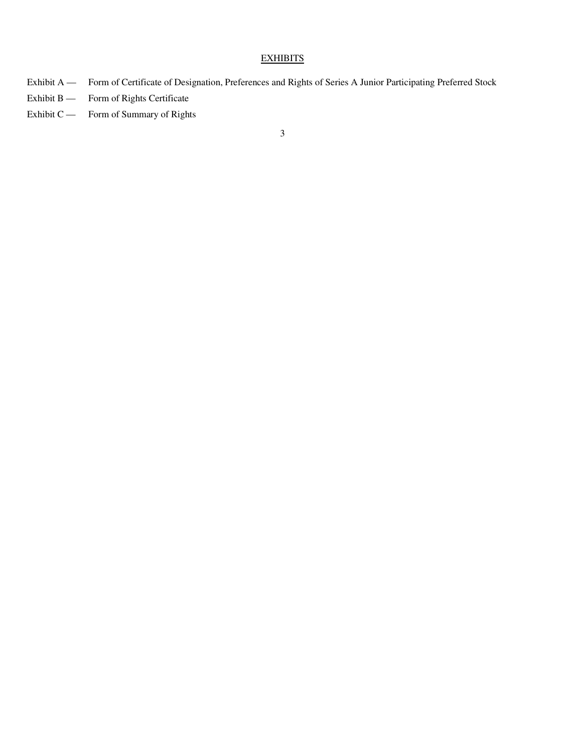## EXHIBITS

Exhibit A — Form of Certificate of Designation, Preferences and Rights of Series A Junior Participating Preferred Stock

Exhibit B — Form of Rights Certificate

Exhibit C — Form of Summary of Rights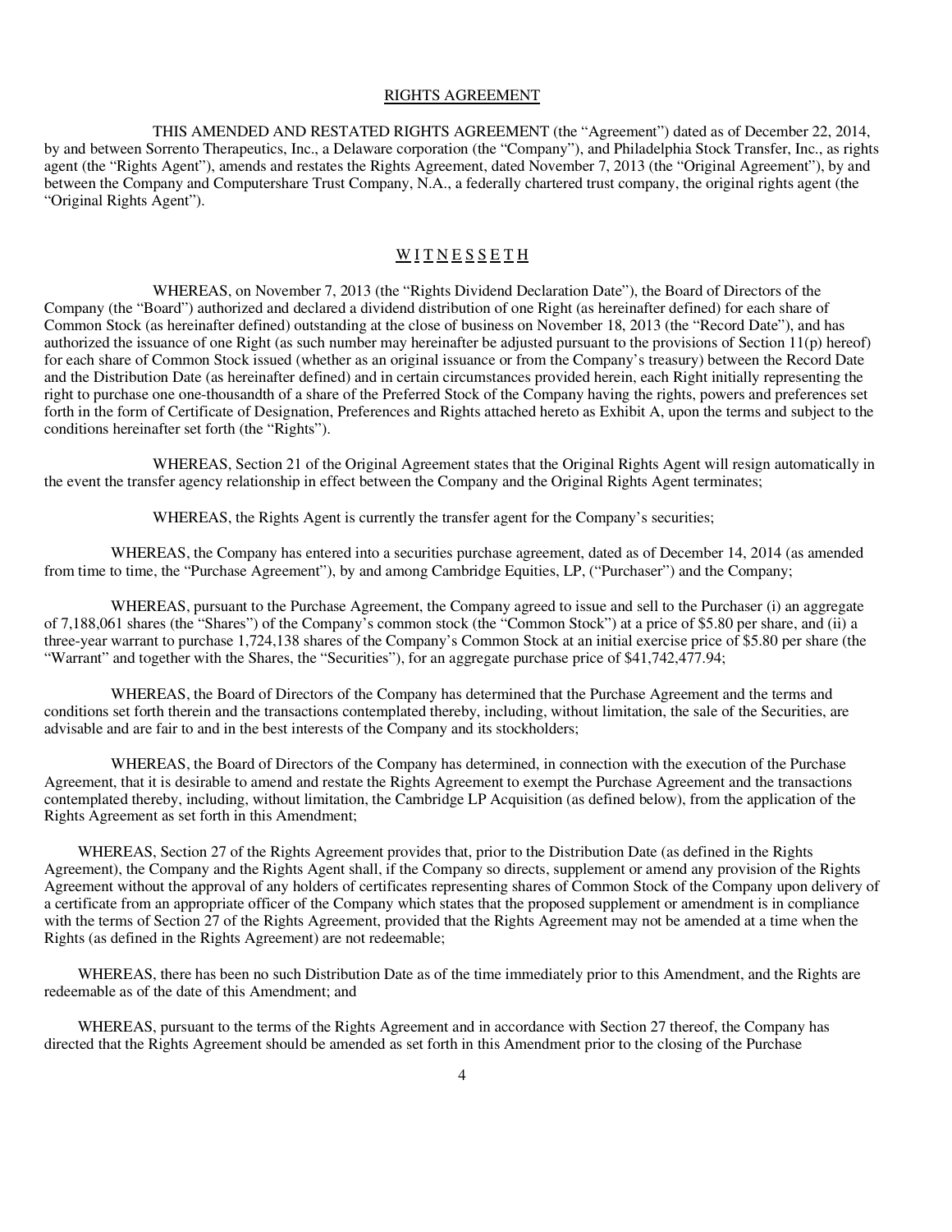RIGHTS AGREEMENT

THIS AMENDED AND RESTATED RIGHTS AGREEMENT (the "Agreement") dated as of December 22, 2014, by and between Sorrento Therapeutics, Inc., a Delaware corporation (the "Company"), and Philadelphia Stock Transfer, Inc., as rights agent (the "Rights Agent"), amends and restates the Rights Agreement, dated November 7, 2013 (the "Original Agreement"), by and between the Company and Computershare Trust Company, N.A., a federally chartered trust company, the original rights agent (the "Original Rights Agent").

W I T N E S S E T H

WHEREAS, on November 7, 2013 (the "Rights Dividend Declaration Date"), the Board of Directors of the Company (the "Board") authorized and declared a dividend distribution of one Right (as hereinafter defined) for each share of Common Stock (as hereinafter defined) outstanding at the close of business on November 18, 2013 (the "Record Date"), and has authorized the issuance of one Right (as such number may hereinafter be adjusted pursuant to the provisions of Section 11(p) hereof) for each share of Common Stock issued (whether as an original issuance or from the Company's treasury) between the Record Date and the Distribution Date (as hereinafter defined) and in certain circumstances provided herein, each Right initially representing the right to purchase one one-thousandth of a share of the Preferred Stock of the Company having the rights, powers and preferences set forth in the form of Certificate of Designation, Preferences and Rights attached hereto as Exhibit A, upon the terms and subject to the conditions hereinafter set forth (the "Rights").

WHEREAS, Section 21 of the Original Agreement states that the Original Rights Agent will resign automatically in the event the transfer agency relationship in effect between the Company and the Original Rights Agent terminates;

WHEREAS, the Rights Agent is currently the transfer agent for the Company's securities;

WHEREAS, the Company has entered into a securities purchase agreement, dated as of December 14, 2014 (as amended from time to time, the "Purchase Agreement"), by and among Cambridge Equities, LP, ("Purchaser") and the Company;

WHEREAS, pursuant to the Purchase Agreement, the Company agreed to issue and sell to the Purchaser (i) an aggregate of 7,188,061 shares (the "Shares") of the Company's common stock (the "Common Stock") at a price of $5.80 per share, and (ii) a three-year warrant to purchase 1,724,138 shares of the Company's Common Stock at an initial exercise price of $5.80 per share (the "Warrant" and together with the Shares, the "Securities"), for an aggregate purchase price of $41,742,477.94;

WHEREAS, the Board of Directors of the Company has determined that the Purchase Agreement and the terms and conditions set forth therein and the transactions contemplated thereby, including, without limitation, the sale of the Securities, are advisable and are fair to and in the best interests of the Company and its stockholders;

WHEREAS, the Board of Directors of the Company has determined, in connection with the execution of the Purchase Agreement, that it is desirable to amend and restate the Rights Agreement to exempt the Purchase Agreement and the transactions contemplated thereby, including, without limitation, the Cambridge LP Acquisition (as defined below), from the application of the Rights Agreement as set forth in this Amendment;

WHEREAS, Section 27 of the Rights Agreement provides that, prior to the Distribution Date (as defined in the Rights Agreement), the Company and the Rights Agent shall, if the Company so directs, supplement or amend any provision of the Rights Agreement without the approval of any holders of certificates representing shares of Common Stock of the Company upon delivery of a certificate from an appropriate officer of the Company which states that the proposed supplement or amendment is in compliance with the terms of Section 27 of the Rights Agreement, provided that the Rights Agreement may not be amended at a time when the Rights (as defined in the Rights Agreement) are not redeemable;

WHEREAS, there has been no such Distribution Date as of the time immediately prior to this Amendment, and the Rights are redeemable as of the date of this Amendment; and

WHEREAS, pursuant to the terms of the Rights Agreement and in accordance with Section 27 thereof, the Company has directed that the Rights Agreement should be amended as set forth in this Amendment prior to the closing of the Purchase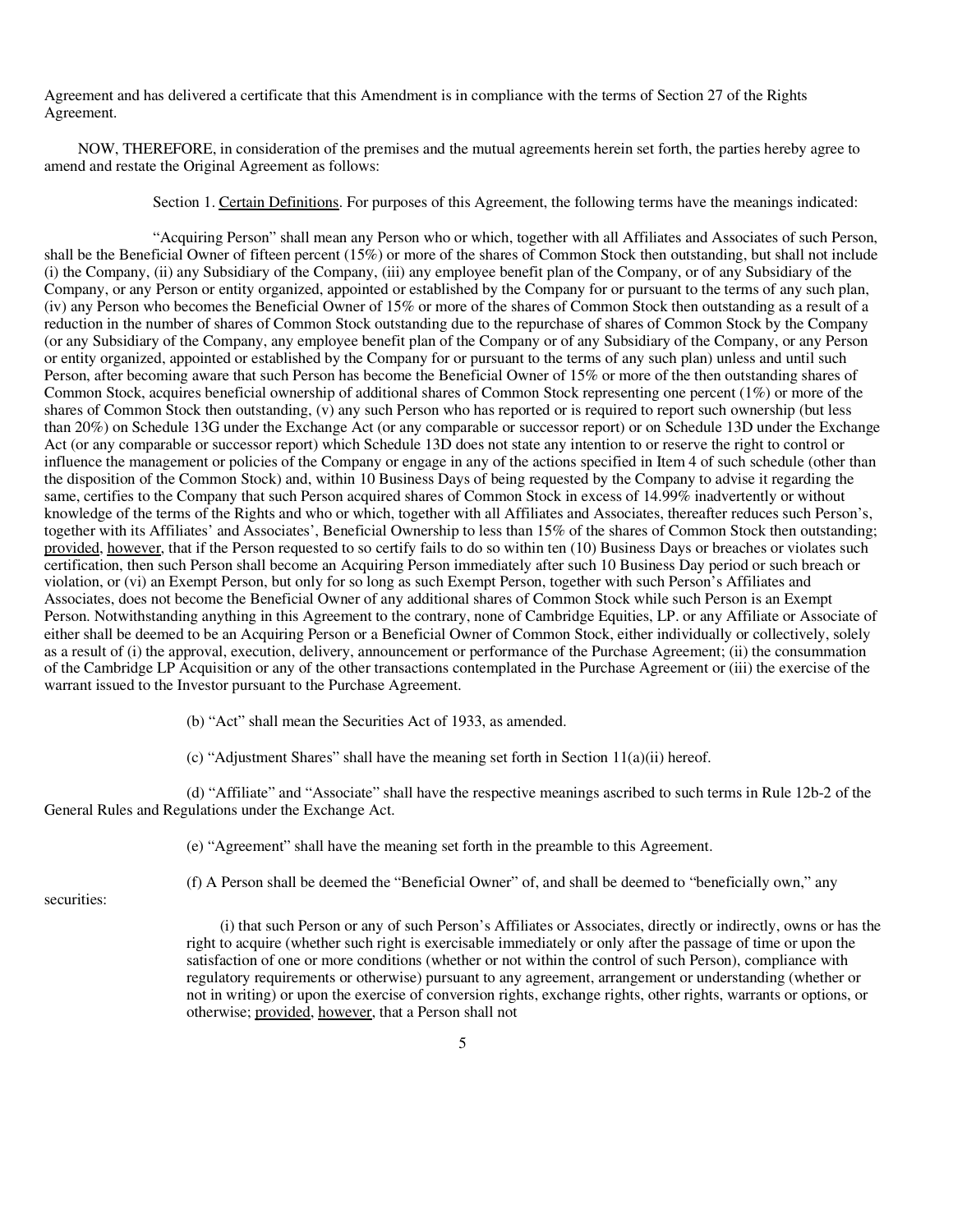Agreement and has delivered a certificate that this Amendment is in compliance with the terms of Section 27 of the Rights Agreement.

NOW, THEREFORE, in consideration of the premises and the mutual agreements herein set forth, the parties hereby agree to amend and restate the Original Agreement as follows:

Section 1. Certain Definitions. For purposes of this Agreement, the following terms have the meanings indicated:

"Acquiring Person" shall mean any Person who or which, together with all Affiliates and Associates of such Person, shall be the Beneficial Owner of fifteen percent (15%) or more of the shares of Common Stock then outstanding, but shall not include (i) the Company, (ii) any Subsidiary of the Company, (iii) any employee benefit plan of the Company, or of any Subsidiary of the Company, or any Person or entity organized, appointed or established by the Company for or pursuant to the terms of any such plan, (iv) any Person who becomes the Beneficial Owner of 15% or more of the shares of Common Stock then outstanding as a result of a reduction in the number of shares of Common Stock outstanding due to the repurchase of shares of Common Stock by the Company (or any Subsidiary of the Company, any employee benefit plan of the Company or of any Subsidiary of the Company, or any Person or entity organized, appointed or established by the Company for or pursuant to the terms of any such plan) unless and until such Person, after becoming aware that such Person has become the Beneficial Owner of 15% or more of the then outstanding shares of Common Stock, acquires beneficial ownership of additional shares of Common Stock representing one percent (1%) or more of the shares of Common Stock then outstanding, (v) any such Person who has reported or is required to report such ownership (but less than 20%) on Schedule 13G under the Exchange Act (or any comparable or successor report) or on Schedule 13D under the Exchange Act (or any comparable or successor report) which Schedule 13D does not state any intention to or reserve the right to control or influence the management or policies of the Company or engage in any of the actions specified in Item 4 of such schedule (other than the disposition of the Common Stock) and, within 10 Business Days of being requested by the Company to advise it regarding the same, certifies to the Company that such Person acquired shares of Common Stock in excess of 14.99% inadvertently or without knowledge of the terms of the Rights and who or which, together with all Affiliates and Associates, thereafter reduces such Person's, together with its Affiliates' and Associates', Beneficial Ownership to less than 15% of the shares of Common Stock then outstanding; provided, however, that if the Person requested to so certify fails to do so within ten (10) Business Days or breaches or violates such certification, then such Person shall become an Acquiring Person immediately after such 10 Business Day period or such breach or violation, or (vi) an Exempt Person, but only for so long as such Exempt Person, together with such Person's Affiliates and Associates, does not become the Beneficial Owner of any additional shares of Common Stock while such Person is an Exempt Person. Notwithstanding anything in this Agreement to the contrary, none of Cambridge Equities, LP. or any Affiliate or Associate of either shall be deemed to be an Acquiring Person or a Beneficial Owner of Common Stock, either individually or collectively, solely as a result of (i) the approval, execution, delivery, announcement or performance of the Purchase Agreement; (ii) the consummation of the Cambridge LP Acquisition or any of the other transactions contemplated in the Purchase Agreement or (iii) the exercise of the warrant issued to the Investor pursuant to the Purchase Agreement.

(b) "Act" shall mean the Securities Act of 1933, as amended.

(c) "Adjustment Shares" shall have the meaning set forth in Section 11(a)(ii) hereof.

(d) "Affiliate" and "Associate" shall have the respective meanings ascribed to such terms in Rule 12b-2 of the General Rules and Regulations under the Exchange Act.

(e) "Agreement" shall have the meaning set forth in the preamble to this Agreement.

(f) A Person shall be deemed the "Beneficial Owner" of, and shall be deemed to "beneficially own," any securities:

(i) that such Person or any of such Person's Affiliates or Associates, directly or indirectly, owns or has the right to acquire (whether such right is exercisable immediately or only after the passage of time or upon the satisfaction of one or more conditions (whether or not within the control of such Person), compliance with regulatory requirements or otherwise) pursuant to any agreement, arrangement or understanding (whether or not in writing) or upon the exercise of conversion rights, exchange rights, other rights, warrants or options, or otherwise; provided, however, that a Person shall not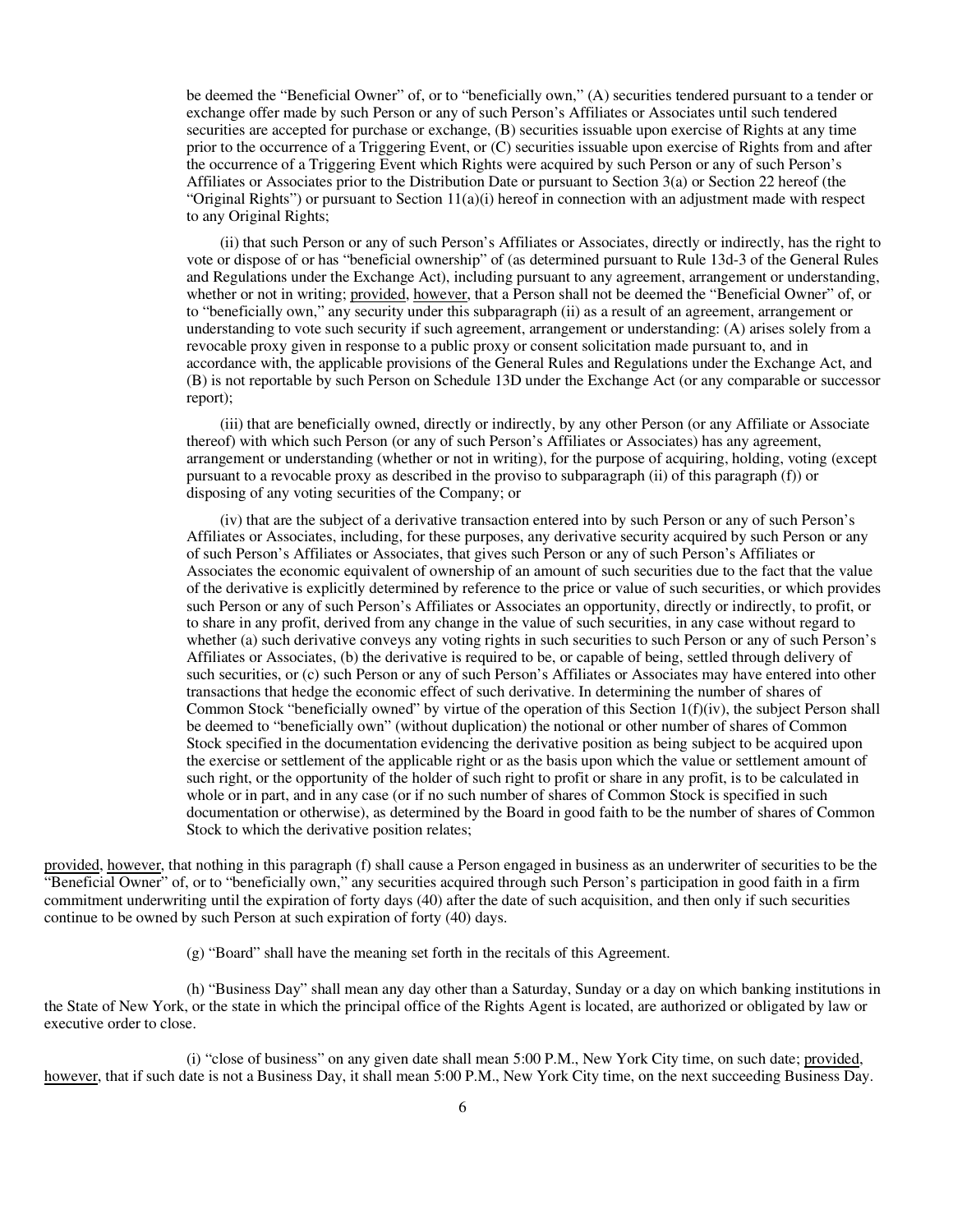be deemed the "Beneficial Owner" of, or to "beneficially own," (A) securities tendered pursuant to a tender or exchange offer made by such Person or any of such Person's Affiliates or Associates until such tendered securities are accepted for purchase or exchange, (B) securities issuable upon exercise of Rights at any time prior to the occurrence of a Triggering Event, or (C) securities issuable upon exercise of Rights from and after the occurrence of a Triggering Event which Rights were acquired by such Person or any of such Person's Affiliates or Associates prior to the Distribution Date or pursuant to Section 3(a) or Section 22 hereof (the "Original Rights") or pursuant to Section 11(a)(i) hereof in connection with an adjustment made with respect to any Original Rights;

(ii) that such Person or any of such Person's Affiliates or Associates, directly or indirectly, has the right to vote or dispose of or has "beneficial ownership" of (as determined pursuant to Rule 13d-3 of the General Rules and Regulations under the Exchange Act), including pursuant to any agreement, arrangement or understanding, whether or not in writing; provided, however, that a Person shall not be deemed the "Beneficial Owner" of, or to "beneficially own," any security under this subparagraph (ii) as a result of an agreement, arrangement or understanding to vote such security if such agreement, arrangement or understanding: (A) arises solely from a revocable proxy given in response to a public proxy or consent solicitation made pursuant to, and in accordance with, the applicable provisions of the General Rules and Regulations under the Exchange Act, and (B) is not reportable by such Person on Schedule 13D under the Exchange Act (or any comparable or successor report);

(iii) that are beneficially owned, directly or indirectly, by any other Person (or any Affiliate or Associate thereof) with which such Person (or any of such Person's Affiliates or Associates) has any agreement, arrangement or understanding (whether or not in writing), for the purpose of acquiring, holding, voting (except pursuant to a revocable proxy as described in the proviso to subparagraph (ii) of this paragraph (f)) or disposing of any voting securities of the Company; or

(iv) that are the subject of a derivative transaction entered into by such Person or any of such Person's Affiliates or Associates, including, for these purposes, any derivative security acquired by such Person or any of such Person's Affiliates or Associates, that gives such Person or any of such Person's Affiliates or Associates the economic equivalent of ownership of an amount of such securities due to the fact that the value of the derivative is explicitly determined by reference to the price or value of such securities, or which provides such Person or any of such Person's Affiliates or Associates an opportunity, directly or indirectly, to profit, or to share in any profit, derived from any change in the value of such securities, in any case without regard to whether (a) such derivative conveys any voting rights in such securities to such Person or any of such Person's Affiliates or Associates, (b) the derivative is required to be, or capable of being, settled through delivery of such securities, or (c) such Person or any of such Person's Affiliates or Associates may have entered into other transactions that hedge the economic effect of such derivative. In determining the number of shares of Common Stock "beneficially owned" by virtue of the operation of this Section 1(f)(iv), the subject Person shall be deemed to "beneficially own" (without duplication) the notional or other number of shares of Common Stock specified in the documentation evidencing the derivative position as being subject to be acquired upon the exercise or settlement of the applicable right or as the basis upon which the value or settlement amount of such right, or the opportunity of the holder of such right to profit or share in any profit, is to be calculated in whole or in part, and in any case (or if no such number of shares of Common Stock is specified in such documentation or otherwise), as determined by the Board in good faith to be the number of shares of Common Stock to which the derivative position relates;

provided, however, that nothing in this paragraph (f) shall cause a Person engaged in business as an underwriter of securities to be the "Beneficial Owner" of, or to "beneficially own," any securities acquired through such Person's participation in good faith in a firm commitment underwriting until the expiration of forty days (40) after the date of such acquisition, and then only if such securities continue to be owned by such Person at such expiration of forty (40) days.

(g) "Board" shall have the meaning set forth in the recitals of this Agreement.

(h) "Business Day" shall mean any day other than a Saturday, Sunday or a day on which banking institutions in the State of New York, or the state in which the principal office of the Rights Agent is located, are authorized or obligated by law or executive order to close.

(i) "close of business" on any given date shall mean 5:00 P.M., New York City time, on such date; provided, however, that if such date is not a Business Day, it shall mean 5:00 P.M., New York City time, on the next succeeding Business Day.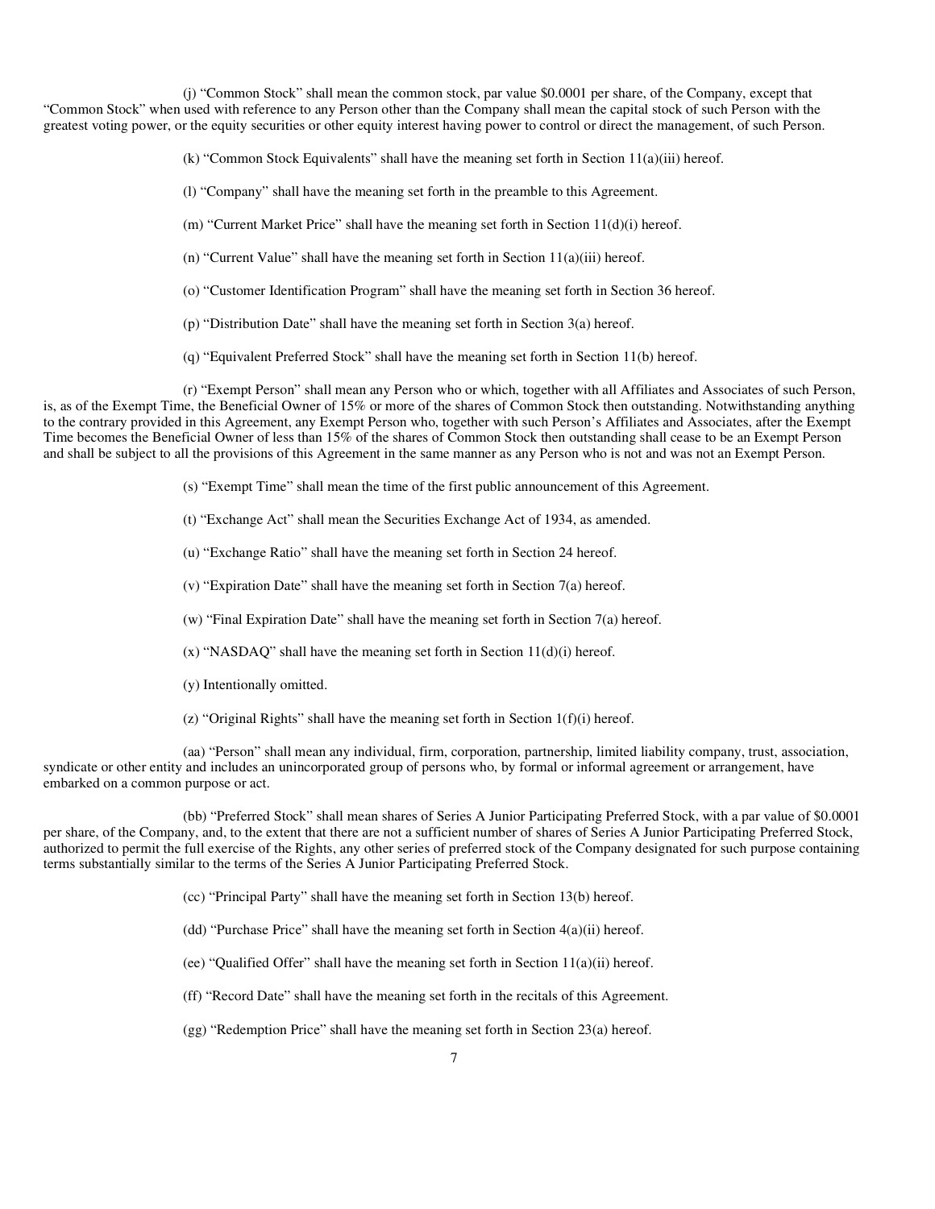(j) "Common Stock" shall mean the common stock, par value $0.0001 per share, of the Company, except that "Common Stock" when used with reference to any Person other than the Company shall mean the capital stock of such Person with the greatest voting power, or the equity securities or other equity interest having power to control or direct the management, of such Person.

(k) "Common Stock Equivalents" shall have the meaning set forth in Section 11(a)(iii) hereof.

(l) "Company" shall have the meaning set forth in the preamble to this Agreement.

(m) "Current Market Price" shall have the meaning set forth in Section 11(d)(i) hereof.

(n) "Current Value" shall have the meaning set forth in Section 11(a)(iii) hereof.

(o) "Customer Identification Program" shall have the meaning set forth in Section 36 hereof.

(p) "Distribution Date" shall have the meaning set forth in Section 3(a) hereof.

(q) "Equivalent Preferred Stock" shall have the meaning set forth in Section 11(b) hereof.

(r) "Exempt Person" shall mean any Person who or which, together with all Affiliates and Associates of such Person, is, as of the Exempt Time, the Beneficial Owner of 15% or more of the shares of Common Stock then outstanding. Notwithstanding anything to the contrary provided in this Agreement, any Exempt Person who, together with such Person's Affiliates and Associates, after the Exempt Time becomes the Beneficial Owner of less than 15% of the shares of Common Stock then outstanding shall cease to be an Exempt Person and shall be subject to all the provisions of this Agreement in the same manner as any Person who is not and was not an Exempt Person.

(s) "Exempt Time" shall mean the time of the first public announcement of this Agreement.

(t) "Exchange Act" shall mean the Securities Exchange Act of 1934, as amended.

(u) "Exchange Ratio" shall have the meaning set forth in Section 24 hereof.

(v) "Expiration Date" shall have the meaning set forth in Section 7(a) hereof.

(w) "Final Expiration Date" shall have the meaning set forth in Section 7(a) hereof.

(x) "NASDAQ" shall have the meaning set forth in Section 11(d)(i) hereof.

(y) Intentionally omitted.

(z) "Original Rights" shall have the meaning set forth in Section 1(f)(i) hereof.

(aa) "Person" shall mean any individual, firm, corporation, partnership, limited liability company, trust, association, syndicate or other entity and includes an unincorporated group of persons who, by formal or informal agreement or arrangement, have embarked on a common purpose or act.

(bb) "Preferred Stock" shall mean shares of Series A Junior Participating Preferred Stock, with a par value of $0.0001 per share, of the Company, and, to the extent that there are not a sufficient number of shares of Series A Junior Participating Preferred Stock, authorized to permit the full exercise of the Rights, any other series of preferred stock of the Company designated for such purpose containing terms substantially similar to the terms of the Series A Junior Participating Preferred Stock.

(cc) "Principal Party" shall have the meaning set forth in Section 13(b) hereof.

(dd) "Purchase Price" shall have the meaning set forth in Section 4(a)(ii) hereof.

(ee) "Qualified Offer" shall have the meaning set forth in Section 11(a)(ii) hereof.

(ff) "Record Date" shall have the meaning set forth in the recitals of this Agreement.

(gg) "Redemption Price" shall have the meaning set forth in Section 23(a) hereof.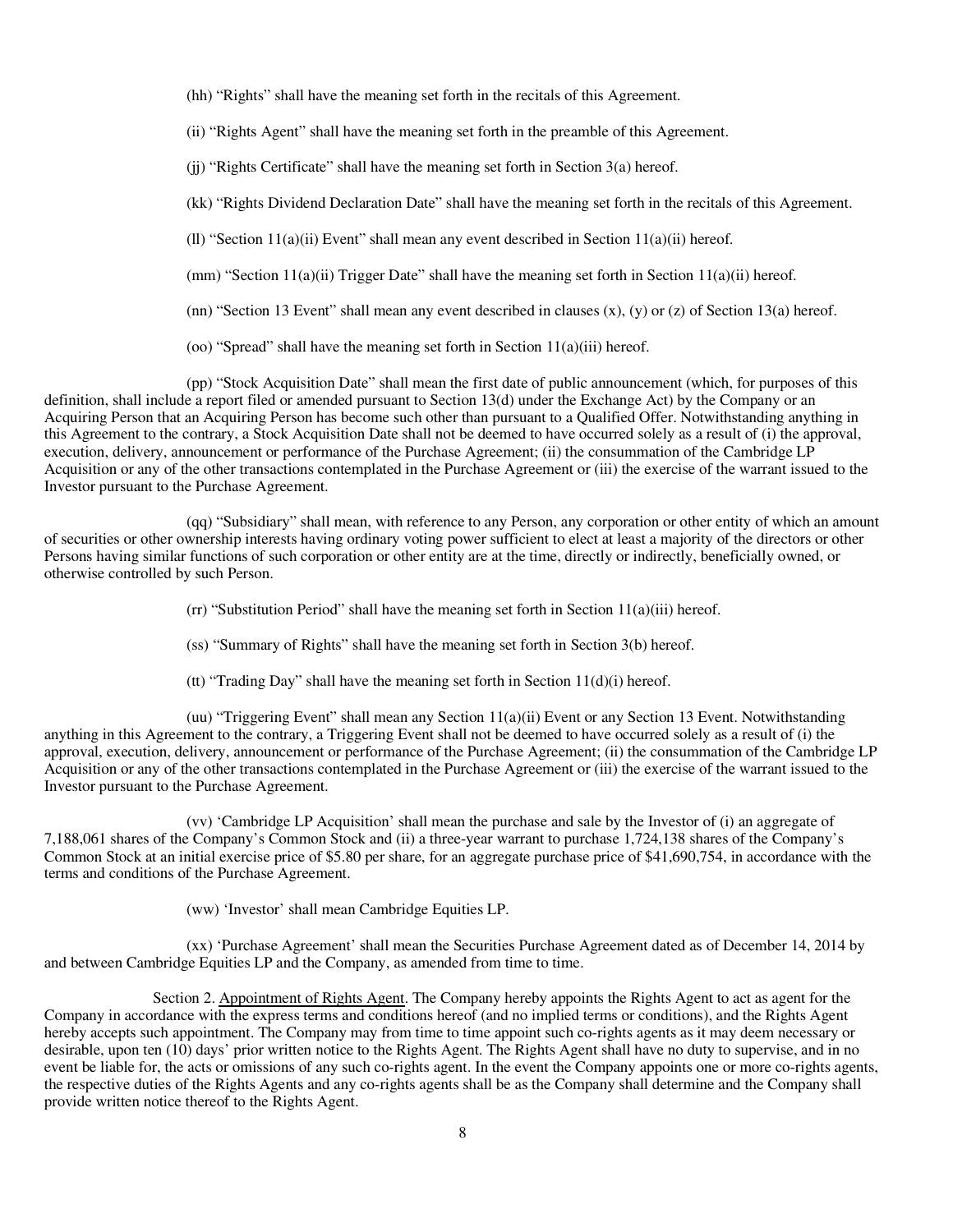(hh) "Rights" shall have the meaning set forth in the recitals of this Agreement.

(ii) "Rights Agent" shall have the meaning set forth in the preamble of this Agreement.

(jj) "Rights Certificate" shall have the meaning set forth in Section 3(a) hereof.

(kk) "Rights Dividend Declaration Date" shall have the meaning set forth in the recitals of this Agreement.

(ll) "Section 11(a)(ii) Event" shall mean any event described in Section 11(a)(ii) hereof.

(mm) "Section 11(a)(ii) Trigger Date" shall have the meaning set forth in Section 11(a)(ii) hereof.

(nn) "Section 13 Event" shall mean any event described in clauses (x), (y) or (z) of Section 13(a) hereof.

(oo) "Spread" shall have the meaning set forth in Section 11(a)(iii) hereof.

(pp) "Stock Acquisition Date" shall mean the first date of public announcement (which, for purposes of this definition, shall include a report filed or amended pursuant to Section 13(d) under the Exchange Act) by the Company or an Acquiring Person that an Acquiring Person has become such other than pursuant to a Qualified Offer. Notwithstanding anything in this Agreement to the contrary, a Stock Acquisition Date shall not be deemed to have occurred solely as a result of (i) the approval, execution, delivery, announcement or performance of the Purchase Agreement; (ii) the consummation of the Cambridge LP Acquisition or any of the other transactions contemplated in the Purchase Agreement or (iii) the exercise of the warrant issued to the Investor pursuant to the Purchase Agreement.

(qq) "Subsidiary" shall mean, with reference to any Person, any corporation or other entity of which an amount of securities or other ownership interests having ordinary voting power sufficient to elect at least a majority of the directors or other Persons having similar functions of such corporation or other entity are at the time, directly or indirectly, beneficially owned, or otherwise controlled by such Person.

(rr) "Substitution Period" shall have the meaning set forth in Section 11(a)(iii) hereof.

(ss) "Summary of Rights" shall have the meaning set forth in Section 3(b) hereof.

(tt) "Trading Day" shall have the meaning set forth in Section 11(d)(i) hereof.

(uu) "Triggering Event" shall mean any Section 11(a)(ii) Event or any Section 13 Event. Notwithstanding anything in this Agreement to the contrary, a Triggering Event shall not be deemed to have occurred solely as a result of (i) the approval, execution, delivery, announcement or performance of the Purchase Agreement; (ii) the consummation of the Cambridge LP Acquisition or any of the other transactions contemplated in the Purchase Agreement or (iii) the exercise of the warrant issued to the Investor pursuant to the Purchase Agreement.

(vv) 'Cambridge LP Acquisition' shall mean the purchase and sale by the Investor of (i) an aggregate of 7,188,061 shares of the Company's Common Stock and (ii) a three-year warrant to purchase 1,724,138 shares of the Company's Common Stock at an initial exercise price of $5.80 per share, for an aggregate purchase price of $41,690,754, in accordance with the terms and conditions of the Purchase Agreement.

(ww) 'Investor' shall mean Cambridge Equities LP.

(xx) 'Purchase Agreement' shall mean the Securities Purchase Agreement dated as of December 14, 2014 by and between Cambridge Equities LP and the Company, as amended from time to time.

Section 2. Appointment of Rights Agent. The Company hereby appoints the Rights Agent to act as agent for the Company in accordance with the express terms and conditions hereof (and no implied terms or conditions), and the Rights Agent hereby accepts such appointment. The Company may from time to time appoint such co-rights agents as it may deem necessary or desirable, upon ten (10) days' prior written notice to the Rights Agent. The Rights Agent shall have no duty to supervise, and in no event be liable for, the acts or omissions of any such co-rights agent. In the event the Company appoints one or more co-rights agents, the respective duties of the Rights Agents and any co-rights agents shall be as the Company shall determine and the Company shall provide written notice thereof to the Rights Agent.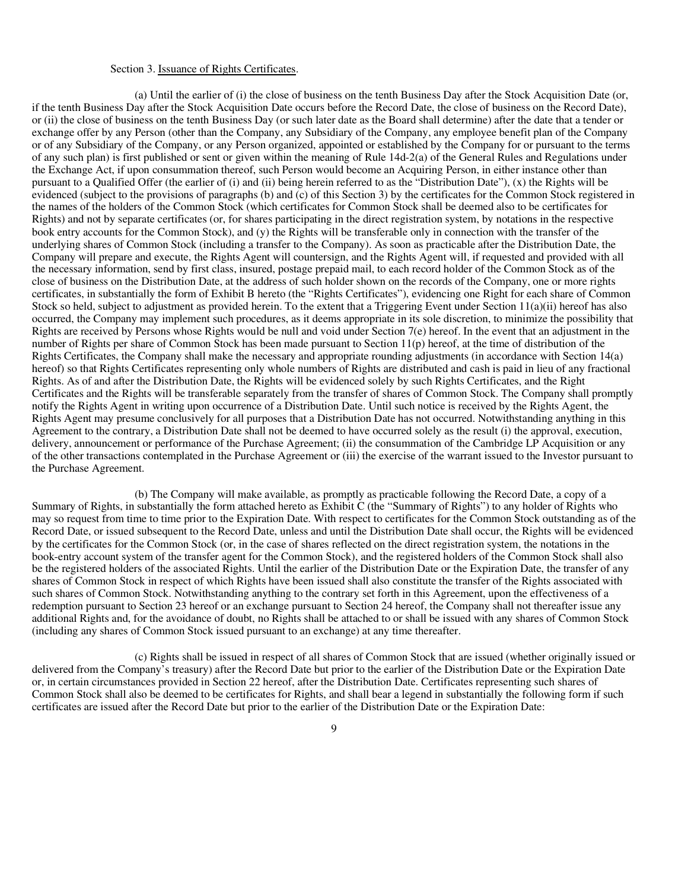Section 3. Issuance of Rights Certificates.

(a) Until the earlier of (i) the close of business on the tenth Business Day after the Stock Acquisition Date (or, if the tenth Business Day after the Stock Acquisition Date occurs before the Record Date, the close of business on the Record Date), or (ii) the close of business on the tenth Business Day (or such later date as the Board shall determine) after the date that a tender or exchange offer by any Person (other than the Company, any Subsidiary of the Company, any employee benefit plan of the Company or of any Subsidiary of the Company, or any Person organized, appointed or established by the Company for or pursuant to the terms of any such plan) is first published or sent or given within the meaning of Rule 14d-2(a) of the General Rules and Regulations under the Exchange Act, if upon consummation thereof, such Person would become an Acquiring Person, in either instance other than pursuant to a Qualified Offer (the earlier of (i) and (ii) being herein referred to as the "Distribution Date"), (x) the Rights will be evidenced (subject to the provisions of paragraphs (b) and (c) of this Section 3) by the certificates for the Common Stock registered in the names of the holders of the Common Stock (which certificates for Common Stock shall be deemed also to be certificates for Rights) and not by separate certificates (or, for shares participating in the direct registration system, by notations in the respective book entry accounts for the Common Stock), and (y) the Rights will be transferable only in connection with the transfer of the underlying shares of Common Stock (including a transfer to the Company). As soon as practicable after the Distribution Date, the Company will prepare and execute, the Rights Agent will countersign, and the Rights Agent will, if requested and provided with all the necessary information, send by first class, insured, postage prepaid mail, to each record holder of the Common Stock as of the close of business on the Distribution Date, at the address of such holder shown on the records of the Company, one or more rights certificates, in substantially the form of Exhibit B hereto (the "Rights Certificates"), evidencing one Right for each share of Common Stock so held, subject to adjustment as provided herein. To the extent that a Triggering Event under Section 11(a)(ii) hereof has also occurred, the Company may implement such procedures, as it deems appropriate in its sole discretion, to minimize the possibility that Rights are received by Persons whose Rights would be null and void under Section 7(e) hereof. In the event that an adjustment in the number of Rights per share of Common Stock has been made pursuant to Section 11(p) hereof, at the time of distribution of the Rights Certificates, the Company shall make the necessary and appropriate rounding adjustments (in accordance with Section 14(a) hereof) so that Rights Certificates representing only whole numbers of Rights are distributed and cash is paid in lieu of any fractional Rights. As of and after the Distribution Date, the Rights will be evidenced solely by such Rights Certificates, and the Right Certificates and the Rights will be transferable separately from the transfer of shares of Common Stock. The Company shall promptly notify the Rights Agent in writing upon occurrence of a Distribution Date. Until such notice is received by the Rights Agent, the Rights Agent may presume conclusively for all purposes that a Distribution Date has not occurred. Notwithstanding anything in this Agreement to the contrary, a Distribution Date shall not be deemed to have occurred solely as the result (i) the approval, execution, delivery, announcement or performance of the Purchase Agreement; (ii) the consummation of the Cambridge LP Acquisition or any of the other transactions contemplated in the Purchase Agreement or (iii) the exercise of the warrant issued to the Investor pursuant to the Purchase Agreement.

(b) The Company will make available, as promptly as practicable following the Record Date, a copy of a Summary of Rights, in substantially the form attached hereto as Exhibit C (the "Summary of Rights") to any holder of Rights who may so request from time to time prior to the Expiration Date. With respect to certificates for the Common Stock outstanding as of the Record Date, or issued subsequent to the Record Date, unless and until the Distribution Date shall occur, the Rights will be evidenced by the certificates for the Common Stock (or, in the case of shares reflected on the direct registration system, the notations in the book-entry account system of the transfer agent for the Common Stock), and the registered holders of the Common Stock shall also be the registered holders of the associated Rights. Until the earlier of the Distribution Date or the Expiration Date, the transfer of any shares of Common Stock in respect of which Rights have been issued shall also constitute the transfer of the Rights associated with such shares of Common Stock. Notwithstanding anything to the contrary set forth in this Agreement, upon the effectiveness of a redemption pursuant to Section 23 hereof or an exchange pursuant to Section 24 hereof, the Company shall not thereafter issue any additional Rights and, for the avoidance of doubt, no Rights shall be attached to or shall be issued with any shares of Common Stock (including any shares of Common Stock issued pursuant to an exchange) at any time thereafter.

(c) Rights shall be issued in respect of all shares of Common Stock that are issued (whether originally issued or delivered from the Company's treasury) after the Record Date but prior to the earlier of the Distribution Date or the Expiration Date or, in certain circumstances provided in Section 22 hereof, after the Distribution Date. Certificates representing such shares of Common Stock shall also be deemed to be certificates for Rights, and shall bear a legend in substantially the following form if such certificates are issued after the Record Date but prior to the earlier of the Distribution Date or the Expiration Date: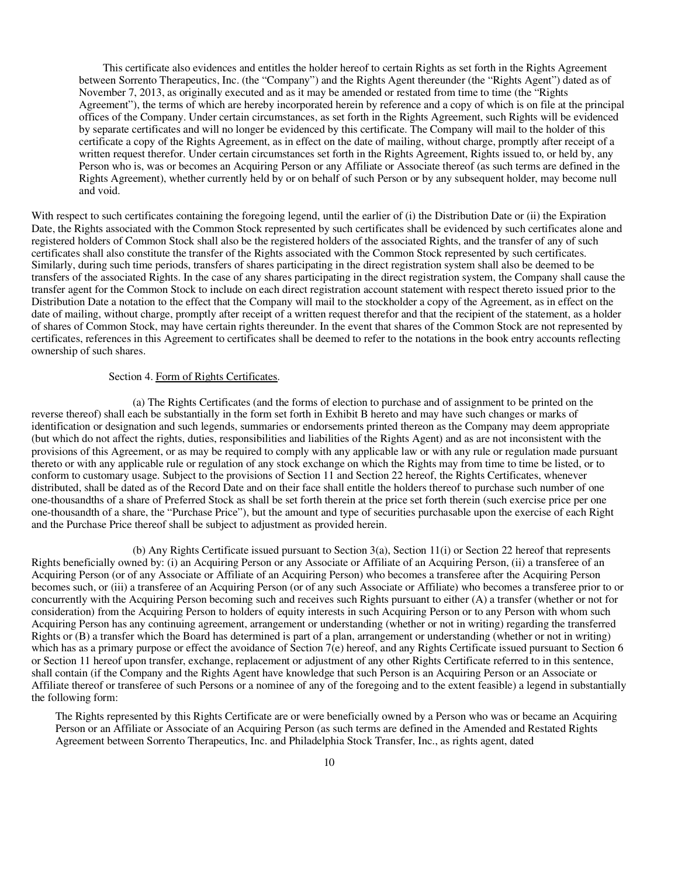This certificate also evidences and entitles the holder hereof to certain Rights as set forth in the Rights Agreement between Sorrento Therapeutics, Inc. (the "Company") and the Rights Agent thereunder (the "Rights Agent") dated as of November 7, 2013, as originally executed and as it may be amended or restated from time to time (the "Rights Agreement"), the terms of which are hereby incorporated herein by reference and a copy of which is on file at the principal offices of the Company. Under certain circumstances, as set forth in the Rights Agreement, such Rights will be evidenced by separate certificates and will no longer be evidenced by this certificate. The Company will mail to the holder of this certificate a copy of the Rights Agreement, as in effect on the date of mailing, without charge, promptly after receipt of a written request therefor. Under certain circumstances set forth in the Rights Agreement, Rights issued to, or held by, any Person who is, was or becomes an Acquiring Person or any Affiliate or Associate thereof (as such terms are defined in the Rights Agreement), whether currently held by or on behalf of such Person or by any subsequent holder, may become null and void.

With respect to such certificates containing the foregoing legend, until the earlier of (i) the Distribution Date or (ii) the Expiration Date, the Rights associated with the Common Stock represented by such certificates shall be evidenced by such certificates alone and registered holders of Common Stock shall also be the registered holders of the associated Rights, and the transfer of any of such certificates shall also constitute the transfer of the Rights associated with the Common Stock represented by such certificates. Similarly, during such time periods, transfers of shares participating in the direct registration system shall also be deemed to be transfers of the associated Rights. In the case of any shares participating in the direct registration system, the Company shall cause the transfer agent for the Common Stock to include on each direct registration account statement with respect thereto issued prior to the Distribution Date a notation to the effect that the Company will mail to the stockholder a copy of the Agreement, as in effect on the date of mailing, without charge, promptly after receipt of a written request therefor and that the recipient of the statement, as a holder of shares of Common Stock, may have certain rights thereunder. In the event that shares of the Common Stock are not represented by certificates, references in this Agreement to certificates shall be deemed to refer to the notations in the book entry accounts reflecting ownership of such shares.

Section 4. Form of Rights Certificates.

(a) The Rights Certificates (and the forms of election to purchase and of assignment to be printed on the reverse thereof) shall each be substantially in the form set forth in Exhibit B hereto and may have such changes or marks of identification or designation and such legends, summaries or endorsements printed thereon as the Company may deem appropriate (but which do not affect the rights, duties, responsibilities and liabilities of the Rights Agent) and as are not inconsistent with the provisions of this Agreement, or as may be required to comply with any applicable law or with any rule or regulation made pursuant thereto or with any applicable rule or regulation of any stock exchange on which the Rights may from time to time be listed, or to conform to customary usage. Subject to the provisions of Section 11 and Section 22 hereof, the Rights Certificates, whenever distributed, shall be dated as of the Record Date and on their face shall entitle the holders thereof to purchase such number of one one-thousandths of a share of Preferred Stock as shall be set forth therein at the price set forth therein (such exercise price per one one-thousandth of a share, the "Purchase Price"), but the amount and type of securities purchasable upon the exercise of each Right and the Purchase Price thereof shall be subject to adjustment as provided herein.

(b) Any Rights Certificate issued pursuant to Section 3(a), Section 11(i) or Section 22 hereof that represents Rights beneficially owned by: (i) an Acquiring Person or any Associate or Affiliate of an Acquiring Person, (ii) a transferee of an Acquiring Person (or of any Associate or Affiliate of an Acquiring Person) who becomes a transferee after the Acquiring Person becomes such, or (iii) a transferee of an Acquiring Person (or of any such Associate or Affiliate) who becomes a transferee prior to or concurrently with the Acquiring Person becoming such and receives such Rights pursuant to either (A) a transfer (whether or not for consideration) from the Acquiring Person to holders of equity interests in such Acquiring Person or to any Person with whom such Acquiring Person has any continuing agreement, arrangement or understanding (whether or not in writing) regarding the transferred Rights or (B) a transfer which the Board has determined is part of a plan, arrangement or understanding (whether or not in writing) which has as a primary purpose or effect the avoidance of Section 7(e) hereof, and any Rights Certificate issued pursuant to Section 6 or Section 11 hereof upon transfer, exchange, replacement or adjustment of any other Rights Certificate referred to in this sentence, shall contain (if the Company and the Rights Agent have knowledge that such Person is an Acquiring Person or an Associate or Affiliate thereof or transferee of such Persons or a nominee of any of the foregoing and to the extent feasible) a legend in substantially the following form:

The Rights represented by this Rights Certificate are or were beneficially owned by a Person who was or became an Acquiring Person or an Affiliate or Associate of an Acquiring Person (as such terms are defined in the Amended and Restated Rights Agreement between Sorrento Therapeutics, Inc. and Philadelphia Stock Transfer, Inc., as rights agent, dated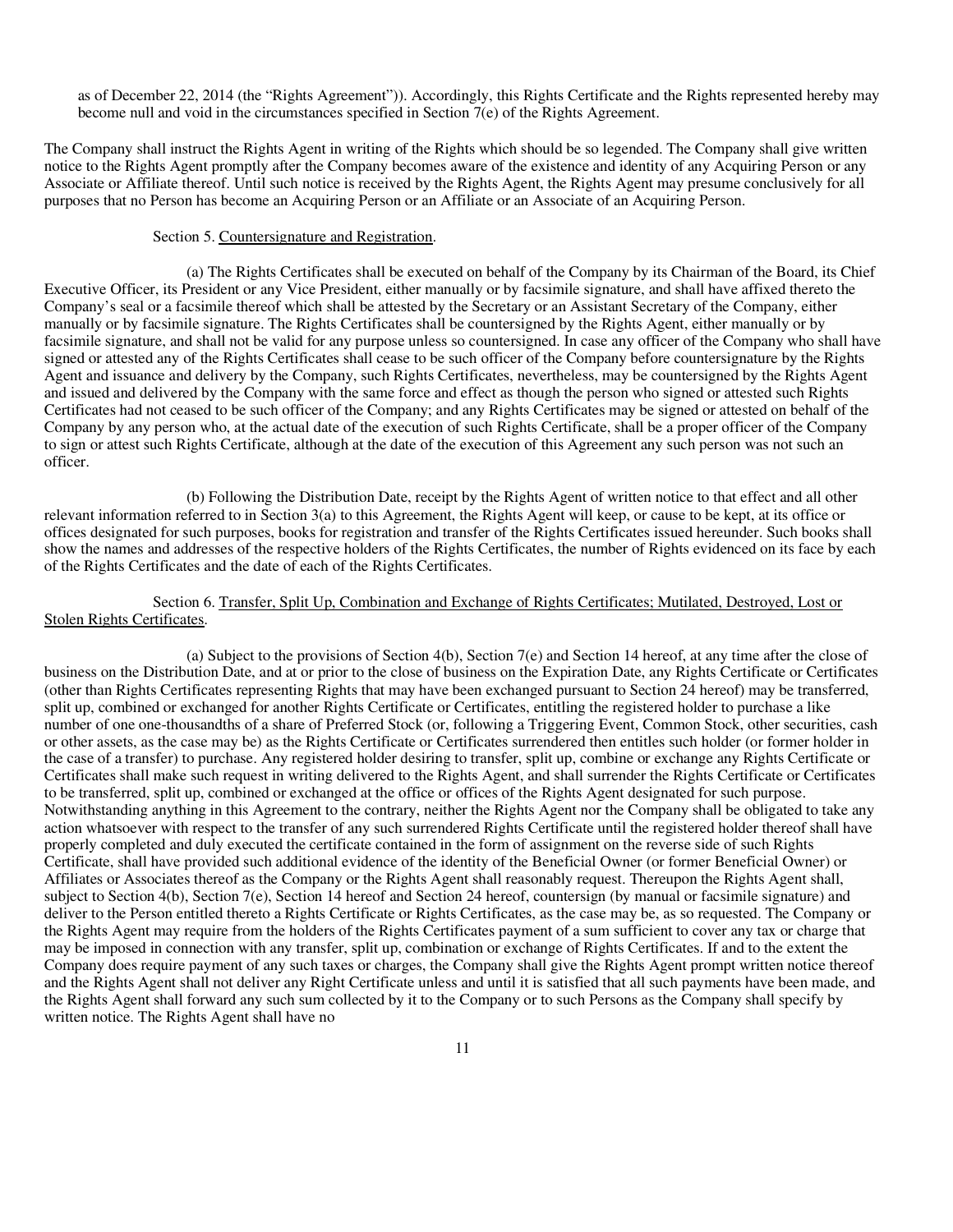as of December 22, 2014 (the "Rights Agreement")). Accordingly, this Rights Certificate and the Rights represented hereby may become null and void in the circumstances specified in Section 7(e) of the Rights Agreement.

The Company shall instruct the Rights Agent in writing of the Rights which should be so legended. The Company shall give written notice to the Rights Agent promptly after the Company becomes aware of the existence and identity of any Acquiring Person or any Associate or Affiliate thereof. Until such notice is received by the Rights Agent, the Rights Agent may presume conclusively for all purposes that no Person has become an Acquiring Person or an Affiliate or an Associate of an Acquiring Person.

Section 5. Countersignature and Registration.

(a) The Rights Certificates shall be executed on behalf of the Company by its Chairman of the Board, its Chief Executive Officer, its President or any Vice President, either manually or by facsimile signature, and shall have affixed thereto the Company's seal or a facsimile thereof which shall be attested by the Secretary or an Assistant Secretary of the Company, either manually or by facsimile signature. The Rights Certificates shall be countersigned by the Rights Agent, either manually or by facsimile signature, and shall not be valid for any purpose unless so countersigned. In case any officer of the Company who shall have signed or attested any of the Rights Certificates shall cease to be such officer of the Company before countersignature by the Rights Agent and issuance and delivery by the Company, such Rights Certificates, nevertheless, may be countersigned by the Rights Agent and issued and delivered by the Company with the same force and effect as though the person who signed or attested such Rights Certificates had not ceased to be such officer of the Company; and any Rights Certificates may be signed or attested on behalf of the Company by any person who, at the actual date of the execution of such Rights Certificate, shall be a proper officer of the Company to sign or attest such Rights Certificate, although at the date of the execution of this Agreement any such person was not such an officer.

(b) Following the Distribution Date, receipt by the Rights Agent of written notice to that effect and all other relevant information referred to in Section 3(a) to this Agreement, the Rights Agent will keep, or cause to be kept, at its office or offices designated for such purposes, books for registration and transfer of the Rights Certificates issued hereunder. Such books shall show the names and addresses of the respective holders of the Rights Certificates, the number of Rights evidenced on its face by each of the Rights Certificates and the date of each of the Rights Certificates.

Section 6. Transfer, Split Up, Combination and Exchange of Rights Certificates; Mutilated, Destroyed, Lost or Stolen Rights Certificates.

(a) Subject to the provisions of Section 4(b), Section 7(e) and Section 14 hereof, at any time after the close of business on the Distribution Date, and at or prior to the close of business on the Expiration Date, any Rights Certificate or Certificates (other than Rights Certificates representing Rights that may have been exchanged pursuant to Section 24 hereof) may be transferred, split up, combined or exchanged for another Rights Certificate or Certificates, entitling the registered holder to purchase a like number of one one-thousandths of a share of Preferred Stock (or, following a Triggering Event, Common Stock, other securities, cash or other assets, as the case may be) as the Rights Certificate or Certificates surrendered then entitles such holder (or former holder in the case of a transfer) to purchase. Any registered holder desiring to transfer, split up, combine or exchange any Rights Certificate or Certificates shall make such request in writing delivered to the Rights Agent, and shall surrender the Rights Certificate or Certificates to be transferred, split up, combined or exchanged at the office or offices of the Rights Agent designated for such purpose. Notwithstanding anything in this Agreement to the contrary, neither the Rights Agent nor the Company shall be obligated to take any action whatsoever with respect to the transfer of any such surrendered Rights Certificate until the registered holder thereof shall have properly completed and duly executed the certificate contained in the form of assignment on the reverse side of such Rights Certificate, shall have provided such additional evidence of the identity of the Beneficial Owner (or former Beneficial Owner) or Affiliates or Associates thereof as the Company or the Rights Agent shall reasonably request. Thereupon the Rights Agent shall, subject to Section 4(b), Section 7(e), Section 14 hereof and Section 24 hereof, countersign (by manual or facsimile signature) and deliver to the Person entitled thereto a Rights Certificate or Rights Certificates, as the case may be, as so requested. The Company or the Rights Agent may require from the holders of the Rights Certificates payment of a sum sufficient to cover any tax or charge that may be imposed in connection with any transfer, split up, combination or exchange of Rights Certificates. If and to the extent the Company does require payment of any such taxes or charges, the Company shall give the Rights Agent prompt written notice thereof and the Rights Agent shall not deliver any Right Certificate unless and until it is satisfied that all such payments have been made, and the Rights Agent shall forward any such sum collected by it to the Company or to such Persons as the Company shall specify by written notice. The Rights Agent shall have no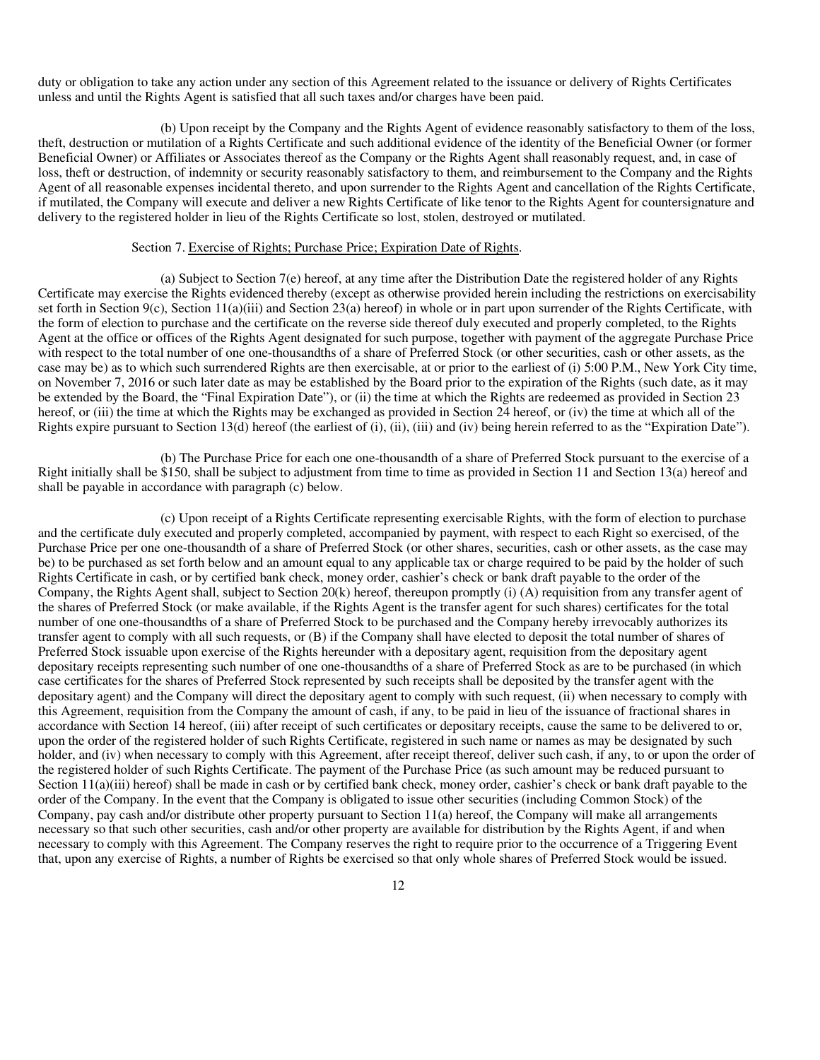duty or obligation to take any action under any section of this Agreement related to the issuance or delivery of Rights Certificates unless and until the Rights Agent is satisfied that all such taxes and/or charges have been paid.

(b) Upon receipt by the Company and the Rights Agent of evidence reasonably satisfactory to them of the loss, theft, destruction or mutilation of a Rights Certificate and such additional evidence of the identity of the Beneficial Owner (or former Beneficial Owner) or Affiliates or Associates thereof as the Company or the Rights Agent shall reasonably request, and, in case of loss, theft or destruction, of indemnity or security reasonably satisfactory to them, and reimbursement to the Company and the Rights Agent of all reasonable expenses incidental thereto, and upon surrender to the Rights Agent and cancellation of the Rights Certificate, if mutilated, the Company will execute and deliver a new Rights Certificate of like tenor to the Rights Agent for countersignature and delivery to the registered holder in lieu of the Rights Certificate so lost, stolen, destroyed or mutilated.

Section 7. Exercise of Rights; Purchase Price; Expiration Date of Rights.

(a) Subject to Section 7(e) hereof, at any time after the Distribution Date the registered holder of any Rights Certificate may exercise the Rights evidenced thereby (except as otherwise provided herein including the restrictions on exercisability set forth in Section 9(c), Section 11(a)(iii) and Section 23(a) hereof) in whole or in part upon surrender of the Rights Certificate, with the form of election to purchase and the certificate on the reverse side thereof duly executed and properly completed, to the Rights Agent at the office or offices of the Rights Agent designated for such purpose, together with payment of the aggregate Purchase Price with respect to the total number of one one-thousandths of a share of Preferred Stock (or other securities, cash or other assets, as the case may be) as to which such surrendered Rights are then exercisable, at or prior to the earliest of (i) 5:00 P.M., New York City time, on November 7, 2016 or such later date as may be established by the Board prior to the expiration of the Rights (such date, as it may be extended by the Board, the "Final Expiration Date"), or (ii) the time at which the Rights are redeemed as provided in Section 23 hereof, or (iii) the time at which the Rights may be exchanged as provided in Section 24 hereof, or (iv) the time at which all of the Rights expire pursuant to Section 13(d) hereof (the earliest of (i), (ii), (iii) and (iv) being herein referred to as the "Expiration Date").

(b) The Purchase Price for each one one-thousandth of a share of Preferred Stock pursuant to the exercise of a Right initially shall be $150, shall be subject to adjustment from time to time as provided in Section 11 and Section 13(a) hereof and shall be payable in accordance with paragraph (c) below.

(c) Upon receipt of a Rights Certificate representing exercisable Rights, with the form of election to purchase and the certificate duly executed and properly completed, accompanied by payment, with respect to each Right so exercised, of the Purchase Price per one one-thousandth of a share of Preferred Stock (or other shares, securities, cash or other assets, as the case may be) to be purchased as set forth below and an amount equal to any applicable tax or charge required to be paid by the holder of such Rights Certificate in cash, or by certified bank check, money order, cashier's check or bank draft payable to the order of the Company, the Rights Agent shall, subject to Section 20(k) hereof, thereupon promptly (i) (A) requisition from any transfer agent of the shares of Preferred Stock (or make available, if the Rights Agent is the transfer agent for such shares) certificates for the total number of one one-thousandths of a share of Preferred Stock to be purchased and the Company hereby irrevocably authorizes its transfer agent to comply with all such requests, or (B) if the Company shall have elected to deposit the total number of shares of Preferred Stock issuable upon exercise of the Rights hereunder with a depositary agent, requisition from the depositary agent depositary receipts representing such number of one one-thousandths of a share of Preferred Stock as are to be purchased (in which case certificates for the shares of Preferred Stock represented by such receipts shall be deposited by the transfer agent with the depositary agent) and the Company will direct the depositary agent to comply with such request, (ii) when necessary to comply with this Agreement, requisition from the Company the amount of cash, if any, to be paid in lieu of the issuance of fractional shares in accordance with Section 14 hereof, (iii) after receipt of such certificates or depositary receipts, cause the same to be delivered to or, upon the order of the registered holder of such Rights Certificate, registered in such name or names as may be designated by such holder, and (iv) when necessary to comply with this Agreement, after receipt thereof, deliver such cash, if any, to or upon the order of the registered holder of such Rights Certificate. The payment of the Purchase Price (as such amount may be reduced pursuant to Section 11(a)(iii) hereof) shall be made in cash or by certified bank check, money order, cashier's check or bank draft payable to the order of the Company. In the event that the Company is obligated to issue other securities (including Common Stock) of the Company, pay cash and/or distribute other property pursuant to Section 11(a) hereof, the Company will make all arrangements necessary so that such other securities, cash and/or other property are available for distribution by the Rights Agent, if and when necessary to comply with this Agreement. The Company reserves the right to require prior to the occurrence of a Triggering Event that, upon any exercise of Rights, a number of Rights be exercised so that only whole shares of Preferred Stock would be issued.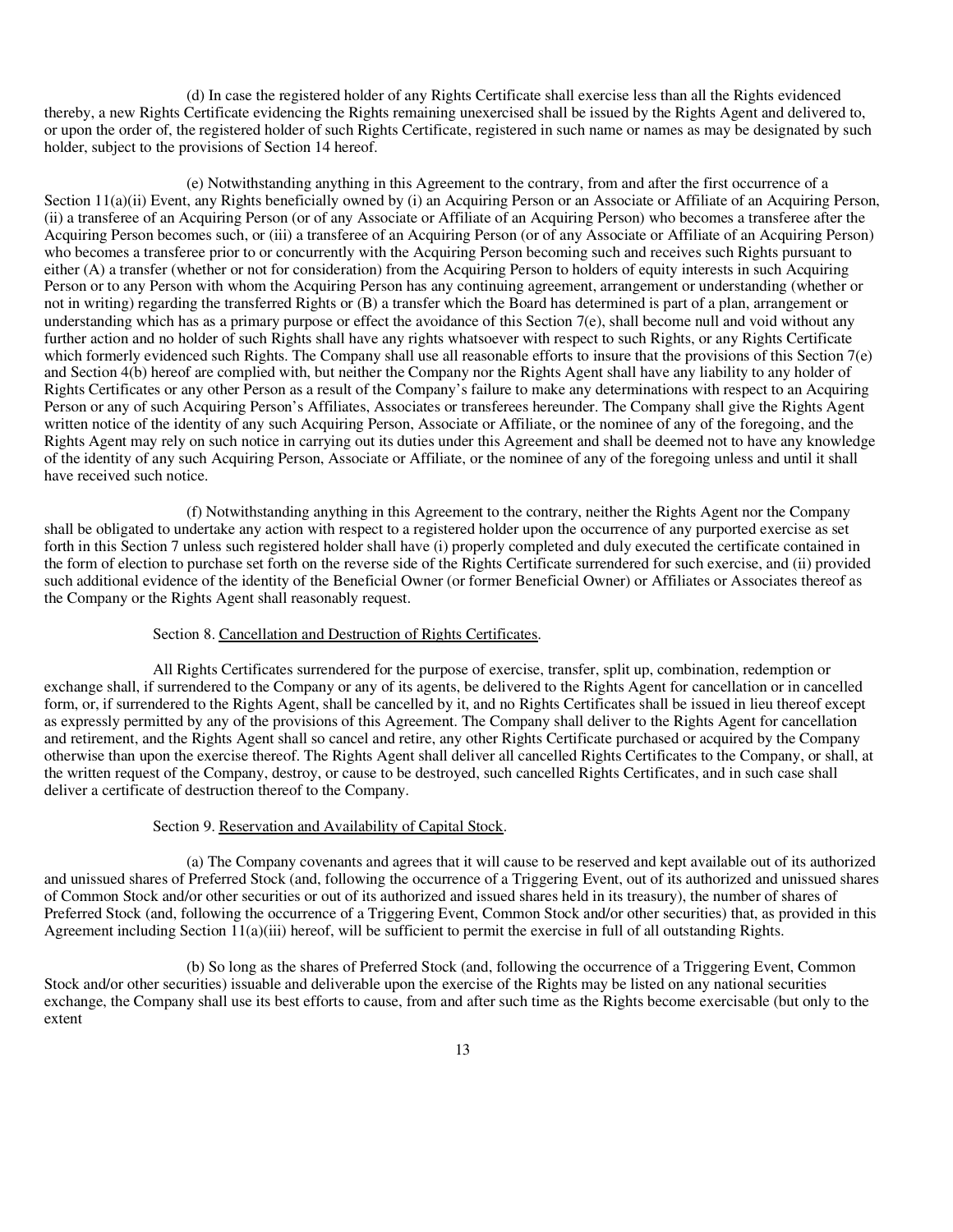(d) In case the registered holder of any Rights Certificate shall exercise less than all the Rights evidenced thereby, a new Rights Certificate evidencing the Rights remaining unexercised shall be issued by the Rights Agent and delivered to, or upon the order of, the registered holder of such Rights Certificate, registered in such name or names as may be designated by such holder, subject to the provisions of Section 14 hereof.

(e) Notwithstanding anything in this Agreement to the contrary, from and after the first occurrence of a Section 11(a)(ii) Event, any Rights beneficially owned by (i) an Acquiring Person or an Associate or Affiliate of an Acquiring Person, (ii) a transferee of an Acquiring Person (or of any Associate or Affiliate of an Acquiring Person) who becomes a transferee after the Acquiring Person becomes such, or (iii) a transferee of an Acquiring Person (or of any Associate or Affiliate of an Acquiring Person) who becomes a transferee prior to or concurrently with the Acquiring Person becoming such and receives such Rights pursuant to either (A) a transfer (whether or not for consideration) from the Acquiring Person to holders of equity interests in such Acquiring Person or to any Person with whom the Acquiring Person has any continuing agreement, arrangement or understanding (whether or not in writing) regarding the transferred Rights or (B) a transfer which the Board has determined is part of a plan, arrangement or understanding which has as a primary purpose or effect the avoidance of this Section 7(e), shall become null and void without any further action and no holder of such Rights shall have any rights whatsoever with respect to such Rights, or any Rights Certificate which formerly evidenced such Rights. The Company shall use all reasonable efforts to insure that the provisions of this Section 7(e) and Section 4(b) hereof are complied with, but neither the Company nor the Rights Agent shall have any liability to any holder of Rights Certificates or any other Person as a result of the Company's failure to make any determinations with respect to an Acquiring Person or any of such Acquiring Person's Affiliates, Associates or transferees hereunder. The Company shall give the Rights Agent written notice of the identity of any such Acquiring Person, Associate or Affiliate, or the nominee of any of the foregoing, and the Rights Agent may rely on such notice in carrying out its duties under this Agreement and shall be deemed not to have any knowledge of the identity of any such Acquiring Person, Associate or Affiliate, or the nominee of any of the foregoing unless and until it shall have received such notice.

(f) Notwithstanding anything in this Agreement to the contrary, neither the Rights Agent nor the Company shall be obligated to undertake any action with respect to a registered holder upon the occurrence of any purported exercise as set forth in this Section 7 unless such registered holder shall have (i) properly completed and duly executed the certificate contained in the form of election to purchase set forth on the reverse side of the Rights Certificate surrendered for such exercise, and (ii) provided such additional evidence of the identity of the Beneficial Owner (or former Beneficial Owner) or Affiliates or Associates thereof as the Company or the Rights Agent shall reasonably request.

Section 8. Cancellation and Destruction of Rights Certificates.

All Rights Certificates surrendered for the purpose of exercise, transfer, split up, combination, redemption or exchange shall, if surrendered to the Company or any of its agents, be delivered to the Rights Agent for cancellation or in cancelled form, or, if surrendered to the Rights Agent, shall be cancelled by it, and no Rights Certificates shall be issued in lieu thereof except as expressly permitted by any of the provisions of this Agreement. The Company shall deliver to the Rights Agent for cancellation and retirement, and the Rights Agent shall so cancel and retire, any other Rights Certificate purchased or acquired by the Company otherwise than upon the exercise thereof. The Rights Agent shall deliver all cancelled Rights Certificates to the Company, or shall, at the written request of the Company, destroy, or cause to be destroyed, such cancelled Rights Certificates, and in such case shall deliver a certificate of destruction thereof to the Company.

Section 9. Reservation and Availability of Capital Stock.

(a) The Company covenants and agrees that it will cause to be reserved and kept available out of its authorized and unissued shares of Preferred Stock (and, following the occurrence of a Triggering Event, out of its authorized and unissued shares of Common Stock and/or other securities or out of its authorized and issued shares held in its treasury), the number of shares of Preferred Stock (and, following the occurrence of a Triggering Event, Common Stock and/or other securities) that, as provided in this Agreement including Section 11(a)(iii) hereof, will be sufficient to permit the exercise in full of all outstanding Rights.

(b) So long as the shares of Preferred Stock (and, following the occurrence of a Triggering Event, Common Stock and/or other securities) issuable and deliverable upon the exercise of the Rights may be listed on any national securities exchange, the Company shall use its best efforts to cause, from and after such time as the Rights become exercisable (but only to the extent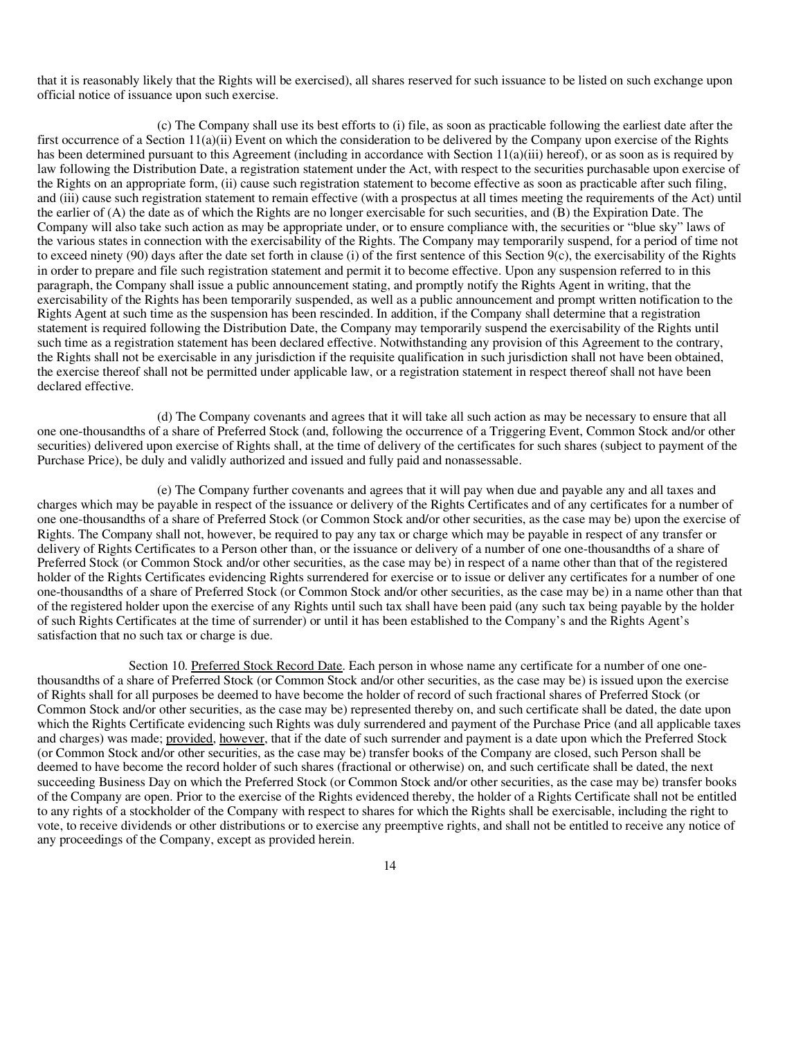that it is reasonably likely that the Rights will be exercised), all shares reserved for such issuance to be listed on such exchange upon official notice of issuance upon such exercise.

(c) The Company shall use its best efforts to (i) file, as soon as practicable following the earliest date after the first occurrence of a Section 11(a)(ii) Event on which the consideration to be delivered by the Company upon exercise of the Rights has been determined pursuant to this Agreement (including in accordance with Section 11(a)(iii) hereof), or as soon as is required by law following the Distribution Date, a registration statement under the Act, with respect to the securities purchasable upon exercise of the Rights on an appropriate form, (ii) cause such registration statement to become effective as soon as practicable after such filing, and (iii) cause such registration statement to remain effective (with a prospectus at all times meeting the requirements of the Act) until the earlier of (A) the date as of which the Rights are no longer exercisable for such securities, and (B) the Expiration Date. The Company will also take such action as may be appropriate under, or to ensure compliance with, the securities or "blue sky" laws of the various states in connection with the exercisability of the Rights. The Company may temporarily suspend, for a period of time not to exceed ninety (90) days after the date set forth in clause (i) of the first sentence of this Section 9(c), the exercisability of the Rights in order to prepare and file such registration statement and permit it to become effective. Upon any suspension referred to in this paragraph, the Company shall issue a public announcement stating, and promptly notify the Rights Agent in writing, that the exercisability of the Rights has been temporarily suspended, as well as a public announcement and prompt written notification to the Rights Agent at such time as the suspension has been rescinded. In addition, if the Company shall determine that a registration statement is required following the Distribution Date, the Company may temporarily suspend the exercisability of the Rights until such time as a registration statement has been declared effective. Notwithstanding any provision of this Agreement to the contrary, the Rights shall not be exercisable in any jurisdiction if the requisite qualification in such jurisdiction shall not have been obtained, the exercise thereof shall not be permitted under applicable law, or a registration statement in respect thereof shall not have been declared effective.

(d) The Company covenants and agrees that it will take all such action as may be necessary to ensure that all one one-thousandths of a share of Preferred Stock (and, following the occurrence of a Triggering Event, Common Stock and/or other securities) delivered upon exercise of Rights shall, at the time of delivery of the certificates for such shares (subject to payment of the Purchase Price), be duly and validly authorized and issued and fully paid and nonassessable.

(e) The Company further covenants and agrees that it will pay when due and payable any and all taxes and charges which may be payable in respect of the issuance or delivery of the Rights Certificates and of any certificates for a number of one one-thousandths of a share of Preferred Stock (or Common Stock and/or other securities, as the case may be) upon the exercise of Rights. The Company shall not, however, be required to pay any tax or charge which may be payable in respect of any transfer or delivery of Rights Certificates to a Person other than, or the issuance or delivery of a number of one one-thousandths of a share of Preferred Stock (or Common Stock and/or other securities, as the case may be) in respect of a name other than that of the registered holder of the Rights Certificates evidencing Rights surrendered for exercise or to issue or deliver any certificates for a number of one one-thousandths of a share of Preferred Stock (or Common Stock and/or other securities, as the case may be) in a name other than that of the registered holder upon the exercise of any Rights until such tax shall have been paid (any such tax being payable by the holder of such Rights Certificates at the time of surrender) or until it has been established to the Company's and the Rights Agent's satisfaction that no such tax or charge is due.

Section 10. Preferred Stock Record Date. Each person in whose name any certificate for a number of one one-thousandths of a share of Preferred Stock (or Common Stock and/or other securities, as the case may be) is issued upon the exercise of Rights shall for all purposes be deemed to have become the holder of record of such fractional shares of Preferred Stock (or Common Stock and/or other securities, as the case may be) represented thereby on, and such certificate shall be dated, the date upon which the Rights Certificate evidencing such Rights was duly surrendered and payment of the Purchase Price (and all applicable taxes and charges) was made; provided, however, that if the date of such surrender and payment is a date upon which the Preferred Stock (or Common Stock and/or other securities, as the case may be) transfer books of the Company are closed, such Person shall be deemed to have become the record holder of such shares (fractional or otherwise) on, and such certificate shall be dated, the next succeeding Business Day on which the Preferred Stock (or Common Stock and/or other securities, as the case may be) transfer books of the Company are open. Prior to the exercise of the Rights evidenced thereby, the holder of a Rights Certificate shall not be entitled to any rights of a stockholder of the Company with respect to shares for which the Rights shall be exercisable, including the right to vote, to receive dividends or other distributions or to exercise any preemptive rights, and shall not be entitled to receive any notice of any proceedings of the Company, except as provided herein.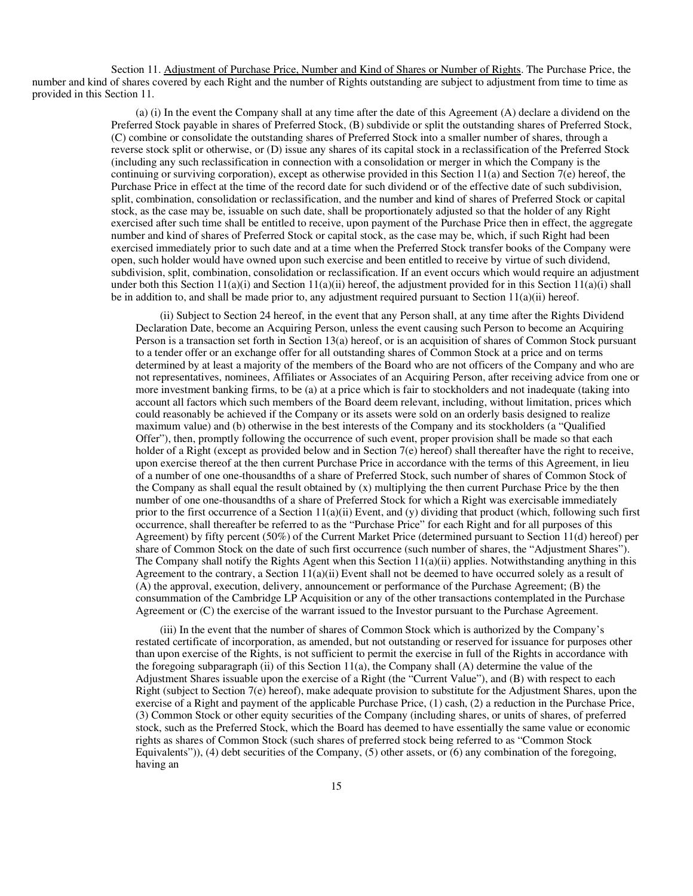Section 11. Adjustment of Purchase Price, Number and Kind of Shares or Number of Rights. The Purchase Price, the number and kind of shares covered by each Right and the number of Rights outstanding are subject to adjustment from time to time as provided in this Section 11.

(a) (i) In the event the Company shall at any time after the date of this Agreement (A) declare a dividend on the Preferred Stock payable in shares of Preferred Stock, (B) subdivide or split the outstanding shares of Preferred Stock, (C) combine or consolidate the outstanding shares of Preferred Stock into a smaller number of shares, through a reverse stock split or otherwise, or (D) issue any shares of its capital stock in a reclassification of the Preferred Stock (including any such reclassification in connection with a consolidation or merger in which the Company is the continuing or surviving corporation), except as otherwise provided in this Section 11(a) and Section 7(e) hereof, the Purchase Price in effect at the time of the record date for such dividend or of the effective date of such subdivision, split, combination, consolidation or reclassification, and the number and kind of shares of Preferred Stock or capital stock, as the case may be, issuable on such date, shall be proportionately adjusted so that the holder of any Right exercised after such time shall be entitled to receive, upon payment of the Purchase Price then in effect, the aggregate number and kind of shares of Preferred Stock or capital stock, as the case may be, which, if such Right had been exercised immediately prior to such date and at a time when the Preferred Stock transfer books of the Company were open, such holder would have owned upon such exercise and been entitled to receive by virtue of such dividend, subdivision, split, combination, consolidation or reclassification. If an event occurs which would require an adjustment under both this Section 11(a)(i) and Section 11(a)(ii) hereof, the adjustment provided for in this Section 11(a)(i) shall be in addition to, and shall be made prior to, any adjustment required pursuant to Section 11(a)(ii) hereof.

(ii) Subject to Section 24 hereof, in the event that any Person shall, at any time after the Rights Dividend Declaration Date, become an Acquiring Person, unless the event causing such Person to become an Acquiring Person is a transaction set forth in Section 13(a) hereof, or is an acquisition of shares of Common Stock pursuant to a tender offer or an exchange offer for all outstanding shares of Common Stock at a price and on terms determined by at least a majority of the members of the Board who are not officers of the Company and who are not representatives, nominees, Affiliates or Associates of an Acquiring Person, after receiving advice from one or more investment banking firms, to be (a) at a price which is fair to stockholders and not inadequate (taking into account all factors which such members of the Board deem relevant, including, without limitation, prices which could reasonably be achieved if the Company or its assets were sold on an orderly basis designed to realize maximum value) and (b) otherwise in the best interests of the Company and its stockholders (a "Qualified Offer"), then, promptly following the occurrence of such event, proper provision shall be made so that each holder of a Right (except as provided below and in Section 7(e) hereof) shall thereafter have the right to receive, upon exercise thereof at the then current Purchase Price in accordance with the terms of this Agreement, in lieu of a number of one one-thousandths of a share of Preferred Stock, such number of shares of Common Stock of the Company as shall equal the result obtained by (x) multiplying the then current Purchase Price by the then number of one one-thousandths of a share of Preferred Stock for which a Right was exercisable immediately prior to the first occurrence of a Section 11(a)(ii) Event, and (y) dividing that product (which, following such first occurrence, shall thereafter be referred to as the "Purchase Price" for each Right and for all purposes of this Agreement) by fifty percent (50%) of the Current Market Price (determined pursuant to Section 11(d) hereof) per share of Common Stock on the date of such first occurrence (such number of shares, the "Adjustment Shares"). The Company shall notify the Rights Agent when this Section 11(a)(ii) applies. Notwithstanding anything in this Agreement to the contrary, a Section 11(a)(ii) Event shall not be deemed to have occurred solely as a result of (A) the approval, execution, delivery, announcement or performance of the Purchase Agreement; (B) the consummation of the Cambridge LP Acquisition or any of the other transactions contemplated in the Purchase Agreement or (C) the exercise of the warrant issued to the Investor pursuant to the Purchase Agreement.

(iii) In the event that the number of shares of Common Stock which is authorized by the Company's restated certificate of incorporation, as amended, but not outstanding or reserved for issuance for purposes other than upon exercise of the Rights, is not sufficient to permit the exercise in full of the Rights in accordance with the foregoing subparagraph (ii) of this Section 11(a), the Company shall (A) determine the value of the Adjustment Shares issuable upon the exercise of a Right (the "Current Value"), and (B) with respect to each Right (subject to Section 7(e) hereof), make adequate provision to substitute for the Adjustment Shares, upon the exercise of a Right and payment of the applicable Purchase Price, (1) cash, (2) a reduction in the Purchase Price, (3) Common Stock or other equity securities of the Company (including shares, or units of shares, of preferred stock, such as the Preferred Stock, which the Board has deemed to have essentially the same value or economic rights as shares of Common Stock (such shares of preferred stock being referred to as "Common Stock Equivalents")), (4) debt securities of the Company, (5) other assets, or (6) any combination of the foregoing, having an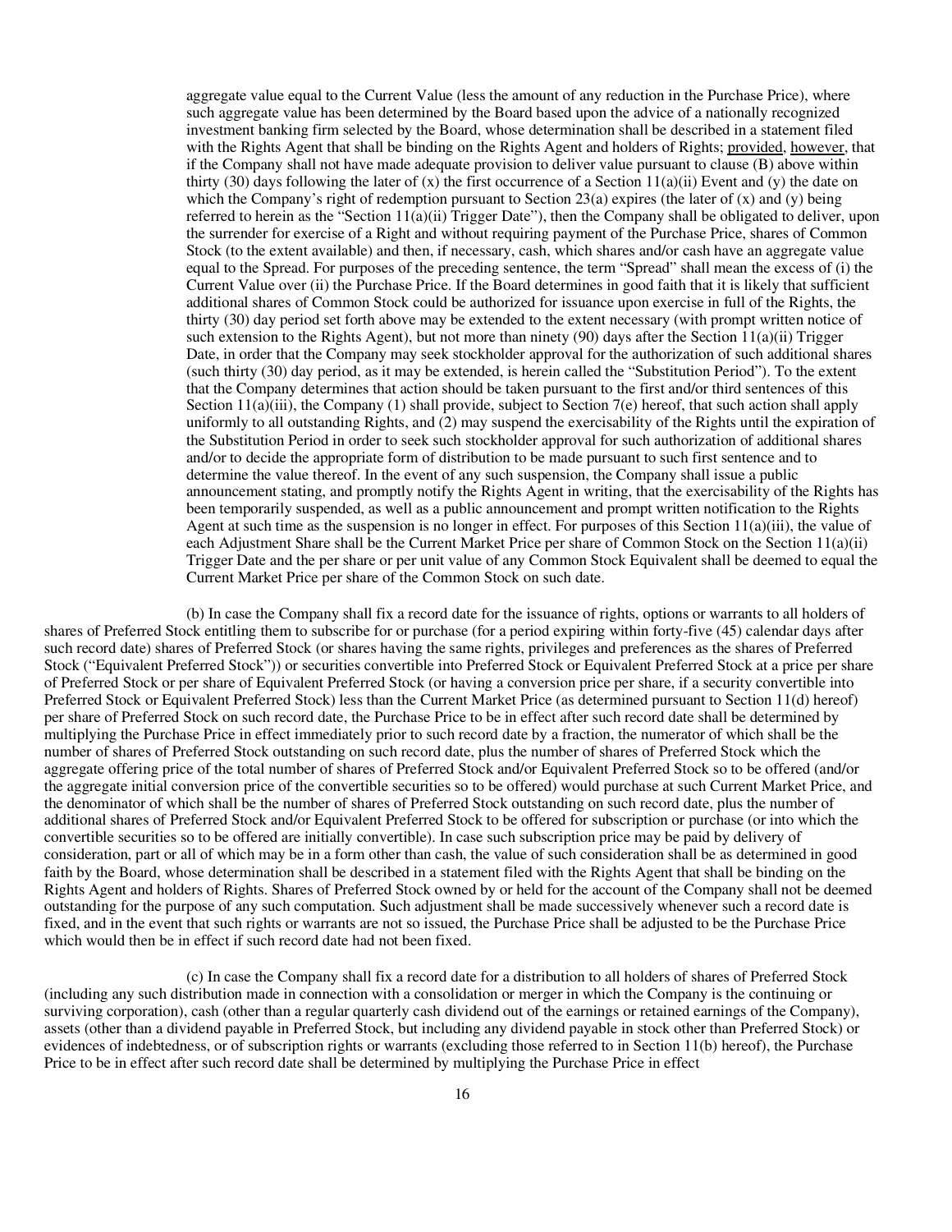aggregate value equal to the Current Value (less the amount of any reduction in the Purchase Price), where such aggregate value has been determined by the Board based upon the advice of a nationally recognized investment banking firm selected by the Board, whose determination shall be described in a statement filed with the Rights Agent that shall be binding on the Rights Agent and holders of Rights; provided, however, that if the Company shall not have made adequate provision to deliver value pursuant to clause (B) above within thirty (30) days following the later of (x) the first occurrence of a Section 11(a)(ii) Event and (y) the date on which the Company's right of redemption pursuant to Section 23(a) expires (the later of (x) and (y) being referred to herein as the "Section 11(a)(ii) Trigger Date"), then the Company shall be obligated to deliver, upon the surrender for exercise of a Right and without requiring payment of the Purchase Price, shares of Common Stock (to the extent available) and then, if necessary, cash, which shares and/or cash have an aggregate value equal to the Spread. For purposes of the preceding sentence, the term "Spread" shall mean the excess of (i) the Current Value over (ii) the Purchase Price. If the Board determines in good faith that it is likely that sufficient additional shares of Common Stock could be authorized for issuance upon exercise in full of the Rights, the thirty (30) day period set forth above may be extended to the extent necessary (with prompt written notice of such extension to the Rights Agent), but not more than ninety (90) days after the Section 11(a)(ii) Trigger Date, in order that the Company may seek stockholder approval for the authorization of such additional shares (such thirty (30) day period, as it may be extended, is herein called the "Substitution Period"). To the extent that the Company determines that action should be taken pursuant to the first and/or third sentences of this Section 11(a)(iii), the Company (1) shall provide, subject to Section 7(e) hereof, that such action shall apply uniformly to all outstanding Rights, and (2) may suspend the exercisability of the Rights until the expiration of the Substitution Period in order to seek such stockholder approval for such authorization of additional shares and/or to decide the appropriate form of distribution to be made pursuant to such first sentence and to determine the value thereof. In the event of any such suspension, the Company shall issue a public announcement stating, and promptly notify the Rights Agent in writing, that the exercisability of the Rights has been temporarily suspended, as well as a public announcement and prompt written notification to the Rights Agent at such time as the suspension is no longer in effect. For purposes of this Section 11(a)(iii), the value of each Adjustment Share shall be the Current Market Price per share of Common Stock on the Section 11(a)(ii) Trigger Date and the per share or per unit value of any Common Stock Equivalent shall be deemed to equal the Current Market Price per share of the Common Stock on such date.

(b) In case the Company shall fix a record date for the issuance of rights, options or warrants to all holders of shares of Preferred Stock entitling them to subscribe for or purchase (for a period expiring within forty-five (45) calendar days after such record date) shares of Preferred Stock (or shares having the same rights, privileges and preferences as the shares of Preferred Stock ("Equivalent Preferred Stock")) or securities convertible into Preferred Stock or Equivalent Preferred Stock at a price per share of Preferred Stock or per share of Equivalent Preferred Stock (or having a conversion price per share, if a security convertible into Preferred Stock or Equivalent Preferred Stock) less than the Current Market Price (as determined pursuant to Section 11(d) hereof) per share of Preferred Stock on such record date, the Purchase Price to be in effect after such record date shall be determined by multiplying the Purchase Price in effect immediately prior to such record date by a fraction, the numerator of which shall be the number of shares of Preferred Stock outstanding on such record date, plus the number of shares of Preferred Stock which the aggregate offering price of the total number of shares of Preferred Stock and/or Equivalent Preferred Stock so to be offered (and/or the aggregate initial conversion price of the convertible securities so to be offered) would purchase at such Current Market Price, and the denominator of which shall be the number of shares of Preferred Stock outstanding on such record date, plus the number of additional shares of Preferred Stock and/or Equivalent Preferred Stock to be offered for subscription or purchase (or into which the convertible securities so to be offered are initially convertible). In case such subscription price may be paid by delivery of consideration, part or all of which may be in a form other than cash, the value of such consideration shall be as determined in good faith by the Board, whose determination shall be described in a statement filed with the Rights Agent that shall be binding on the Rights Agent and holders of Rights. Shares of Preferred Stock owned by or held for the account of the Company shall not be deemed outstanding for the purpose of any such computation. Such adjustment shall be made successively whenever such a record date is fixed, and in the event that such rights or warrants are not so issued, the Purchase Price shall be adjusted to be the Purchase Price which would then be in effect if such record date had not been fixed.

(c) In case the Company shall fix a record date for a distribution to all holders of shares of Preferred Stock (including any such distribution made in connection with a consolidation or merger in which the Company is the continuing or surviving corporation), cash (other than a regular quarterly cash dividend out of the earnings or retained earnings of the Company), assets (other than a dividend payable in Preferred Stock, but including any dividend payable in stock other than Preferred Stock) or evidences of indebtedness, or of subscription rights or warrants (excluding those referred to in Section 11(b) hereof), the Purchase Price to be in effect after such record date shall be determined by multiplying the Purchase Price in effect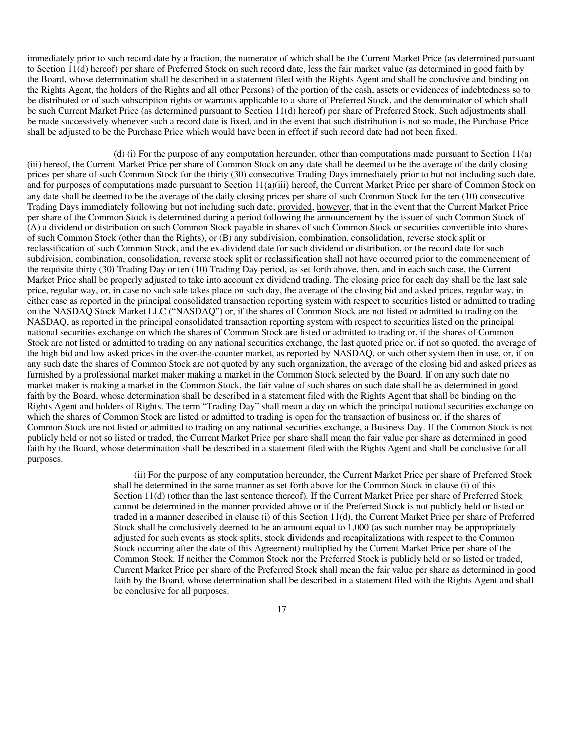immediately prior to such record date by a fraction, the numerator of which shall be the Current Market Price (as determined pursuant to Section 11(d) hereof) per share of Preferred Stock on such record date, less the fair market value (as determined in good faith by the Board, whose determination shall be described in a statement filed with the Rights Agent and shall be conclusive and binding on the Rights Agent, the holders of the Rights and all other Persons) of the portion of the cash, assets or evidences of indebtedness so to be distributed or of such subscription rights or warrants applicable to a share of Preferred Stock, and the denominator of which shall be such Current Market Price (as determined pursuant to Section 11(d) hereof) per share of Preferred Stock. Such adjustments shall be made successively whenever such a record date is fixed, and in the event that such distribution is not so made, the Purchase Price shall be adjusted to be the Purchase Price which would have been in effect if such record date had not been fixed.

(d) (i) For the purpose of any computation hereunder, other than computations made pursuant to Section 11(a)(iii) hereof, the Current Market Price per share of Common Stock on any date shall be deemed to be the average of the daily closing prices per share of such Common Stock for the thirty (30) consecutive Trading Days immediately prior to but not including such date, and for purposes of computations made pursuant to Section 11(a)(iii) hereof, the Current Market Price per share of Common Stock on any date shall be deemed to be the average of the daily closing prices per share of such Common Stock for the ten (10) consecutive Trading Days immediately following but not including such date; provided, however, that in the event that the Current Market Price per share of the Common Stock is determined during a period following the announcement by the issuer of such Common Stock of (A) a dividend or distribution on such Common Stock payable in shares of such Common Stock or securities convertible into shares of such Common Stock (other than the Rights), or (B) any subdivision, combination, consolidation, reverse stock split or reclassification of such Common Stock, and the ex-dividend date for such dividend or distribution, or the record date for such subdivision, combination, consolidation, reverse stock split or reclassification shall not have occurred prior to the commencement of the requisite thirty (30) Trading Day or ten (10) Trading Day period, as set forth above, then, and in each such case, the Current Market Price shall be properly adjusted to take into account ex dividend trading. The closing price for each day shall be the last sale price, regular way, or, in case no such sale takes place on such day, the average of the closing bid and asked prices, regular way, in either case as reported in the principal consolidated transaction reporting system with respect to securities listed or admitted to trading on the NASDAQ Stock Market LLC ("NASDAQ") or, if the shares of Common Stock are not listed or admitted to trading on the NASDAQ, as reported in the principal consolidated transaction reporting system with respect to securities listed on the principal national securities exchange on which the shares of Common Stock are listed or admitted to trading or, if the shares of Common Stock are not listed or admitted to trading on any national securities exchange, the last quoted price or, if not so quoted, the average of the high bid and low asked prices in the over-the-counter market, as reported by NASDAQ, or such other system then in use, or, if on any such date the shares of Common Stock are not quoted by any such organization, the average of the closing bid and asked prices as furnished by a professional market maker making a market in the Common Stock selected by the Board. If on any such date no market maker is making a market in the Common Stock, the fair value of such shares on such date shall be as determined in good faith by the Board, whose determination shall be described in a statement filed with the Rights Agent that shall be binding on the Rights Agent and holders of Rights. The term "Trading Day" shall mean a day on which the principal national securities exchange on which the shares of Common Stock are listed or admitted to trading is open for the transaction of business or, if the shares of Common Stock are not listed or admitted to trading on any national securities exchange, a Business Day. If the Common Stock is not publicly held or not so listed or traded, the Current Market Price per share shall mean the fair value per share as determined in good faith by the Board, whose determination shall be described in a statement filed with the Rights Agent and shall be conclusive for all purposes.

(ii) For the purpose of any computation hereunder, the Current Market Price per share of Preferred Stock shall be determined in the same manner as set forth above for the Common Stock in clause (i) of this Section 11(d) (other than the last sentence thereof). If the Current Market Price per share of Preferred Stock cannot be determined in the manner provided above or if the Preferred Stock is not publicly held or listed or traded in a manner described in clause (i) of this Section 11(d), the Current Market Price per share of Preferred Stock shall be conclusively deemed to be an amount equal to 1,000 (as such number may be appropriately adjusted for such events as stock splits, stock dividends and recapitalizations with respect to the Common Stock occurring after the date of this Agreement) multiplied by the Current Market Price per share of the Common Stock. If neither the Common Stock nor the Preferred Stock is publicly held or so listed or traded, Current Market Price per share of the Preferred Stock shall mean the fair value per share as determined in good faith by the Board, whose determination shall be described in a statement filed with the Rights Agent and shall be conclusive for all purposes.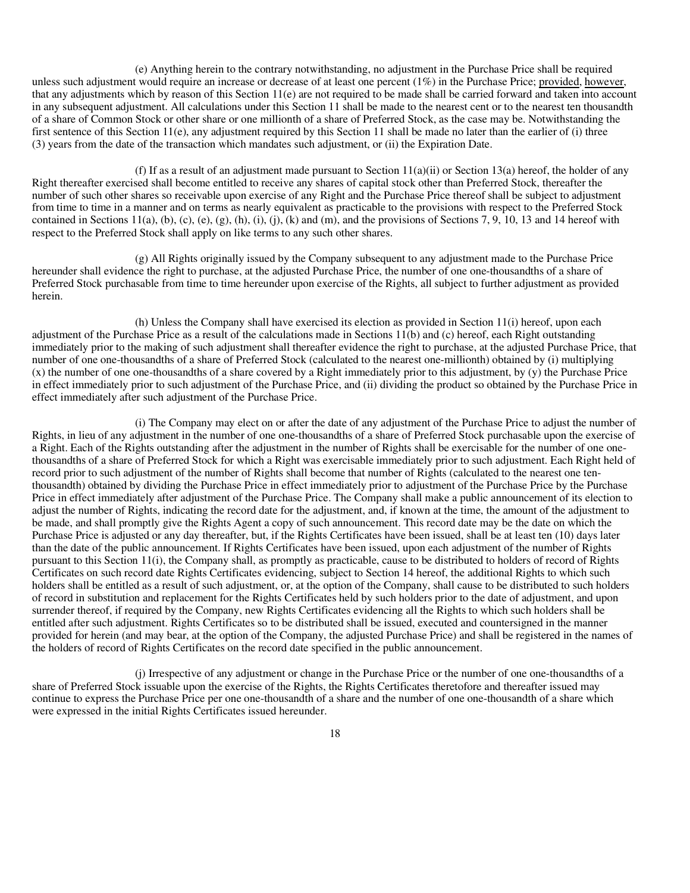(e) Anything herein to the contrary notwithstanding, no adjustment in the Purchase Price shall be required unless such adjustment would require an increase or decrease of at least one percent (1%) in the Purchase Price; provided, however, that any adjustments which by reason of this Section 11(e) are not required to be made shall be carried forward and taken into account in any subsequent adjustment. All calculations under this Section 11 shall be made to the nearest cent or to the nearest ten thousandth of a share of Common Stock or other share or one millionth of a share of Preferred Stock, as the case may be. Notwithstanding the first sentence of this Section 11(e), any adjustment required by this Section 11 shall be made no later than the earlier of (i) three (3) years from the date of the transaction which mandates such adjustment, or (ii) the Expiration Date.

(f) If as a result of an adjustment made pursuant to Section 11(a)(ii) or Section 13(a) hereof, the holder of any Right thereafter exercised shall become entitled to receive any shares of capital stock other than Preferred Stock, thereafter the number of such other shares so receivable upon exercise of any Right and the Purchase Price thereof shall be subject to adjustment from time to time in a manner and on terms as nearly equivalent as practicable to the provisions with respect to the Preferred Stock contained in Sections 11(a), (b), (c), (e), (g), (h), (i), (j), (k) and (m), and the provisions of Sections 7, 9, 10, 13 and 14 hereof with respect to the Preferred Stock shall apply on like terms to any such other shares.

(g) All Rights originally issued by the Company subsequent to any adjustment made to the Purchase Price hereunder shall evidence the right to purchase, at the adjusted Purchase Price, the number of one one-thousandths of a share of Preferred Stock purchasable from time to time hereunder upon exercise of the Rights, all subject to further adjustment as provided herein.

(h) Unless the Company shall have exercised its election as provided in Section 11(i) hereof, upon each adjustment of the Purchase Price as a result of the calculations made in Sections 11(b) and (c) hereof, each Right outstanding immediately prior to the making of such adjustment shall thereafter evidence the right to purchase, at the adjusted Purchase Price, that number of one one-thousandths of a share of Preferred Stock (calculated to the nearest one-millionth) obtained by (i) multiplying (x) the number of one one-thousandths of a share covered by a Right immediately prior to this adjustment, by (y) the Purchase Price in effect immediately prior to such adjustment of the Purchase Price, and (ii) dividing the product so obtained by the Purchase Price in effect immediately after such adjustment of the Purchase Price.

(i) The Company may elect on or after the date of any adjustment of the Purchase Price to adjust the number of Rights, in lieu of any adjustment in the number of one one-thousandths of a share of Preferred Stock purchasable upon the exercise of a Right. Each of the Rights outstanding after the adjustment in the number of Rights shall be exercisable for the number of one one-thousandths of a share of Preferred Stock for which a Right was exercisable immediately prior to such adjustment. Each Right held of record prior to such adjustment of the number of Rights shall become that number of Rights (calculated to the nearest one ten-thousandth) obtained by dividing the Purchase Price in effect immediately prior to adjustment of the Purchase Price by the Purchase Price in effect immediately after adjustment of the Purchase Price. The Company shall make a public announcement of its election to adjust the number of Rights, indicating the record date for the adjustment, and, if known at the time, the amount of the adjustment to be made, and shall promptly give the Rights Agent a copy of such announcement. This record date may be the date on which the Purchase Price is adjusted or any day thereafter, but, if the Rights Certificates have been issued, shall be at least ten (10) days later than the date of the public announcement. If Rights Certificates have been issued, upon each adjustment of the number of Rights pursuant to this Section 11(i), the Company shall, as promptly as practicable, cause to be distributed to holders of record of Rights Certificates on such record date Rights Certificates evidencing, subject to Section 14 hereof, the additional Rights to which such holders shall be entitled as a result of such adjustment, or, at the option of the Company, shall cause to be distributed to such holders of record in substitution and replacement for the Rights Certificates held by such holders prior to the date of adjustment, and upon surrender thereof, if required by the Company, new Rights Certificates evidencing all the Rights to which such holders shall be entitled after such adjustment. Rights Certificates so to be distributed shall be issued, executed and countersigned in the manner provided for herein (and may bear, at the option of the Company, the adjusted Purchase Price) and shall be registered in the names of the holders of record of Rights Certificates on the record date specified in the public announcement.

(j) Irrespective of any adjustment or change in the Purchase Price or the number of one one-thousandths of a share of Preferred Stock issuable upon the exercise of the Rights, the Rights Certificates theretofore and thereafter issued may continue to express the Purchase Price per one one-thousandth of a share and the number of one one-thousandth of a share which were expressed in the initial Rights Certificates issued hereunder.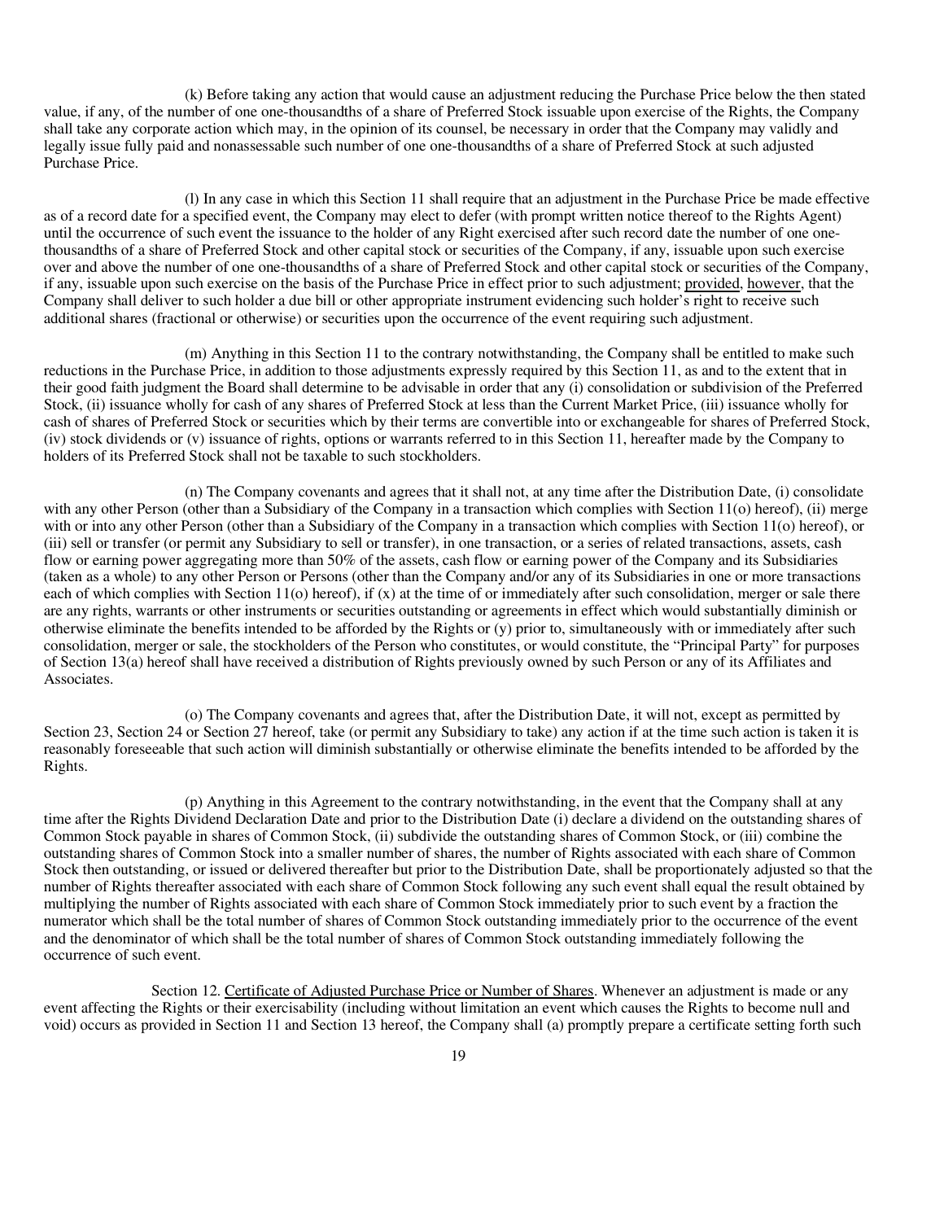(k) Before taking any action that would cause an adjustment reducing the Purchase Price below the then stated value, if any, of the number of one one-thousandths of a share of Preferred Stock issuable upon exercise of the Rights, the Company shall take any corporate action which may, in the opinion of its counsel, be necessary in order that the Company may validly and legally issue fully paid and nonassessable such number of one one-thousandths of a share of Preferred Stock at such adjusted Purchase Price.

(l) In any case in which this Section 11 shall require that an adjustment in the Purchase Price be made effective as of a record date for a specified event, the Company may elect to defer (with prompt written notice thereof to the Rights Agent) until the occurrence of such event the issuance to the holder of any Right exercised after such record date the number of one one-thousandths of a share of Preferred Stock and other capital stock or securities of the Company, if any, issuable upon such exercise over and above the number of one one-thousandths of a share of Preferred Stock and other capital stock or securities of the Company, if any, issuable upon such exercise on the basis of the Purchase Price in effect prior to such adjustment; provided, however, that the Company shall deliver to such holder a due bill or other appropriate instrument evidencing such holder's right to receive such additional shares (fractional or otherwise) or securities upon the occurrence of the event requiring such adjustment.

(m) Anything in this Section 11 to the contrary notwithstanding, the Company shall be entitled to make such reductions in the Purchase Price, in addition to those adjustments expressly required by this Section 11, as and to the extent that in their good faith judgment the Board shall determine to be advisable in order that any (i) consolidation or subdivision of the Preferred Stock, (ii) issuance wholly for cash of any shares of Preferred Stock at less than the Current Market Price, (iii) issuance wholly for cash of shares of Preferred Stock or securities which by their terms are convertible into or exchangeable for shares of Preferred Stock, (iv) stock dividends or (v) issuance of rights, options or warrants referred to in this Section 11, hereafter made by the Company to holders of its Preferred Stock shall not be taxable to such stockholders.

(n) The Company covenants and agrees that it shall not, at any time after the Distribution Date, (i) consolidate with any other Person (other than a Subsidiary of the Company in a transaction which complies with Section 11(o) hereof), (ii) merge with or into any other Person (other than a Subsidiary of the Company in a transaction which complies with Section 11(o) hereof), or (iii) sell or transfer (or permit any Subsidiary to sell or transfer), in one transaction, or a series of related transactions, assets, cash flow or earning power aggregating more than 50% of the assets, cash flow or earning power of the Company and its Subsidiaries (taken as a whole) to any other Person or Persons (other than the Company and/or any of its Subsidiaries in one or more transactions each of which complies with Section 11(o) hereof), if (x) at the time of or immediately after such consolidation, merger or sale there are any rights, warrants or other instruments or securities outstanding or agreements in effect which would substantially diminish or otherwise eliminate the benefits intended to be afforded by the Rights or (y) prior to, simultaneously with or immediately after such consolidation, merger or sale, the stockholders of the Person who constitutes, or would constitute, the "Principal Party" for purposes of Section 13(a) hereof shall have received a distribution of Rights previously owned by such Person or any of its Affiliates and Associates.

(o) The Company covenants and agrees that, after the Distribution Date, it will not, except as permitted by Section 23, Section 24 or Section 27 hereof, take (or permit any Subsidiary to take) any action if at the time such action is taken it is reasonably foreseeable that such action will diminish substantially or otherwise eliminate the benefits intended to be afforded by the Rights.

(p) Anything in this Agreement to the contrary notwithstanding, in the event that the Company shall at any time after the Rights Dividend Declaration Date and prior to the Distribution Date (i) declare a dividend on the outstanding shares of Common Stock payable in shares of Common Stock, (ii) subdivide the outstanding shares of Common Stock, or (iii) combine the outstanding shares of Common Stock into a smaller number of shares, the number of Rights associated with each share of Common Stock then outstanding, or issued or delivered thereafter but prior to the Distribution Date, shall be proportionately adjusted so that the number of Rights thereafter associated with each share of Common Stock following any such event shall equal the result obtained by multiplying the number of Rights associated with each share of Common Stock immediately prior to such event by a fraction the numerator which shall be the total number of shares of Common Stock outstanding immediately prior to the occurrence of the event and the denominator of which shall be the total number of shares of Common Stock outstanding immediately following the occurrence of such event.

Section 12. Certificate of Adjusted Purchase Price or Number of Shares. Whenever an adjustment is made or any event affecting the Rights or their exercisability (including without limitation an event which causes the Rights to become null and void) occurs as provided in Section 11 and Section 13 hereof, the Company shall (a) promptly prepare a certificate setting forth such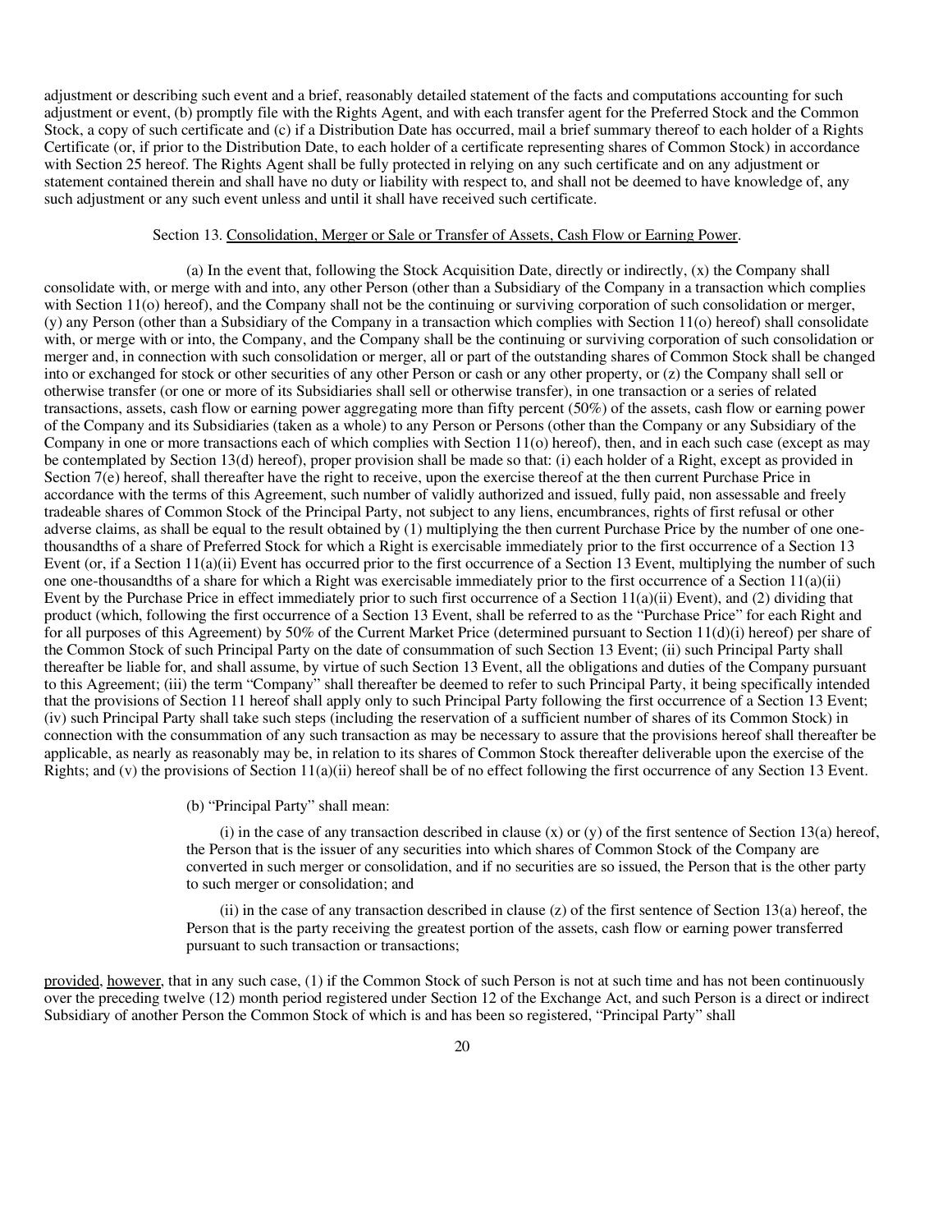adjustment or describing such event and a brief, reasonably detailed statement of the facts and computations accounting for such adjustment or event, (b) promptly file with the Rights Agent, and with each transfer agent for the Preferred Stock and the Common Stock, a copy of such certificate and (c) if a Distribution Date has occurred, mail a brief summary thereof to each holder of a Rights Certificate (or, if prior to the Distribution Date, to each holder of a certificate representing shares of Common Stock) in accordance with Section 25 hereof. The Rights Agent shall be fully protected in relying on any such certificate and on any adjustment or statement contained therein and shall have no duty or liability with respect to, and shall not be deemed to have knowledge of, any such adjustment or any such event unless and until it shall have received such certificate.

Section 13. Consolidation, Merger or Sale or Transfer of Assets, Cash Flow or Earning Power.

(a) In the event that, following the Stock Acquisition Date, directly or indirectly, (x) the Company shall consolidate with, or merge with and into, any other Person (other than a Subsidiary of the Company in a transaction which complies with Section 11(o) hereof), and the Company shall not be the continuing or surviving corporation of such consolidation or merger, (y) any Person (other than a Subsidiary of the Company in a transaction which complies with Section 11(o) hereof) shall consolidate with, or merge with or into, the Company, and the Company shall be the continuing or surviving corporation of such consolidation or merger and, in connection with such consolidation or merger, all or part of the outstanding shares of Common Stock shall be changed into or exchanged for stock or other securities of any other Person or cash or any other property, or (z) the Company shall sell or otherwise transfer (or one or more of its Subsidiaries shall sell or otherwise transfer), in one transaction or a series of related transactions, assets, cash flow or earning power aggregating more than fifty percent (50%) of the assets, cash flow or earning power of the Company and its Subsidiaries (taken as a whole) to any Person or Persons (other than the Company or any Subsidiary of the Company in one or more transactions each of which complies with Section 11(o) hereof), then, and in each such case (except as may be contemplated by Section 13(d) hereof), proper provision shall be made so that: (i) each holder of a Right, except as provided in Section 7(e) hereof, shall thereafter have the right to receive, upon the exercise thereof at the then current Purchase Price in accordance with the terms of this Agreement, such number of validly authorized and issued, fully paid, non assessable and freely tradeable shares of Common Stock of the Principal Party, not subject to any liens, encumbrances, rights of first refusal or other adverse claims, as shall be equal to the result obtained by (1) multiplying the then current Purchase Price by the number of one one-thousandths of a share of Preferred Stock for which a Right is exercisable immediately prior to the first occurrence of a Section 13 Event (or, if a Section 11(a)(ii) Event has occurred prior to the first occurrence of a Section 13 Event, multiplying the number of such one one-thousandths of a share for which a Right was exercisable immediately prior to the first occurrence of a Section 11(a)(ii) Event by the Purchase Price in effect immediately prior to such first occurrence of a Section 11(a)(ii) Event), and (2) dividing that product (which, following the first occurrence of a Section 13 Event, shall be referred to as the "Purchase Price" for each Right and for all purposes of this Agreement) by 50% of the Current Market Price (determined pursuant to Section 11(d)(i) hereof) per share of the Common Stock of such Principal Party on the date of consummation of such Section 13 Event; (ii) such Principal Party shall thereafter be liable for, and shall assume, by virtue of such Section 13 Event, all the obligations and duties of the Company pursuant to this Agreement; (iii) the term "Company" shall thereafter be deemed to refer to such Principal Party, it being specifically intended that the provisions of Section 11 hereof shall apply only to such Principal Party following the first occurrence of a Section 13 Event; (iv) such Principal Party shall take such steps (including the reservation of a sufficient number of shares of its Common Stock) in connection with the consummation of any such transaction as may be necessary to assure that the provisions hereof shall thereafter be applicable, as nearly as reasonably may be, in relation to its shares of Common Stock thereafter deliverable upon the exercise of the Rights; and (v) the provisions of Section 11(a)(ii) hereof shall be of no effect following the first occurrence of any Section 13 Event.

(b) "Principal Party" shall mean:

(i) in the case of any transaction described in clause (x) or (y) of the first sentence of Section 13(a) hereof, the Person that is the issuer of any securities into which shares of Common Stock of the Company are converted in such merger or consolidation, and if no securities are so issued, the Person that is the other party to such merger or consolidation; and

(ii) in the case of any transaction described in clause (z) of the first sentence of Section 13(a) hereof, the Person that is the party receiving the greatest portion of the assets, cash flow or earning power transferred pursuant to such transaction or transactions;

provided, however, that in any such case, (1) if the Common Stock of such Person is not at such time and has not been continuously over the preceding twelve (12) month period registered under Section 12 of the Exchange Act, and such Person is a direct or indirect Subsidiary of another Person the Common Stock of which is and has been so registered, "Principal Party" shall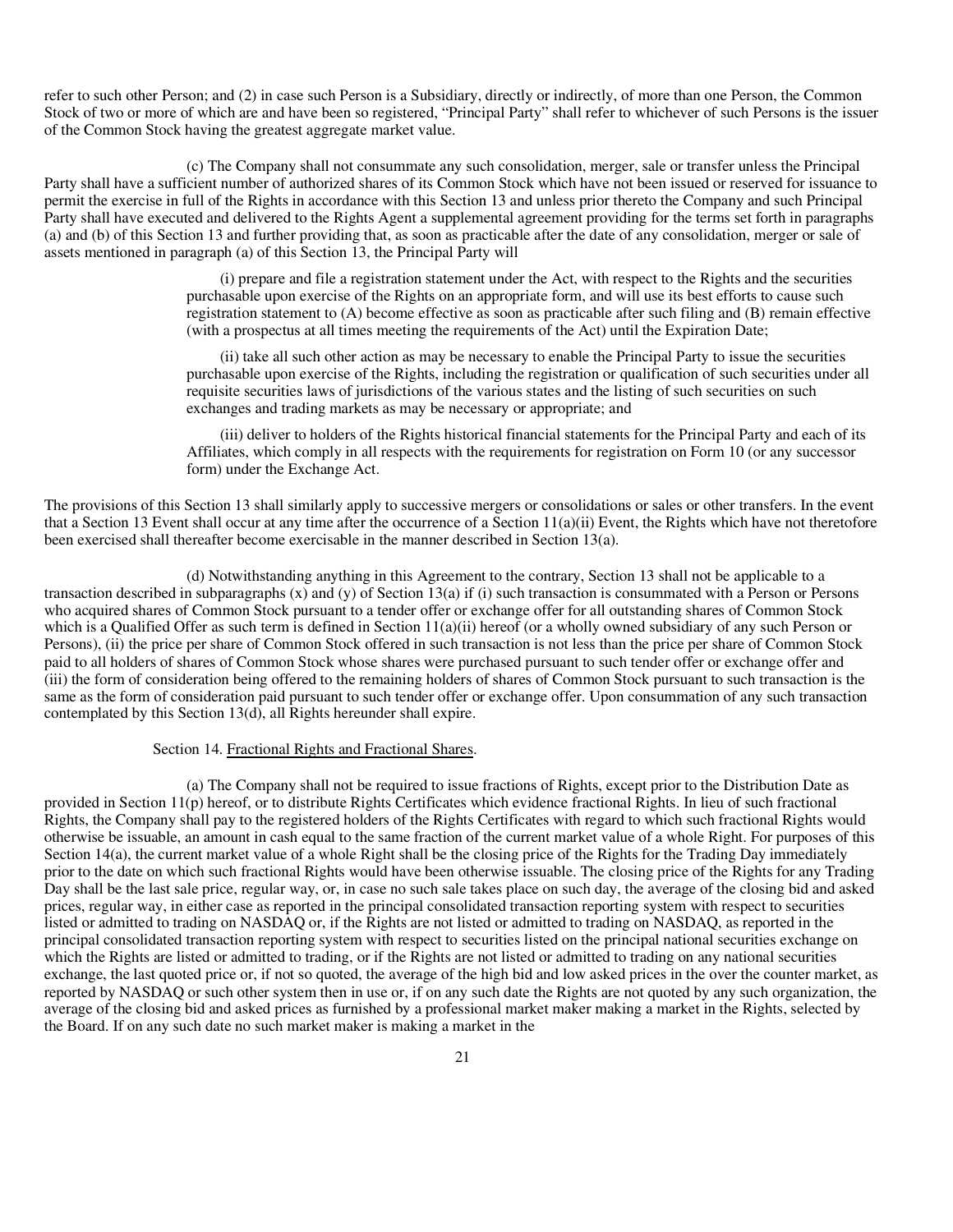refer to such other Person; and (2) in case such Person is a Subsidiary, directly or indirectly, of more than one Person, the Common Stock of two or more of which are and have been so registered, "Principal Party" shall refer to whichever of such Persons is the issuer of the Common Stock having the greatest aggregate market value.

(c) The Company shall not consummate any such consolidation, merger, sale or transfer unless the Principal Party shall have a sufficient number of authorized shares of its Common Stock which have not been issued or reserved for issuance to permit the exercise in full of the Rights in accordance with this Section 13 and unless prior thereto the Company and such Principal Party shall have executed and delivered to the Rights Agent a supplemental agreement providing for the terms set forth in paragraphs (a) and (b) of this Section 13 and further providing that, as soon as practicable after the date of any consolidation, merger or sale of assets mentioned in paragraph (a) of this Section 13, the Principal Party will

(i) prepare and file a registration statement under the Act, with respect to the Rights and the securities purchasable upon exercise of the Rights on an appropriate form, and will use its best efforts to cause such registration statement to (A) become effective as soon as practicable after such filing and (B) remain effective (with a prospectus at all times meeting the requirements of the Act) until the Expiration Date;

(ii) take all such other action as may be necessary to enable the Principal Party to issue the securities purchasable upon exercise of the Rights, including the registration or qualification of such securities under all requisite securities laws of jurisdictions of the various states and the listing of such securities on such exchanges and trading markets as may be necessary or appropriate; and

(iii) deliver to holders of the Rights historical financial statements for the Principal Party and each of its Affiliates, which comply in all respects with the requirements for registration on Form 10 (or any successor form) under the Exchange Act.

The provisions of this Section 13 shall similarly apply to successive mergers or consolidations or sales or other transfers. In the event that a Section 13 Event shall occur at any time after the occurrence of a Section 11(a)(ii) Event, the Rights which have not theretofore been exercised shall thereafter become exercisable in the manner described in Section 13(a).

(d) Notwithstanding anything in this Agreement to the contrary, Section 13 shall not be applicable to a transaction described in subparagraphs (x) and (y) of Section 13(a) if (i) such transaction is consummated with a Person or Persons who acquired shares of Common Stock pursuant to a tender offer or exchange offer for all outstanding shares of Common Stock which is a Qualified Offer as such term is defined in Section 11(a)(ii) hereof (or a wholly owned subsidiary of any such Person or Persons), (ii) the price per share of Common Stock offered in such transaction is not less than the price per share of Common Stock paid to all holders of shares of Common Stock whose shares were purchased pursuant to such tender offer or exchange offer and (iii) the form of consideration being offered to the remaining holders of shares of Common Stock pursuant to such transaction is the same as the form of consideration paid pursuant to such tender offer or exchange offer. Upon consummation of any such transaction contemplated by this Section 13(d), all Rights hereunder shall expire.

Section 14. Fractional Rights and Fractional Shares.

(a) The Company shall not be required to issue fractions of Rights, except prior to the Distribution Date as provided in Section 11(p) hereof, or to distribute Rights Certificates which evidence fractional Rights. In lieu of such fractional Rights, the Company shall pay to the registered holders of the Rights Certificates with regard to which such fractional Rights would otherwise be issuable, an amount in cash equal to the same fraction of the current market value of a whole Right. For purposes of this Section 14(a), the current market value of a whole Right shall be the closing price of the Rights for the Trading Day immediately prior to the date on which such fractional Rights would have been otherwise issuable. The closing price of the Rights for any Trading Day shall be the last sale price, regular way, or, in case no such sale takes place on such day, the average of the closing bid and asked prices, regular way, in either case as reported in the principal consolidated transaction reporting system with respect to securities listed or admitted to trading on NASDAQ or, if the Rights are not listed or admitted to trading on NASDAQ, as reported in the principal consolidated transaction reporting system with respect to securities listed on the principal national securities exchange on which the Rights are listed or admitted to trading, or if the Rights are not listed or admitted to trading on any national securities exchange, the last quoted price or, if not so quoted, the average of the high bid and low asked prices in the over the counter market, as reported by NASDAQ or such other system then in use or, if on any such date the Rights are not quoted by any such organization, the average of the closing bid and asked prices as furnished by a professional market maker making a market in the Rights, selected by the Board. If on any such date no such market maker is making a market in the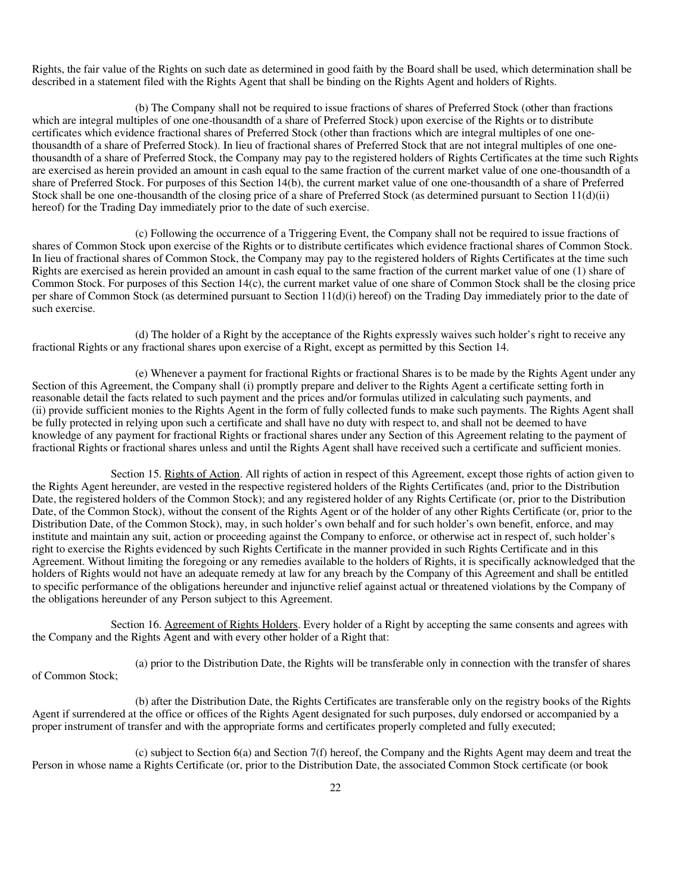Rights, the fair value of the Rights on such date as determined in good faith by the Board shall be used, which determination shall be described in a statement filed with the Rights Agent that shall be binding on the Rights Agent and holders of Rights.

(b) The Company shall not be required to issue fractions of shares of Preferred Stock (other than fractions which are integral multiples of one one-thousandth of a share of Preferred Stock) upon exercise of the Rights or to distribute certificates which evidence fractional shares of Preferred Stock (other than fractions which are integral multiples of one one-thousandth of a share of Preferred Stock). In lieu of fractional shares of Preferred Stock that are not integral multiples of one one-thousandth of a share of Preferred Stock, the Company may pay to the registered holders of Rights Certificates at the time such Rights are exercised as herein provided an amount in cash equal to the same fraction of the current market value of one one-thousandth of a share of Preferred Stock. For purposes of this Section 14(b), the current market value of one one-thousandth of a share of Preferred Stock shall be one one-thousandth of the closing price of a share of Preferred Stock (as determined pursuant to Section 11(d)(ii) hereof) for the Trading Day immediately prior to the date of such exercise.

(c) Following the occurrence of a Triggering Event, the Company shall not be required to issue fractions of shares of Common Stock upon exercise of the Rights or to distribute certificates which evidence fractional shares of Common Stock. In lieu of fractional shares of Common Stock, the Company may pay to the registered holders of Rights Certificates at the time such Rights are exercised as herein provided an amount in cash equal to the same fraction of the current market value of one (1) share of Common Stock. For purposes of this Section 14(c), the current market value of one share of Common Stock shall be the closing price per share of Common Stock (as determined pursuant to Section 11(d)(i) hereof) on the Trading Day immediately prior to the date of such exercise.

(d) The holder of a Right by the acceptance of the Rights expressly waives such holder's right to receive any fractional Rights or any fractional shares upon exercise of a Right, except as permitted by this Section 14.

(e) Whenever a payment for fractional Rights or fractional Shares is to be made by the Rights Agent under any Section of this Agreement, the Company shall (i) promptly prepare and deliver to the Rights Agent a certificate setting forth in reasonable detail the facts related to such payment and the prices and/or formulas utilized in calculating such payments, and (ii) provide sufficient monies to the Rights Agent in the form of fully collected funds to make such payments. The Rights Agent shall be fully protected in relying upon such a certificate and shall have no duty with respect to, and shall not be deemed to have knowledge of any payment for fractional Rights or fractional shares under any Section of this Agreement relating to the payment of fractional Rights or fractional shares unless and until the Rights Agent shall have received such a certificate and sufficient monies.

Section 15. Rights of Action. All rights of action in respect of this Agreement, except those rights of action given to the Rights Agent hereunder, are vested in the respective registered holders of the Rights Certificates (and, prior to the Distribution Date, the registered holders of the Common Stock); and any registered holder of any Rights Certificate (or, prior to the Distribution Date, of the Common Stock), without the consent of the Rights Agent or of the holder of any other Rights Certificate (or, prior to the Distribution Date, of the Common Stock), may, in such holder's own behalf and for such holder's own benefit, enforce, and may institute and maintain any suit, action or proceeding against the Company to enforce, or otherwise act in respect of, such holder's right to exercise the Rights evidenced by such Rights Certificate in the manner provided in such Rights Certificate and in this Agreement. Without limiting the foregoing or any remedies available to the holders of Rights, it is specifically acknowledged that the holders of Rights would not have an adequate remedy at law for any breach by the Company of this Agreement and shall be entitled to specific performance of the obligations hereunder and injunctive relief against actual or threatened violations by the Company of the obligations hereunder of any Person subject to this Agreement.

Section 16. Agreement of Rights Holders. Every holder of a Right by accepting the same consents and agrees with the Company and the Rights Agent and with every other holder of a Right that:

(a) prior to the Distribution Date, the Rights will be transferable only in connection with the transfer of shares of Common Stock;

(b) after the Distribution Date, the Rights Certificates are transferable only on the registry books of the Rights Agent if surrendered at the office or offices of the Rights Agent designated for such purposes, duly endorsed or accompanied by a proper instrument of transfer and with the appropriate forms and certificates properly completed and fully executed;

(c) subject to Section 6(a) and Section 7(f) hereof, the Company and the Rights Agent may deem and treat the Person in whose name a Rights Certificate (or, prior to the Distribution Date, the associated Common Stock certificate (or book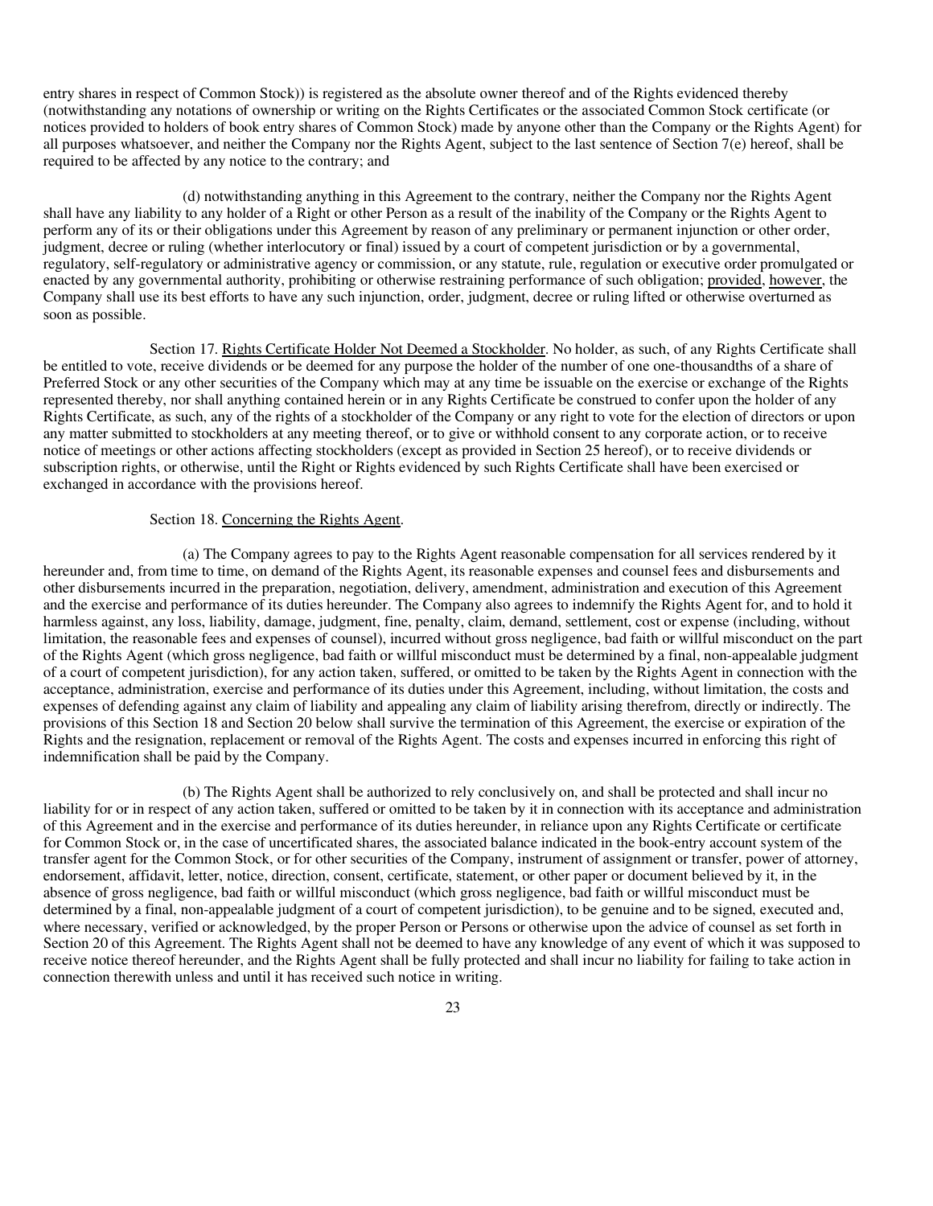entry shares in respect of Common Stock)) is registered as the absolute owner thereof and of the Rights evidenced thereby (notwithstanding any notations of ownership or writing on the Rights Certificates or the associated Common Stock certificate (or notices provided to holders of book entry shares of Common Stock) made by anyone other than the Company or the Rights Agent) for all purposes whatsoever, and neither the Company nor the Rights Agent, subject to the last sentence of Section 7(e) hereof, shall be required to be affected by any notice to the contrary; and

(d) notwithstanding anything in this Agreement to the contrary, neither the Company nor the Rights Agent shall have any liability to any holder of a Right or other Person as a result of the inability of the Company or the Rights Agent to perform any of its or their obligations under this Agreement by reason of any preliminary or permanent injunction or other order, judgment, decree or ruling (whether interlocutory or final) issued by a court of competent jurisdiction or by a governmental, regulatory, self-regulatory or administrative agency or commission, or any statute, rule, regulation or executive order promulgated or enacted by any governmental authority, prohibiting or otherwise restraining performance of such obligation; provided, however, the Company shall use its best efforts to have any such injunction, order, judgment, decree or ruling lifted or otherwise overturned as soon as possible.

Section 17. Rights Certificate Holder Not Deemed a Stockholder. No holder, as such, of any Rights Certificate shall be entitled to vote, receive dividends or be deemed for any purpose the holder of the number of one one-thousandths of a share of Preferred Stock or any other securities of the Company which may at any time be issuable on the exercise or exchange of the Rights represented thereby, nor shall anything contained herein or in any Rights Certificate be construed to confer upon the holder of any Rights Certificate, as such, any of the rights of a stockholder of the Company or any right to vote for the election of directors or upon any matter submitted to stockholders at any meeting thereof, or to give or withhold consent to any corporate action, or to receive notice of meetings or other actions affecting stockholders (except as provided in Section 25 hereof), or to receive dividends or subscription rights, or otherwise, until the Right or Rights evidenced by such Rights Certificate shall have been exercised or exchanged in accordance with the provisions hereof.

Section 18. Concerning the Rights Agent.

(a) The Company agrees to pay to the Rights Agent reasonable compensation for all services rendered by it hereunder and, from time to time, on demand of the Rights Agent, its reasonable expenses and counsel fees and disbursements and other disbursements incurred in the preparation, negotiation, delivery, amendment, administration and execution of this Agreement and the exercise and performance of its duties hereunder. The Company also agrees to indemnify the Rights Agent for, and to hold it harmless against, any loss, liability, damage, judgment, fine, penalty, claim, demand, settlement, cost or expense (including, without limitation, the reasonable fees and expenses of counsel), incurred without gross negligence, bad faith or willful misconduct on the part of the Rights Agent (which gross negligence, bad faith or willful misconduct must be determined by a final, non-appealable judgment of a court of competent jurisdiction), for any action taken, suffered, or omitted to be taken by the Rights Agent in connection with the acceptance, administration, exercise and performance of its duties under this Agreement, including, without limitation, the costs and expenses of defending against any claim of liability and appealing any claim of liability arising therefrom, directly or indirectly. The provisions of this Section 18 and Section 20 below shall survive the termination of this Agreement, the exercise or expiration of the Rights and the resignation, replacement or removal of the Rights Agent. The costs and expenses incurred in enforcing this right of indemnification shall be paid by the Company.

(b) The Rights Agent shall be authorized to rely conclusively on, and shall be protected and shall incur no liability for or in respect of any action taken, suffered or omitted to be taken by it in connection with its acceptance and administration of this Agreement and in the exercise and performance of its duties hereunder, in reliance upon any Rights Certificate or certificate for Common Stock or, in the case of uncertificated shares, the associated balance indicated in the book-entry account system of the transfer agent for the Common Stock, or for other securities of the Company, instrument of assignment or transfer, power of attorney, endorsement, affidavit, letter, notice, direction, consent, certificate, statement, or other paper or document believed by it, in the absence of gross negligence, bad faith or willful misconduct (which gross negligence, bad faith or willful misconduct must be determined by a final, non-appealable judgment of a court of competent jurisdiction), to be genuine and to be signed, executed and, where necessary, verified or acknowledged, by the proper Person or Persons or otherwise upon the advice of counsel as set forth in Section 20 of this Agreement. The Rights Agent shall not be deemed to have any knowledge of any event of which it was supposed to receive notice thereof hereunder, and the Rights Agent shall be fully protected and shall incur no liability for failing to take action in connection therewith unless and until it has received such notice in writing.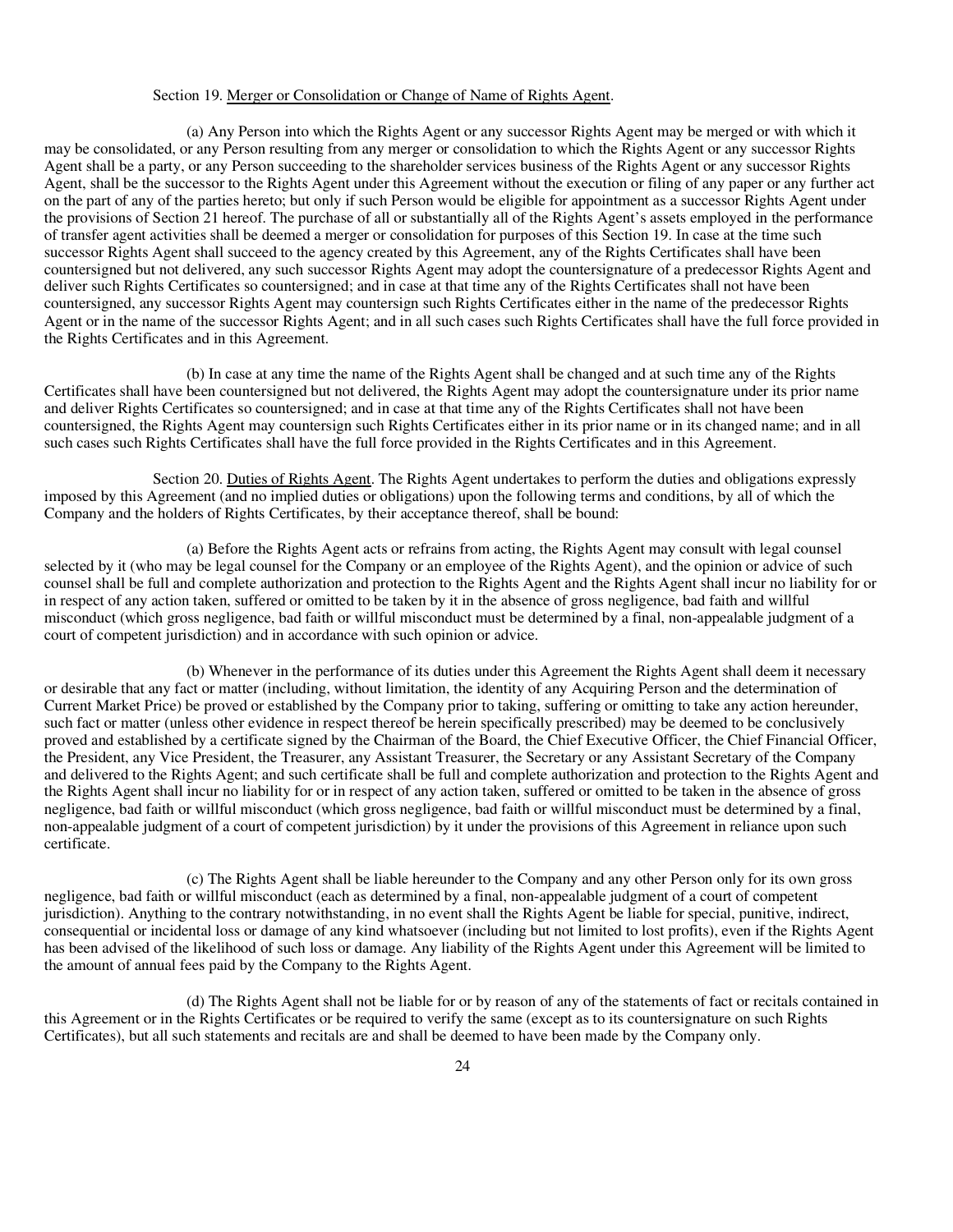Section 19. Merger or Consolidation or Change of Name of Rights Agent.

(a) Any Person into which the Rights Agent or any successor Rights Agent may be merged or with which it may be consolidated, or any Person resulting from any merger or consolidation to which the Rights Agent or any successor Rights Agent shall be a party, or any Person succeeding to the shareholder services business of the Rights Agent or any successor Rights Agent, shall be the successor to the Rights Agent under this Agreement without the execution or filing of any paper or any further act on the part of any of the parties hereto; but only if such Person would be eligible for appointment as a successor Rights Agent under the provisions of Section 21 hereof. The purchase of all or substantially all of the Rights Agent's assets employed in the performance of transfer agent activities shall be deemed a merger or consolidation for purposes of this Section 19. In case at the time such successor Rights Agent shall succeed to the agency created by this Agreement, any of the Rights Certificates shall have been countersigned but not delivered, any such successor Rights Agent may adopt the countersignature of a predecessor Rights Agent and deliver such Rights Certificates so countersigned; and in case at that time any of the Rights Certificates shall not have been countersigned, any successor Rights Agent may countersign such Rights Certificates either in the name of the predecessor Rights Agent or in the name of the successor Rights Agent; and in all such cases such Rights Certificates shall have the full force provided in the Rights Certificates and in this Agreement.

(b) In case at any time the name of the Rights Agent shall be changed and at such time any of the Rights Certificates shall have been countersigned but not delivered, the Rights Agent may adopt the countersignature under its prior name and deliver Rights Certificates so countersigned; and in case at that time any of the Rights Certificates shall not have been countersigned, the Rights Agent may countersign such Rights Certificates either in its prior name or in its changed name; and in all such cases such Rights Certificates shall have the full force provided in the Rights Certificates and in this Agreement.

Section 20. Duties of Rights Agent. The Rights Agent undertakes to perform the duties and obligations expressly imposed by this Agreement (and no implied duties or obligations) upon the following terms and conditions, by all of which the Company and the holders of Rights Certificates, by their acceptance thereof, shall be bound:

(a) Before the Rights Agent acts or refrains from acting, the Rights Agent may consult with legal counsel selected by it (who may be legal counsel for the Company or an employee of the Rights Agent), and the opinion or advice of such counsel shall be full and complete authorization and protection to the Rights Agent and the Rights Agent shall incur no liability for or in respect of any action taken, suffered or omitted to be taken by it in the absence of gross negligence, bad faith and willful misconduct (which gross negligence, bad faith or willful misconduct must be determined by a final, non-appealable judgment of a court of competent jurisdiction) and in accordance with such opinion or advice.

(b) Whenever in the performance of its duties under this Agreement the Rights Agent shall deem it necessary or desirable that any fact or matter (including, without limitation, the identity of any Acquiring Person and the determination of Current Market Price) be proved or established by the Company prior to taking, suffering or omitting to take any action hereunder, such fact or matter (unless other evidence in respect thereof be herein specifically prescribed) may be deemed to be conclusively proved and established by a certificate signed by the Chairman of the Board, the Chief Executive Officer, the Chief Financial Officer, the President, any Vice President, the Treasurer, any Assistant Treasurer, the Secretary or any Assistant Secretary of the Company and delivered to the Rights Agent; and such certificate shall be full and complete authorization and protection to the Rights Agent and the Rights Agent shall incur no liability for or in respect of any action taken, suffered or omitted to be taken in the absence of gross negligence, bad faith or willful misconduct (which gross negligence, bad faith or willful misconduct must be determined by a final, non-appealable judgment of a court of competent jurisdiction) by it under the provisions of this Agreement in reliance upon such certificate.

(c) The Rights Agent shall be liable hereunder to the Company and any other Person only for its own gross negligence, bad faith or willful misconduct (each as determined by a final, non-appealable judgment of a court of competent jurisdiction). Anything to the contrary notwithstanding, in no event shall the Rights Agent be liable for special, punitive, indirect, consequential or incidental loss or damage of any kind whatsoever (including but not limited to lost profits), even if the Rights Agent has been advised of the likelihood of such loss or damage. Any liability of the Rights Agent under this Agreement will be limited to the amount of annual fees paid by the Company to the Rights Agent.

(d) The Rights Agent shall not be liable for or by reason of any of the statements of fact or recitals contained in this Agreement or in the Rights Certificates or be required to verify the same (except as to its countersignature on such Rights Certificates), but all such statements and recitals are and shall be deemed to have been made by the Company only.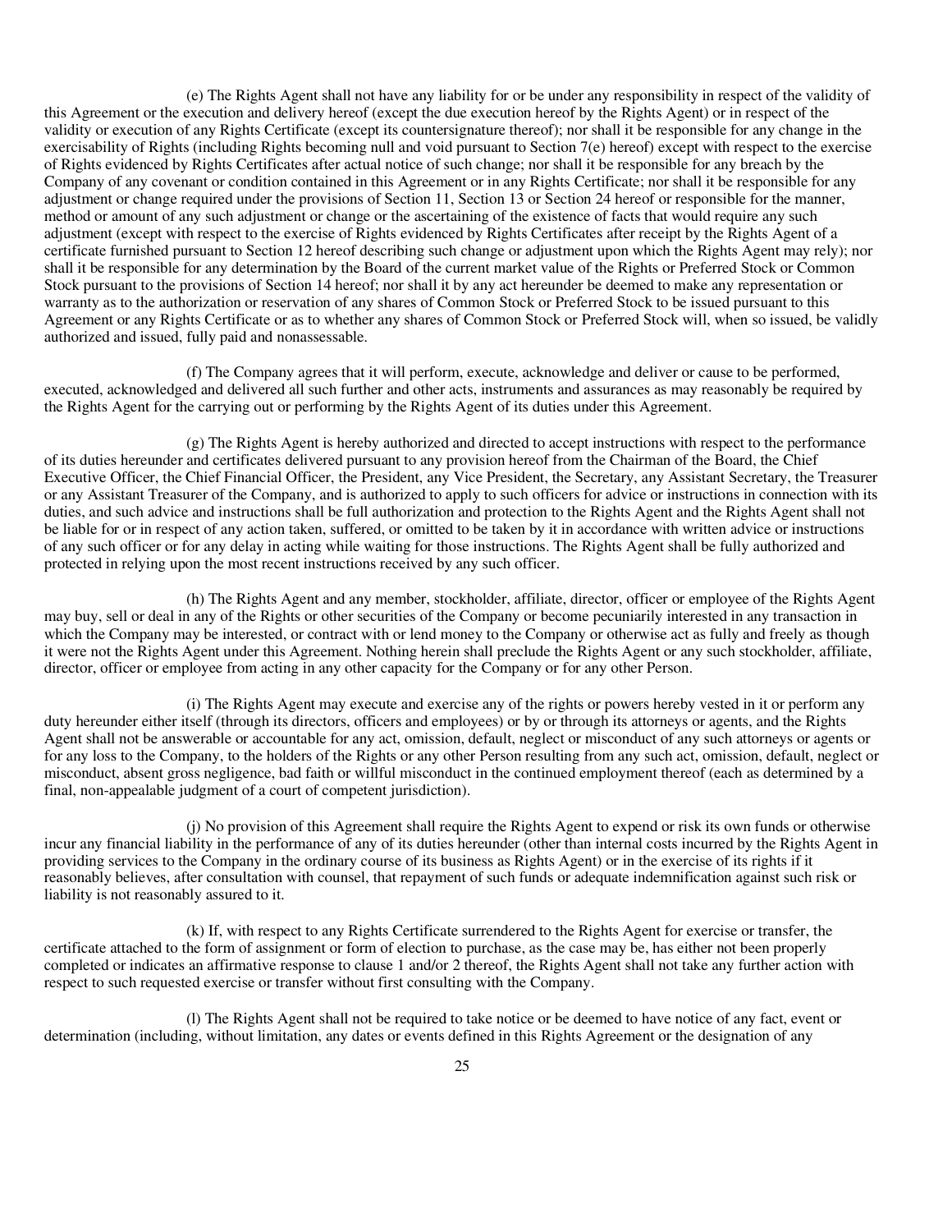(e) The Rights Agent shall not have any liability for or be under any responsibility in respect of the validity of this Agreement or the execution and delivery hereof (except the due execution hereof by the Rights Agent) or in respect of the validity or execution of any Rights Certificate (except its countersignature thereof); nor shall it be responsible for any change in the exercisability of Rights (including Rights becoming null and void pursuant to Section 7(e) hereof) except with respect to the exercise of Rights evidenced by Rights Certificates after actual notice of such change; nor shall it be responsible for any breach by the Company of any covenant or condition contained in this Agreement or in any Rights Certificate; nor shall it be responsible for any adjustment or change required under the provisions of Section 11, Section 13 or Section 24 hereof or responsible for the manner, method or amount of any such adjustment or change or the ascertaining of the existence of facts that would require any such adjustment (except with respect to the exercise of Rights evidenced by Rights Certificates after receipt by the Rights Agent of a certificate furnished pursuant to Section 12 hereof describing such change or adjustment upon which the Rights Agent may rely); nor shall it be responsible for any determination by the Board of the current market value of the Rights or Preferred Stock or Common Stock pursuant to the provisions of Section 14 hereof; nor shall it by any act hereunder be deemed to make any representation or warranty as to the authorization or reservation of any shares of Common Stock or Preferred Stock to be issued pursuant to this Agreement or any Rights Certificate or as to whether any shares of Common Stock or Preferred Stock will, when so issued, be validly authorized and issued, fully paid and nonassessable.

(f) The Company agrees that it will perform, execute, acknowledge and deliver or cause to be performed, executed, acknowledged and delivered all such further and other acts, instruments and assurances as may reasonably be required by the Rights Agent for the carrying out or performing by the Rights Agent of its duties under this Agreement.

(g) The Rights Agent is hereby authorized and directed to accept instructions with respect to the performance of its duties hereunder and certificates delivered pursuant to any provision hereof from the Chairman of the Board, the Chief Executive Officer, the Chief Financial Officer, the President, any Vice President, the Secretary, any Assistant Secretary, the Treasurer or any Assistant Treasurer of the Company, and is authorized to apply to such officers for advice or instructions in connection with its duties, and such advice and instructions shall be full authorization and protection to the Rights Agent and the Rights Agent shall not be liable for or in respect of any action taken, suffered, or omitted to be taken by it in accordance with written advice or instructions of any such officer or for any delay in acting while waiting for those instructions. The Rights Agent shall be fully authorized and protected in relying upon the most recent instructions received by any such officer.

(h) The Rights Agent and any member, stockholder, affiliate, director, officer or employee of the Rights Agent may buy, sell or deal in any of the Rights or other securities of the Company or become pecuniarily interested in any transaction in which the Company may be interested, or contract with or lend money to the Company or otherwise act as fully and freely as though it were not the Rights Agent under this Agreement. Nothing herein shall preclude the Rights Agent or any such stockholder, affiliate, director, officer or employee from acting in any other capacity for the Company or for any other Person.

(i) The Rights Agent may execute and exercise any of the rights or powers hereby vested in it or perform any duty hereunder either itself (through its directors, officers and employees) or by or through its attorneys or agents, and the Rights Agent shall not be answerable or accountable for any act, omission, default, neglect or misconduct of any such attorneys or agents or for any loss to the Company, to the holders of the Rights or any other Person resulting from any such act, omission, default, neglect or misconduct, absent gross negligence, bad faith or willful misconduct in the continued employment thereof (each as determined by a final, non-appealable judgment of a court of competent jurisdiction).

(j) No provision of this Agreement shall require the Rights Agent to expend or risk its own funds or otherwise incur any financial liability in the performance of any of its duties hereunder (other than internal costs incurred by the Rights Agent in providing services to the Company in the ordinary course of its business as Rights Agent) or in the exercise of its rights if it reasonably believes, after consultation with counsel, that repayment of such funds or adequate indemnification against such risk or liability is not reasonably assured to it.

(k) If, with respect to any Rights Certificate surrendered to the Rights Agent for exercise or transfer, the certificate attached to the form of assignment or form of election to purchase, as the case may be, has either not been properly completed or indicates an affirmative response to clause 1 and/or 2 thereof, the Rights Agent shall not take any further action with respect to such requested exercise or transfer without first consulting with the Company.

(l) The Rights Agent shall not be required to take notice or be deemed to have notice of any fact, event or determination (including, without limitation, any dates or events defined in this Rights Agreement or the designation of any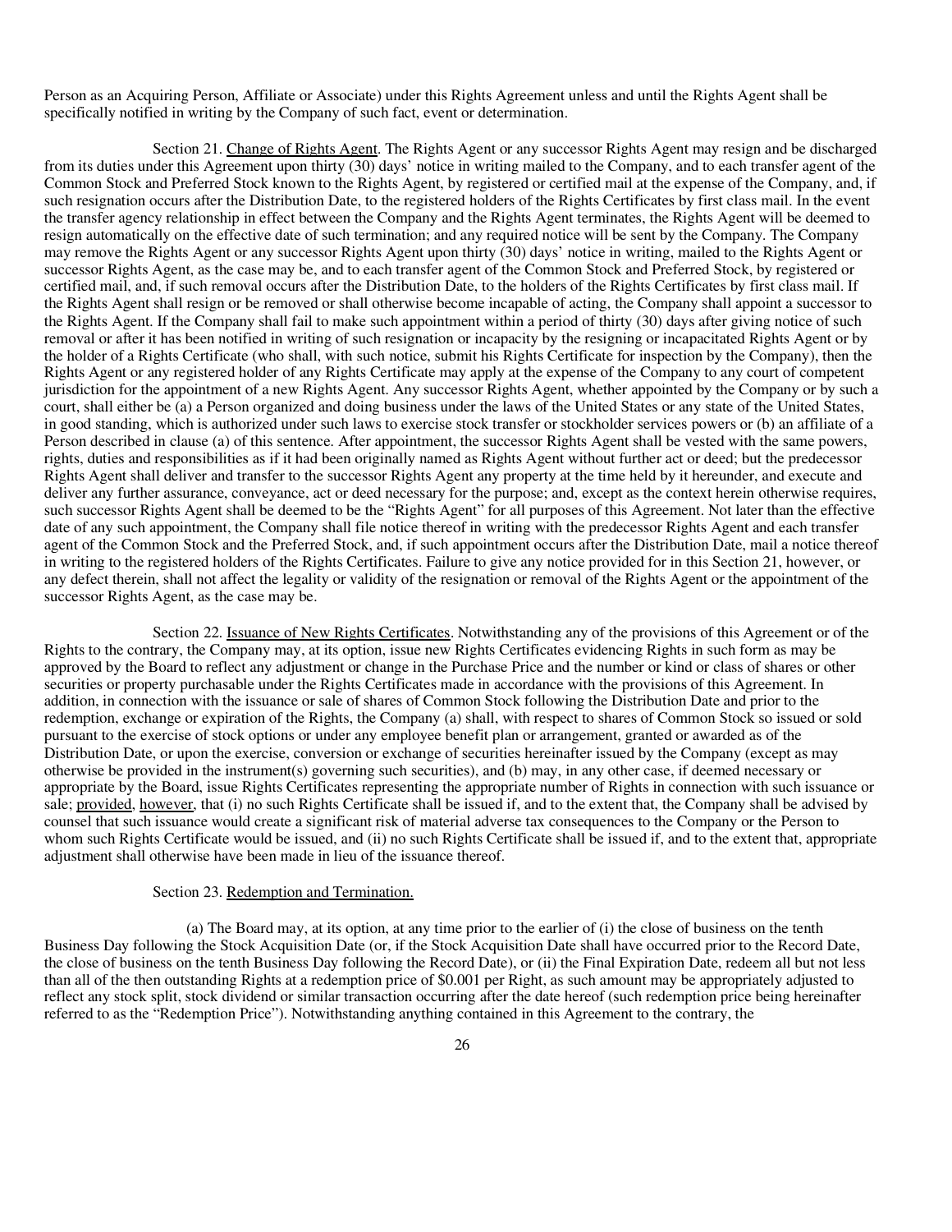Person as an Acquiring Person, Affiliate or Associate) under this Rights Agreement unless and until the Rights Agent shall be specifically notified in writing by the Company of such fact, event or determination.

Section 21. Change of Rights Agent. The Rights Agent or any successor Rights Agent may resign and be discharged from its duties under this Agreement upon thirty (30) days' notice in writing mailed to the Company, and to each transfer agent of the Common Stock and Preferred Stock known to the Rights Agent, by registered or certified mail at the expense of the Company, and, if such resignation occurs after the Distribution Date, to the registered holders of the Rights Certificates by first class mail. In the event the transfer agency relationship in effect between the Company and the Rights Agent terminates, the Rights Agent will be deemed to resign automatically on the effective date of such termination; and any required notice will be sent by the Company. The Company may remove the Rights Agent or any successor Rights Agent upon thirty (30) days' notice in writing, mailed to the Rights Agent or successor Rights Agent, as the case may be, and to each transfer agent of the Common Stock and Preferred Stock, by registered or certified mail, and, if such removal occurs after the Distribution Date, to the holders of the Rights Certificates by first class mail. If the Rights Agent shall resign or be removed or shall otherwise become incapable of acting, the Company shall appoint a successor to the Rights Agent. If the Company shall fail to make such appointment within a period of thirty (30) days after giving notice of such removal or after it has been notified in writing of such resignation or incapacity by the resigning or incapacitated Rights Agent or by the holder of a Rights Certificate (who shall, with such notice, submit his Rights Certificate for inspection by the Company), then the Rights Agent or any registered holder of any Rights Certificate may apply at the expense of the Company to any court of competent jurisdiction for the appointment of a new Rights Agent. Any successor Rights Agent, whether appointed by the Company or by such a court, shall either be (a) a Person organized and doing business under the laws of the United States or any state of the United States, in good standing, which is authorized under such laws to exercise stock transfer or stockholder services powers or (b) an affiliate of a Person described in clause (a) of this sentence. After appointment, the successor Rights Agent shall be vested with the same powers, rights, duties and responsibilities as if it had been originally named as Rights Agent without further act or deed; but the predecessor Rights Agent shall deliver and transfer to the successor Rights Agent any property at the time held by it hereunder, and execute and deliver any further assurance, conveyance, act or deed necessary for the purpose; and, except as the context herein otherwise requires, such successor Rights Agent shall be deemed to be the "Rights Agent" for all purposes of this Agreement. Not later than the effective date of any such appointment, the Company shall file notice thereof in writing with the predecessor Rights Agent and each transfer agent of the Common Stock and the Preferred Stock, and, if such appointment occurs after the Distribution Date, mail a notice thereof in writing to the registered holders of the Rights Certificates. Failure to give any notice provided for in this Section 21, however, or any defect therein, shall not affect the legality or validity of the resignation or removal of the Rights Agent or the appointment of the successor Rights Agent, as the case may be.

Section 22. Issuance of New Rights Certificates. Notwithstanding any of the provisions of this Agreement or of the Rights to the contrary, the Company may, at its option, issue new Rights Certificates evidencing Rights in such form as may be approved by the Board to reflect any adjustment or change in the Purchase Price and the number or kind or class of shares or other securities or property purchasable under the Rights Certificates made in accordance with the provisions of this Agreement. In addition, in connection with the issuance or sale of shares of Common Stock following the Distribution Date and prior to the redemption, exchange or expiration of the Rights, the Company (a) shall, with respect to shares of Common Stock so issued or sold pursuant to the exercise of stock options or under any employee benefit plan or arrangement, granted or awarded as of the Distribution Date, or upon the exercise, conversion or exchange of securities hereinafter issued by the Company (except as may otherwise be provided in the instrument(s) governing such securities), and (b) may, in any other case, if deemed necessary or appropriate by the Board, issue Rights Certificates representing the appropriate number of Rights in connection with such issuance or sale; provided, however, that (i) no such Rights Certificate shall be issued if, and to the extent that, the Company shall be advised by counsel that such issuance would create a significant risk of material adverse tax consequences to the Company or the Person to whom such Rights Certificate would be issued, and (ii) no such Rights Certificate shall be issued if, and to the extent that, appropriate adjustment shall otherwise have been made in lieu of the issuance thereof.

Section 23. Redemption and Termination.

(a) The Board may, at its option, at any time prior to the earlier of (i) the close of business on the tenth Business Day following the Stock Acquisition Date (or, if the Stock Acquisition Date shall have occurred prior to the Record Date, the close of business on the tenth Business Day following the Record Date), or (ii) the Final Expiration Date, redeem all but not less than all of the then outstanding Rights at a redemption price of $0.001 per Right, as such amount may be appropriately adjusted to reflect any stock split, stock dividend or similar transaction occurring after the date hereof (such redemption price being hereinafter referred to as the "Redemption Price"). Notwithstanding anything contained in this Agreement to the contrary, the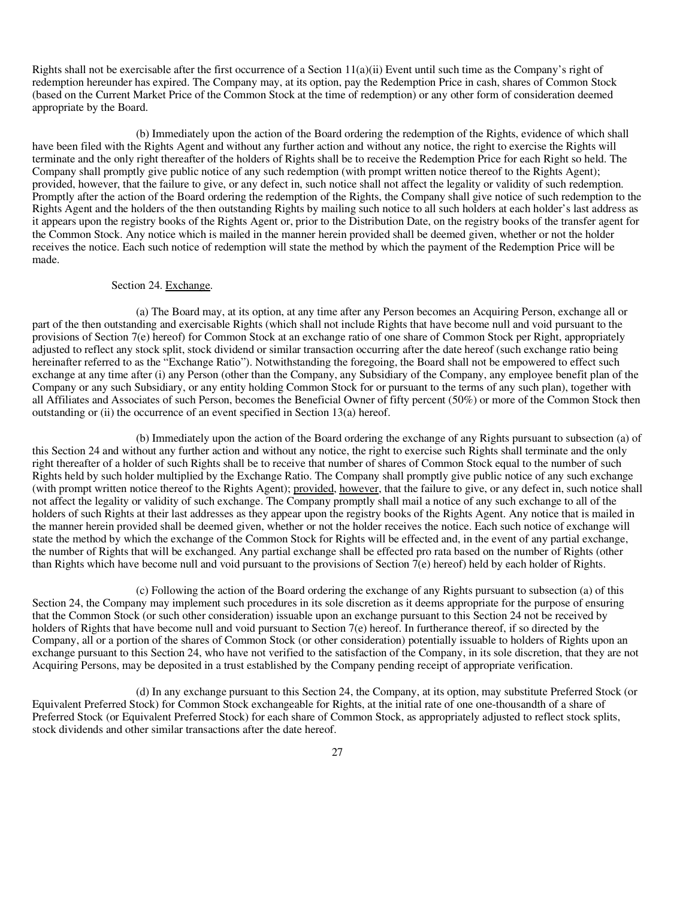Rights shall not be exercisable after the first occurrence of a Section 11(a)(ii) Event until such time as the Company's right of redemption hereunder has expired. The Company may, at its option, pay the Redemption Price in cash, shares of Common Stock (based on the Current Market Price of the Common Stock at the time of redemption) or any other form of consideration deemed appropriate by the Board.

(b) Immediately upon the action of the Board ordering the redemption of the Rights, evidence of which shall have been filed with the Rights Agent and without any further action and without any notice, the right to exercise the Rights will terminate and the only right thereafter of the holders of Rights shall be to receive the Redemption Price for each Right so held. The Company shall promptly give public notice of any such redemption (with prompt written notice thereof to the Rights Agent); provided, however, that the failure to give, or any defect in, such notice shall not affect the legality or validity of such redemption. Promptly after the action of the Board ordering the redemption of the Rights, the Company shall give notice of such redemption to the Rights Agent and the holders of the then outstanding Rights by mailing such notice to all such holders at each holder's last address as it appears upon the registry books of the Rights Agent or, prior to the Distribution Date, on the registry books of the transfer agent for the Common Stock. Any notice which is mailed in the manner herein provided shall be deemed given, whether or not the holder receives the notice. Each such notice of redemption will state the method by which the payment of the Redemption Price will be made.

Section 24. <u>Exchange</u>.

(a) The Board may, at its option, at any time after any Person becomes an Acquiring Person, exchange all or part of the then outstanding and exercisable Rights (which shall not include Rights that have become null and void pursuant to the provisions of Section 7(e) hereof) for Common Stock at an exchange ratio of one share of Common Stock per Right, appropriately adjusted to reflect any stock split, stock dividend or similar transaction occurring after the date hereof (such exchange ratio being hereinafter referred to as the "Exchange Ratio"). Notwithstanding the foregoing, the Board shall not be empowered to effect such exchange at any time after (i) any Person (other than the Company, any Subsidiary of the Company, any employee benefit plan of the Company or any such Subsidiary, or any entity holding Common Stock for or pursuant to the terms of any such plan), together with all Affiliates and Associates of such Person, becomes the Beneficial Owner of fifty percent (50%) or more of the Common Stock then outstanding or (ii) the occurrence of an event specified in Section 13(a) hereof.

(b) Immediately upon the action of the Board ordering the exchange of any Rights pursuant to subsection (a) of this Section 24 and without any further action and without any notice, the right to exercise such Rights shall terminate and the only right thereafter of a holder of such Rights shall be to receive that number of shares of Common Stock equal to the number of such Rights held by such holder multiplied by the Exchange Ratio. The Company shall promptly give public notice of any such exchange (with prompt written notice thereof to the Rights Agent); <u>provided</u>, <u>however</u>, that the failure to give, or any defect in, such notice shall not affect the legality or validity of such exchange. The Company promptly shall mail a notice of any such exchange to all of the holders of such Rights at their last addresses as they appear upon the registry books of the Rights Agent. Any notice that is mailed in the manner herein provided shall be deemed given, whether or not the holder receives the notice. Each such notice of exchange will state the method by which the exchange of the Common Stock for Rights will be effected and, in the event of any partial exchange, the number of Rights that will be exchanged. Any partial exchange shall be effected pro rata based on the number of Rights (other than Rights which have become null and void pursuant to the provisions of Section 7(e) hereof) held by each holder of Rights.

(c) Following the action of the Board ordering the exchange of any Rights pursuant to subsection (a) of this Section 24, the Company may implement such procedures in its sole discretion as it deems appropriate for the purpose of ensuring that the Common Stock (or such other consideration) issuable upon an exchange pursuant to this Section 24 not be received by holders of Rights that have become null and void pursuant to Section 7(e) hereof. In furtherance thereof, if so directed by the Company, all or a portion of the shares of Common Stock (or other consideration) potentially issuable to holders of Rights upon an exchange pursuant to this Section 24, who have not verified to the satisfaction of the Company, in its sole discretion, that they are not Acquiring Persons, may be deposited in a trust established by the Company pending receipt of appropriate verification.

(d) In any exchange pursuant to this Section 24, the Company, at its option, may substitute Preferred Stock (or Equivalent Preferred Stock) for Common Stock exchangeable for Rights, at the initial rate of one one-thousandth of a share of Preferred Stock (or Equivalent Preferred Stock) for each share of Common Stock, as appropriately adjusted to reflect stock splits, stock dividends and other similar transactions after the date hereof.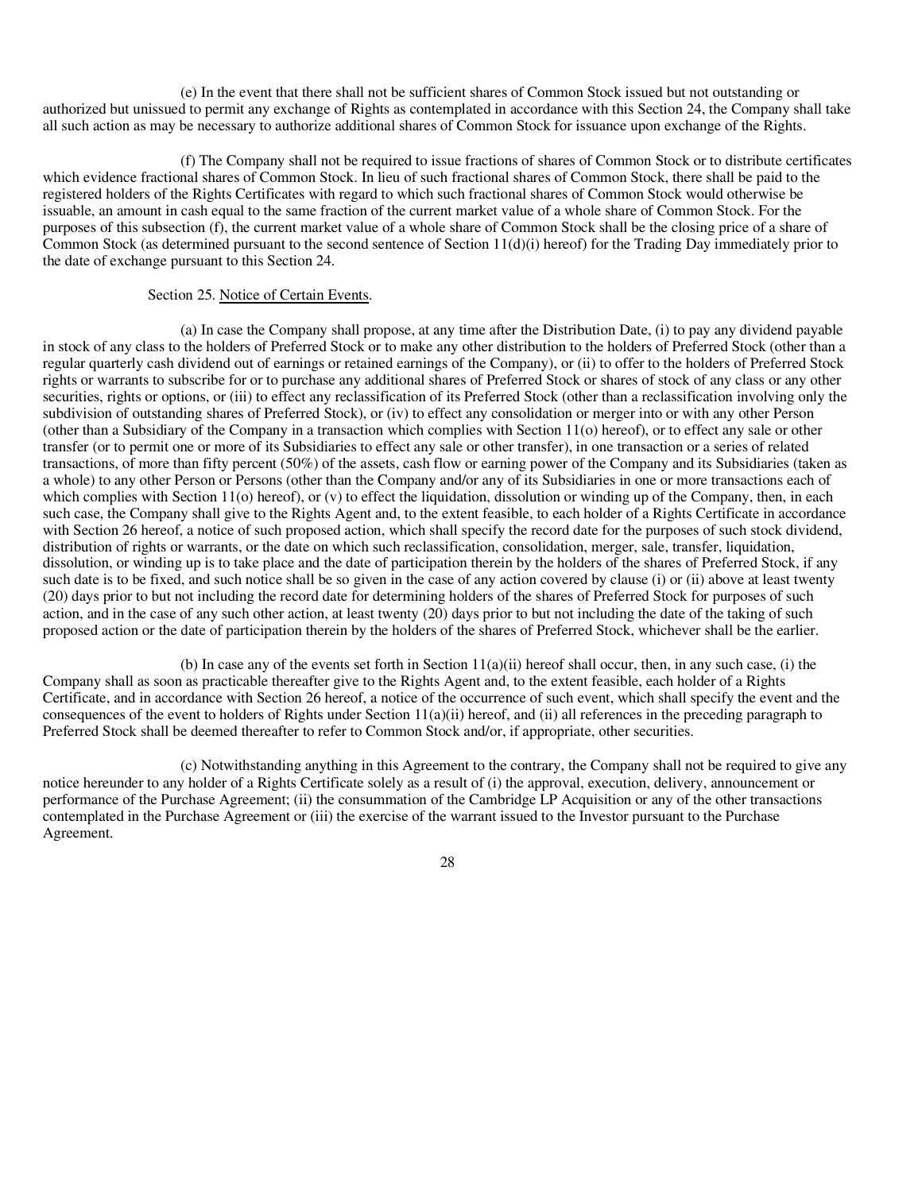(e) In the event that there shall not be sufficient shares of Common Stock issued but not outstanding or authorized but unissued to permit any exchange of Rights as contemplated in accordance with this Section 24, the Company shall take all such action as may be necessary to authorize additional shares of Common Stock for issuance upon exchange of the Rights.

(f) The Company shall not be required to issue fractions of shares of Common Stock or to distribute certificates which evidence fractional shares of Common Stock. In lieu of such fractional shares of Common Stock, there shall be paid to the registered holders of the Rights Certificates with regard to which such fractional shares of Common Stock would otherwise be issuable, an amount in cash equal to the same fraction of the current market value of a whole share of Common Stock. For the purposes of this subsection (f), the current market value of a whole share of Common Stock shall be the closing price of a share of Common Stock (as determined pursuant to the second sentence of Section 11(d)(i) hereof) for the Trading Day immediately prior to the date of exchange pursuant to this Section 24.

Section 25. Notice of Certain Events.

(a) In case the Company shall propose, at any time after the Distribution Date, (i) to pay any dividend payable in stock of any class to the holders of Preferred Stock or to make any other distribution to the holders of Preferred Stock (other than a regular quarterly cash dividend out of earnings or retained earnings of the Company), or (ii) to offer to the holders of Preferred Stock rights or warrants to subscribe for or to purchase any additional shares of Preferred Stock or shares of stock of any class or any other securities, rights or options, or (iii) to effect any reclassification of its Preferred Stock (other than a reclassification involving only the subdivision of outstanding shares of Preferred Stock), or (iv) to effect any consolidation or merger into or with any other Person (other than a Subsidiary of the Company in a transaction which complies with Section 11(o) hereof), or to effect any sale or other transfer (or to permit one or more of its Subsidiaries to effect any sale or other transfer), in one transaction or a series of related transactions, of more than fifty percent (50%) of the assets, cash flow or earning power of the Company and its Subsidiaries (taken as a whole) to any other Person or Persons (other than the Company and/or any of its Subsidiaries in one or more transactions each of which complies with Section 11(o) hereof), or (v) to effect the liquidation, dissolution or winding up of the Company, then, in each such case, the Company shall give to the Rights Agent and, to the extent feasible, to each holder of a Rights Certificate in accordance with Section 26 hereof, a notice of such proposed action, which shall specify the record date for the purposes of such stock dividend, distribution of rights or warrants, or the date on which such reclassification, consolidation, merger, sale, transfer, liquidation, dissolution, or winding up is to take place and the date of participation therein by the holders of the shares of Preferred Stock, if any such date is to be fixed, and such notice shall be so given in the case of any action covered by clause (i) or (ii) above at least twenty (20) days prior to but not including the record date for determining holders of the shares of Preferred Stock for purposes of such action, and in the case of any such other action, at least twenty (20) days prior to but not including the date of the taking of such proposed action or the date of participation therein by the holders of the shares of Preferred Stock, whichever shall be the earlier.

(b) In case any of the events set forth in Section 11(a)(ii) hereof shall occur, then, in any such case, (i) the Company shall as soon as practicable thereafter give to the Rights Agent and, to the extent feasible, each holder of a Rights Certificate, and in accordance with Section 26 hereof, a notice of the occurrence of such event, which shall specify the event and the consequences of the event to holders of Rights under Section 11(a)(ii) hereof, and (ii) all references in the preceding paragraph to Preferred Stock shall be deemed thereafter to refer to Common Stock and/or, if appropriate, other securities.

(c) Notwithstanding anything in this Agreement to the contrary, the Company shall not be required to give any notice hereunder to any holder of a Rights Certificate solely as a result of (i) the approval, execution, delivery, announcement or performance of the Purchase Agreement; (ii) the consummation of the Cambridge LP Acquisition or any of the other transactions contemplated in the Purchase Agreement or (iii) the exercise of the warrant issued to the Investor pursuant to the Purchase Agreement.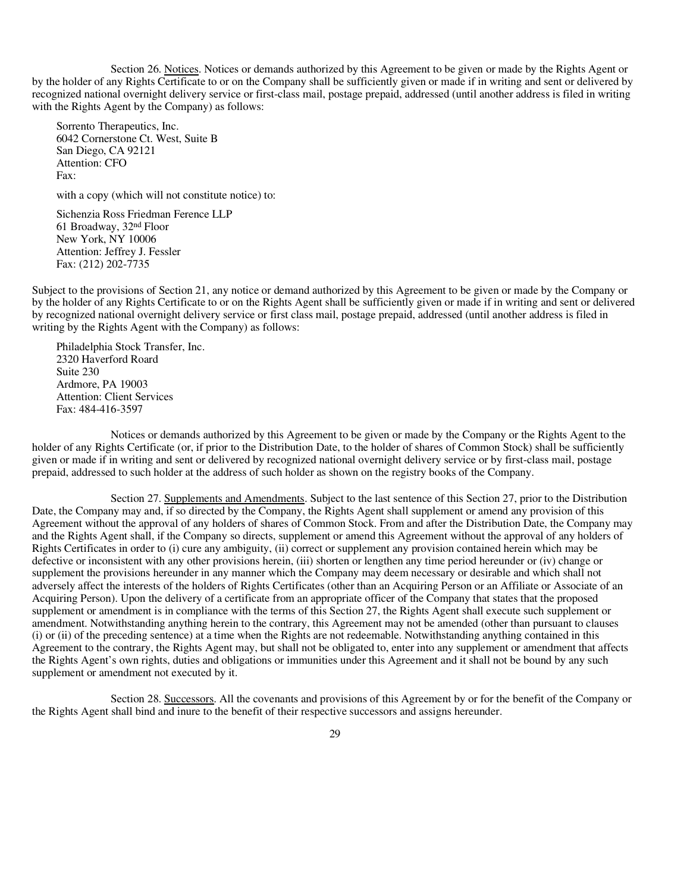Section 26. Notices. Notices or demands authorized by this Agreement to be given or made by the Rights Agent or by the holder of any Rights Certificate to or on the Company shall be sufficiently given or made if in writing and sent or delivered by recognized national overnight delivery service or first-class mail, postage prepaid, addressed (until another address is filed in writing with the Rights Agent by the Company) as follows:

Sorrento Therapeutics, Inc.
6042 Cornerstone Ct. West, Suite B
San Diego, CA 92121
Attention: CFO
Fax:

with a copy (which will not constitute notice) to:

Sichenzia Ross Friedman Ference LLP
61 Broadway, 32nd Floor
New York, NY 10006
Attention: Jeffrey J. Fessler
Fax: (212) 202-7735

Subject to the provisions of Section 21, any notice or demand authorized by this Agreement to be given or made by the Company or by the holder of any Rights Certificate to or on the Rights Agent shall be sufficiently given or made if in writing and sent or delivered by recognized national overnight delivery service or first class mail, postage prepaid, addressed (until another address is filed in writing by the Rights Agent with the Company) as follows:

Philadelphia Stock Transfer, Inc.
2320 Haverford Road
Suite 230
Ardmore, PA 19003
Attention: Client Services
Fax: 484-416-3597

Notices or demands authorized by this Agreement to be given or made by the Company or the Rights Agent to the holder of any Rights Certificate (or, if prior to the Distribution Date, to the holder of shares of Common Stock) shall be sufficiently given or made if in writing and sent or delivered by recognized national overnight delivery service or by first-class mail, postage prepaid, addressed to such holder at the address of such holder as shown on the registry books of the Company.

Section 27. Supplements and Amendments. Subject to the last sentence of this Section 27, prior to the Distribution Date, the Company may and, if so directed by the Company, the Rights Agent shall supplement or amend any provision of this Agreement without the approval of any holders of shares of Common Stock. From and after the Distribution Date, the Company may and the Rights Agent shall, if the Company so directs, supplement or amend this Agreement without the approval of any holders of Rights Certificates in order to (i) cure any ambiguity, (ii) correct or supplement any provision contained herein which may be defective or inconsistent with any other provisions herein, (iii) shorten or lengthen any time period hereunder or (iv) change or supplement the provisions hereunder in any manner which the Company may deem necessary or desirable and which shall not adversely affect the interests of the holders of Rights Certificates (other than an Acquiring Person or an Affiliate or Associate of an Acquiring Person). Upon the delivery of a certificate from an appropriate officer of the Company that states that the proposed supplement or amendment is in compliance with the terms of this Section 27, the Rights Agent shall execute such supplement or amendment. Notwithstanding anything herein to the contrary, this Agreement may not be amended (other than pursuant to clauses (i) or (ii) of the preceding sentence) at a time when the Rights are not redeemable. Notwithstanding anything contained in this Agreement to the contrary, the Rights Agent may, but shall not be obligated to, enter into any supplement or amendment that affects the Rights Agent's own rights, duties and obligations or immunities under this Agreement and it shall not be bound by any such supplement or amendment not executed by it.

Section 28. Successors. All the covenants and provisions of this Agreement by or for the benefit of the Company or the Rights Agent shall bind and inure to the benefit of their respective successors and assigns hereunder.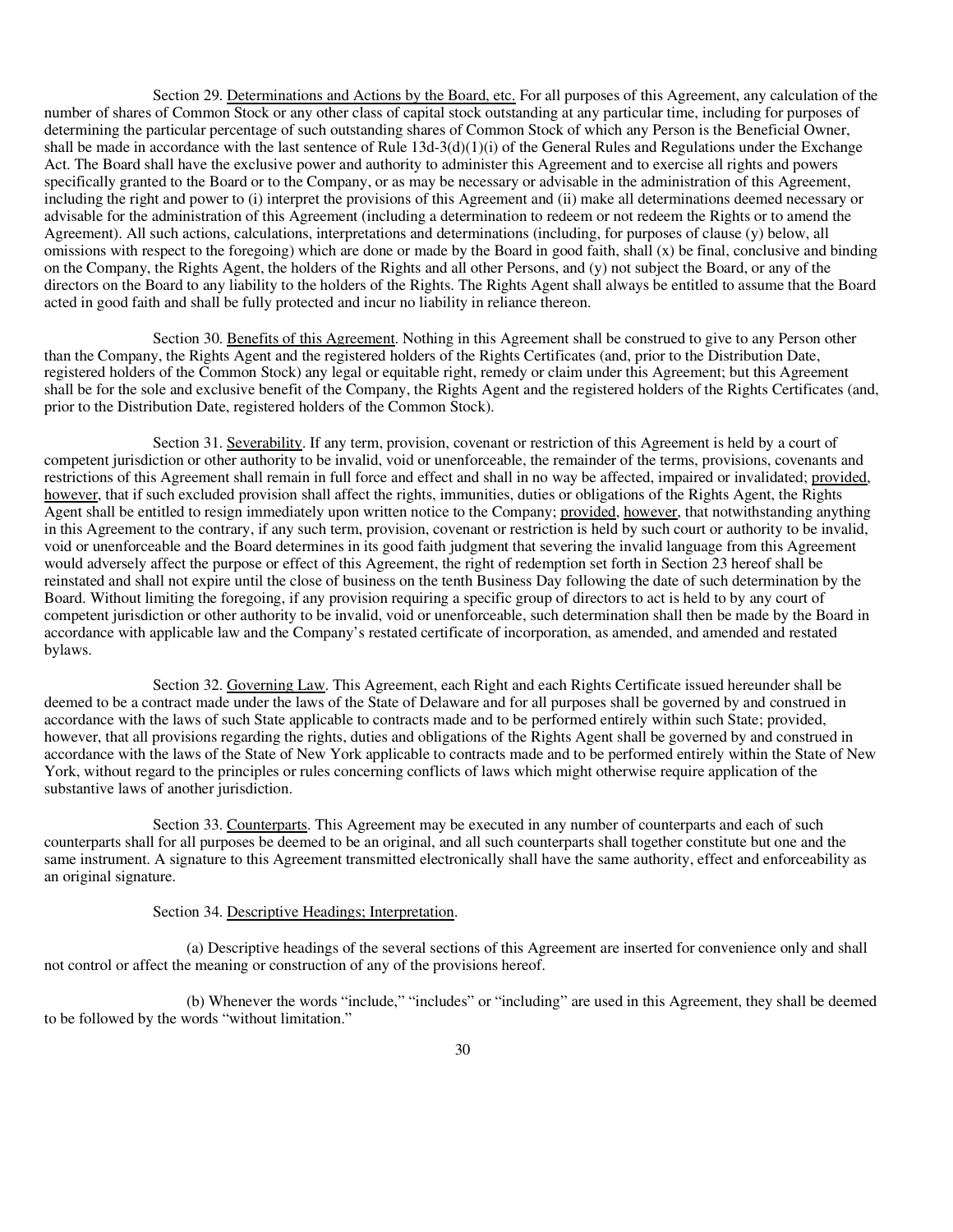Section 29. Determinations and Actions by the Board, etc. For all purposes of this Agreement, any calculation of the number of shares of Common Stock or any other class of capital stock outstanding at any particular time, including for purposes of determining the particular percentage of such outstanding shares of Common Stock of which any Person is the Beneficial Owner, shall be made in accordance with the last sentence of Rule 13d-3(d)(1)(i) of the General Rules and Regulations under the Exchange Act. The Board shall have the exclusive power and authority to administer this Agreement and to exercise all rights and powers specifically granted to the Board or to the Company, or as may be necessary or advisable in the administration of this Agreement, including the right and power to (i) interpret the provisions of this Agreement and (ii) make all determinations deemed necessary or advisable for the administration of this Agreement (including a determination to redeem or not redeem the Rights or to amend the Agreement). All such actions, calculations, interpretations and determinations (including, for purposes of clause (y) below, all omissions with respect to the foregoing) which are done or made by the Board in good faith, shall (x) be final, conclusive and binding on the Company, the Rights Agent, the holders of the Rights and all other Persons, and (y) not subject the Board, or any of the directors on the Board to any liability to the holders of the Rights. The Rights Agent shall always be entitled to assume that the Board acted in good faith and shall be fully protected and incur no liability in reliance thereon.

Section 30. Benefits of this Agreement. Nothing in this Agreement shall be construed to give to any Person other than the Company, the Rights Agent and the registered holders of the Rights Certificates (and, prior to the Distribution Date, registered holders of the Common Stock) any legal or equitable right, remedy or claim under this Agreement; but this Agreement shall be for the sole and exclusive benefit of the Company, the Rights Agent and the registered holders of the Rights Certificates (and, prior to the Distribution Date, registered holders of the Common Stock).

Section 31. Severability. If any term, provision, covenant or restriction of this Agreement is held by a court of competent jurisdiction or other authority to be invalid, void or unenforceable, the remainder of the terms, provisions, covenants and restrictions of this Agreement shall remain in full force and effect and shall in no way be affected, impaired or invalidated; provided, however, that if such excluded provision shall affect the rights, immunities, duties or obligations of the Rights Agent, the Rights Agent shall be entitled to resign immediately upon written notice to the Company; provided, however, that notwithstanding anything in this Agreement to the contrary, if any such term, provision, covenant or restriction is held by such court or authority to be invalid, void or unenforceable and the Board determines in its good faith judgment that severing the invalid language from this Agreement would adversely affect the purpose or effect of this Agreement, the right of redemption set forth in Section 23 hereof shall be reinstated and shall not expire until the close of business on the tenth Business Day following the date of such determination by the Board. Without limiting the foregoing, if any provision requiring a specific group of directors to act is held to by any court of competent jurisdiction or other authority to be invalid, void or unenforceable, such determination shall then be made by the Board in accordance with applicable law and the Company's restated certificate of incorporation, as amended, and amended and restated bylaws.

Section 32. Governing Law. This Agreement, each Right and each Rights Certificate issued hereunder shall be deemed to be a contract made under the laws of the State of Delaware and for all purposes shall be governed by and construed in accordance with the laws of such State applicable to contracts made and to be performed entirely within such State; provided, however, that all provisions regarding the rights, duties and obligations of the Rights Agent shall be governed by and construed in accordance with the laws of the State of New York applicable to contracts made and to be performed entirely within the State of New York, without regard to the principles or rules concerning conflicts of laws which might otherwise require application of the substantive laws of another jurisdiction.

Section 33. Counterparts. This Agreement may be executed in any number of counterparts and each of such counterparts shall for all purposes be deemed to be an original, and all such counterparts shall together constitute but one and the same instrument. A signature to this Agreement transmitted electronically shall have the same authority, effect and enforceability as an original signature.

Section 34. Descriptive Headings; Interpretation.

(a) Descriptive headings of the several sections of this Agreement are inserted for convenience only and shall not control or affect the meaning or construction of any of the provisions hereof.

(b) Whenever the words "include," "includes" or "including" are used in this Agreement, they shall be deemed to be followed by the words "without limitation."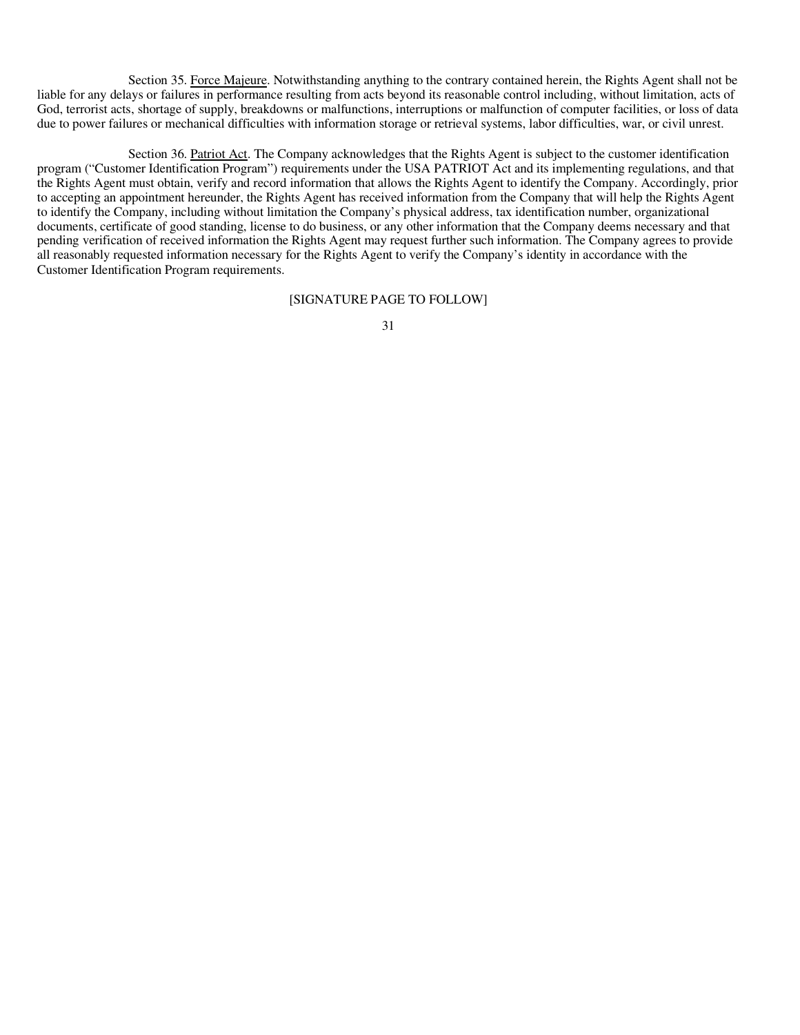Section 35. <u>Force Majeure</u>. Notwithstanding anything to the contrary contained herein, the Rights Agent shall not be liable for any delays or failures in performance resulting from acts beyond its reasonable control including, without limitation, acts of God, terrorist acts, shortage of supply, breakdowns or malfunctions, interruptions or malfunction of computer facilities, or loss of data due to power failures or mechanical difficulties with information storage or retrieval systems, labor difficulties, war, or civil unrest.

Section 36. <u>Patriot Act</u>. The Company acknowledges that the Rights Agent is subject to the customer identification program ("Customer Identification Program") requirements under the USA PATRIOT Act and its implementing regulations, and that the Rights Agent must obtain, verify and record information that allows the Rights Agent to identify the Company. Accordingly, prior to accepting an appointment hereunder, the Rights Agent has received information from the Company that will help the Rights Agent to identify the Company, including without limitation the Company's physical address, tax identification number, organizational documents, certificate of good standing, license to do business, or any other information that the Company deems necessary and that pending verification of received information the Rights Agent may request further such information. The Company agrees to provide all reasonably requested information necessary for the Rights Agent to verify the Company's identity in accordance with the Customer Identification Program requirements.

[SIGNATURE PAGE TO FOLLOW]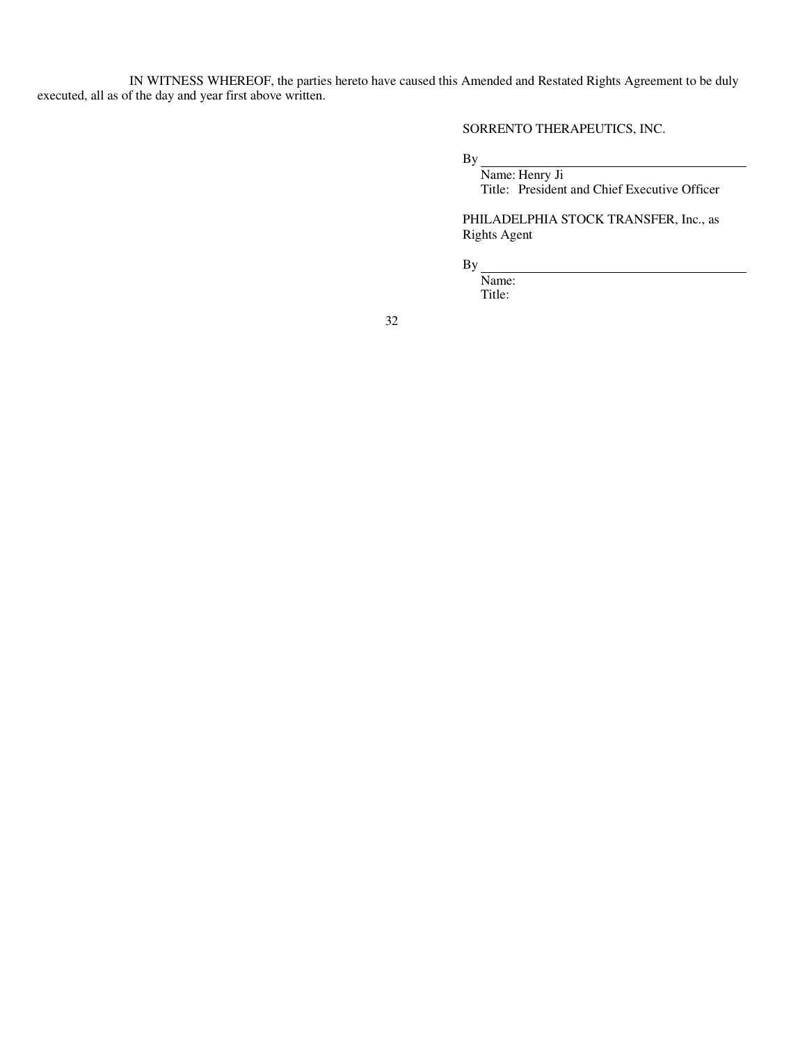IN WITNESS WHEREOF, the parties hereto have caused this Amended and Restated Rights Agreement to be duly executed, all as of the day and year first above written.

SORRENTO THERAPEUTICS, INC.

By \_\_\_\_\_\_\_\_\_\_\_\_\_\_\_\_\_\_\_\_\_\_\_\_\_\_\_\_\_\_\_\_\_\_\_\_\_\_\_\_

Name: Henry Ji

Title: President and Chief Executive Officer

PHILADELPHIA STOCK TRANSFER, Inc., as Rights Agent

By \_\_\_\_\_\_\_\_\_\_\_\_\_\_\_\_\_\_\_\_\_\_\_\_\_\_\_\_\_\_\_\_\_\_\_\_\_\_\_\_

Name:

Title: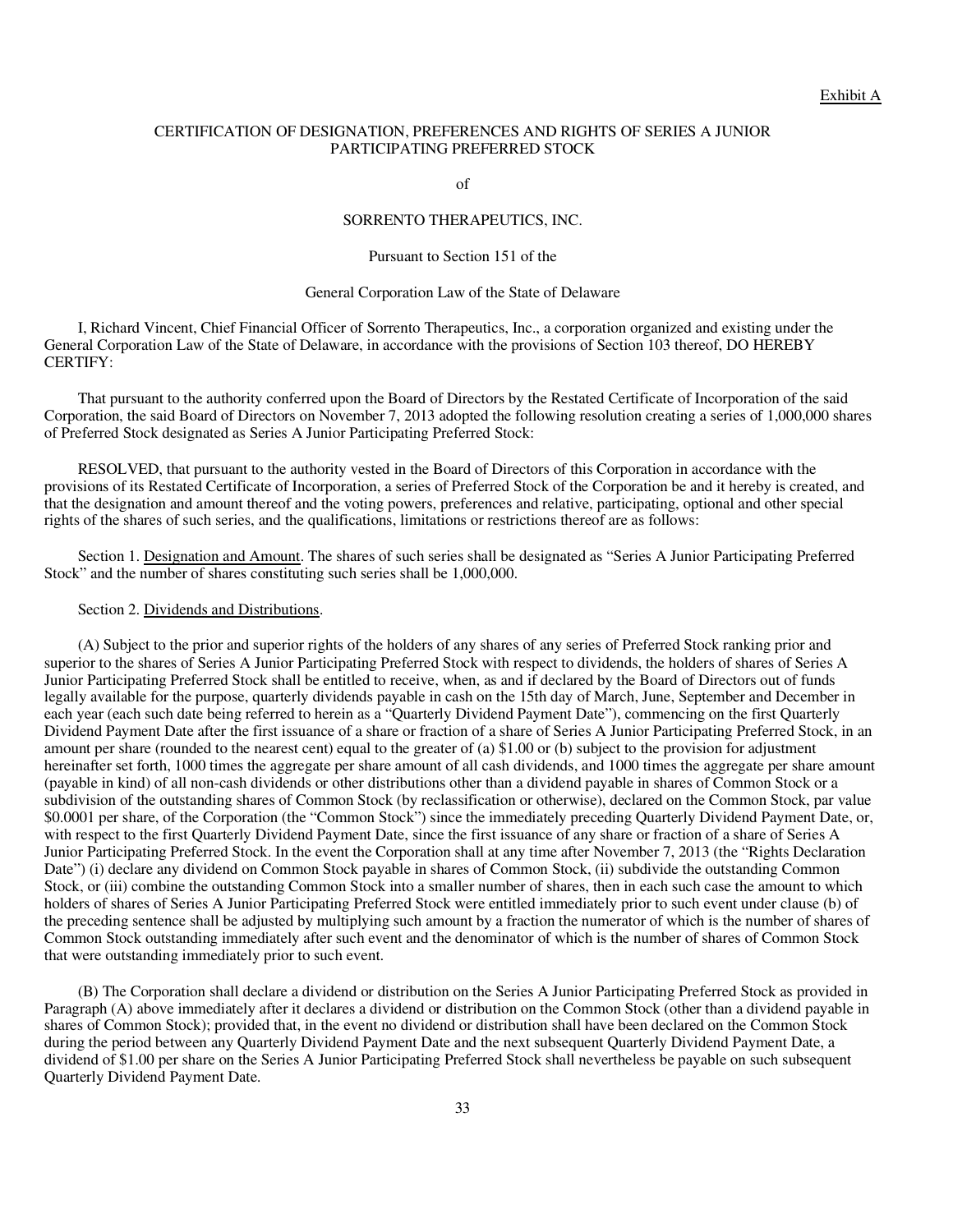Exhibit A

CERTIFICATION OF DESIGNATION, PREFERENCES AND RIGHTS OF SERIES A JUNIOR PARTICIPATING PREFERRED STOCK

of

SORRENTO THERAPEUTICS, INC.

Pursuant to Section 151 of the

General Corporation Law of the State of Delaware

I, Richard Vincent, Chief Financial Officer of Sorrento Therapeutics, Inc., a corporation organized and existing under the General Corporation Law of the State of Delaware, in accordance with the provisions of Section 103 thereof, DO HEREBY CERTIFY:

That pursuant to the authority conferred upon the Board of Directors by the Restated Certificate of Incorporation of the said Corporation, the said Board of Directors on November 7, 2013 adopted the following resolution creating a series of 1,000,000 shares of Preferred Stock designated as Series A Junior Participating Preferred Stock:

RESOLVED, that pursuant to the authority vested in the Board of Directors of this Corporation in accordance with the provisions of its Restated Certificate of Incorporation, a series of Preferred Stock of the Corporation be and it hereby is created, and that the designation and amount thereof and the voting powers, preferences and relative, participating, optional and other special rights of the shares of such series, and the qualifications, limitations or restrictions thereof are as follows:

Section 1. Designation and Amount. The shares of such series shall be designated as "Series A Junior Participating Preferred Stock" and the number of shares constituting such series shall be 1,000,000.

Section 2. Dividends and Distributions.

(A) Subject to the prior and superior rights of the holders of any shares of any series of Preferred Stock ranking prior and superior to the shares of Series A Junior Participating Preferred Stock with respect to dividends, the holders of shares of Series A Junior Participating Preferred Stock shall be entitled to receive, when, as and if declared by the Board of Directors out of funds legally available for the purpose, quarterly dividends payable in cash on the 15th day of March, June, September and December in each year (each such date being referred to herein as a "Quarterly Dividend Payment Date"), commencing on the first Quarterly Dividend Payment Date after the first issuance of a share or fraction of a share of Series A Junior Participating Preferred Stock, in an amount per share (rounded to the nearest cent) equal to the greater of (a) $1.00 or (b) subject to the provision for adjustment hereinafter set forth, 1000 times the aggregate per share amount of all cash dividends, and 1000 times the aggregate per share amount (payable in kind) of all non-cash dividends or other distributions other than a dividend payable in shares of Common Stock or a subdivision of the outstanding shares of Common Stock (by reclassification or otherwise), declared on the Common Stock, par value $0.0001 per share, of the Corporation (the "Common Stock") since the immediately preceding Quarterly Dividend Payment Date, or, with respect to the first Quarterly Dividend Payment Date, since the first issuance of any share or fraction of a share of Series A Junior Participating Preferred Stock. In the event the Corporation shall at any time after November 7, 2013 (the "Rights Declaration Date") (i) declare any dividend on Common Stock payable in shares of Common Stock, (ii) subdivide the outstanding Common Stock, or (iii) combine the outstanding Common Stock into a smaller number of shares, then in each such case the amount to which holders of shares of Series A Junior Participating Preferred Stock were entitled immediately prior to such event under clause (b) of the preceding sentence shall be adjusted by multiplying such amount by a fraction the numerator of which is the number of shares of Common Stock outstanding immediately after such event and the denominator of which is the number of shares of Common Stock that were outstanding immediately prior to such event.

(B) The Corporation shall declare a dividend or distribution on the Series A Junior Participating Preferred Stock as provided in Paragraph (A) above immediately after it declares a dividend or distribution on the Common Stock (other than a dividend payable in shares of Common Stock); provided that, in the event no dividend or distribution shall have been declared on the Common Stock during the period between any Quarterly Dividend Payment Date and the next subsequent Quarterly Dividend Payment Date, a dividend of $1.00 per share on the Series A Junior Participating Preferred Stock shall nevertheless be payable on such subsequent Quarterly Dividend Payment Date.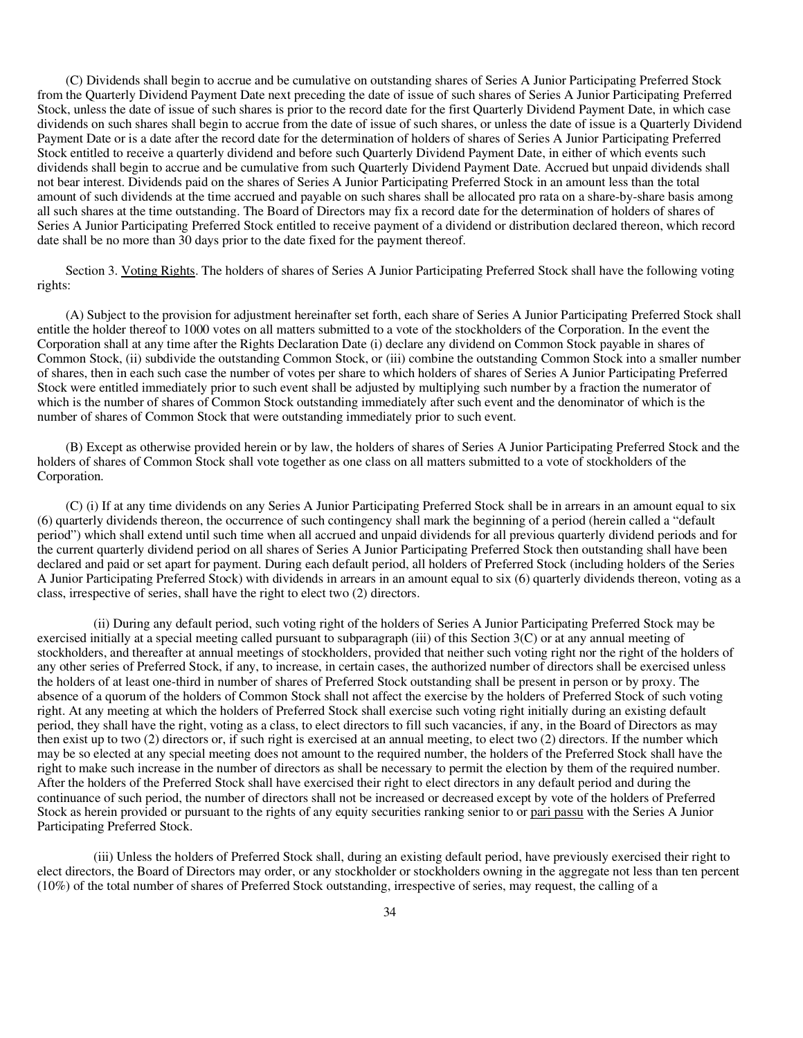(C) Dividends shall begin to accrue and be cumulative on outstanding shares of Series A Junior Participating Preferred Stock from the Quarterly Dividend Payment Date next preceding the date of issue of such shares of Series A Junior Participating Preferred Stock, unless the date of issue of such shares is prior to the record date for the first Quarterly Dividend Payment Date, in which case dividends on such shares shall begin to accrue from the date of issue of such shares, or unless the date of issue is a Quarterly Dividend Payment Date or is a date after the record date for the determination of holders of shares of Series A Junior Participating Preferred Stock entitled to receive a quarterly dividend and before such Quarterly Dividend Payment Date, in either of which events such dividends shall begin to accrue and be cumulative from such Quarterly Dividend Payment Date. Accrued but unpaid dividends shall not bear interest. Dividends paid on the shares of Series A Junior Participating Preferred Stock in an amount less than the total amount of such dividends at the time accrued and payable on such shares shall be allocated pro rata on a share-by-share basis among all such shares at the time outstanding. The Board of Directors may fix a record date for the determination of holders of shares of Series A Junior Participating Preferred Stock entitled to receive payment of a dividend or distribution declared thereon, which record date shall be no more than 30 days prior to the date fixed for the payment thereof.

Section 3. Voting Rights. The holders of shares of Series A Junior Participating Preferred Stock shall have the following voting rights:

(A) Subject to the provision for adjustment hereinafter set forth, each share of Series A Junior Participating Preferred Stock shall entitle the holder thereof to 1000 votes on all matters submitted to a vote of the stockholders of the Corporation. In the event the Corporation shall at any time after the Rights Declaration Date (i) declare any dividend on Common Stock payable in shares of Common Stock, (ii) subdivide the outstanding Common Stock, or (iii) combine the outstanding Common Stock into a smaller number of shares, then in each such case the number of votes per share to which holders of shares of Series A Junior Participating Preferred Stock were entitled immediately prior to such event shall be adjusted by multiplying such number by a fraction the numerator of which is the number of shares of Common Stock outstanding immediately after such event and the denominator of which is the number of shares of Common Stock that were outstanding immediately prior to such event.

(B) Except as otherwise provided herein or by law, the holders of shares of Series A Junior Participating Preferred Stock and the holders of shares of Common Stock shall vote together as one class on all matters submitted to a vote of stockholders of the Corporation.

(C) (i) If at any time dividends on any Series A Junior Participating Preferred Stock shall be in arrears in an amount equal to six (6) quarterly dividends thereon, the occurrence of such contingency shall mark the beginning of a period (herein called a "default period") which shall extend until such time when all accrued and unpaid dividends for all previous quarterly dividend periods and for the current quarterly dividend period on all shares of Series A Junior Participating Preferred Stock then outstanding shall have been declared and paid or set apart for payment. During each default period, all holders of Preferred Stock (including holders of the Series A Junior Participating Preferred Stock) with dividends in arrears in an amount equal to six (6) quarterly dividends thereon, voting as a class, irrespective of series, shall have the right to elect two (2) directors.

(ii) During any default period, such voting right of the holders of Series A Junior Participating Preferred Stock may be exercised initially at a special meeting called pursuant to subparagraph (iii) of this Section 3(C) or at any annual meeting of stockholders, and thereafter at annual meetings of stockholders, provided that neither such voting right nor the right of the holders of any other series of Preferred Stock, if any, to increase, in certain cases, the authorized number of directors shall be exercised unless the holders of at least one-third in number of shares of Preferred Stock outstanding shall be present in person or by proxy. The absence of a quorum of the holders of Common Stock shall not affect the exercise by the holders of Preferred Stock of such voting right. At any meeting at which the holders of Preferred Stock shall exercise such voting right initially during an existing default period, they shall have the right, voting as a class, to elect directors to fill such vacancies, if any, in the Board of Directors as may then exist up to two (2) directors or, if such right is exercised at an annual meeting, to elect two (2) directors. If the number which may be so elected at any special meeting does not amount to the required number, the holders of the Preferred Stock shall have the right to make such increase in the number of directors as shall be necessary to permit the election by them of the required number. After the holders of the Preferred Stock shall have exercised their right to elect directors in any default period and during the continuance of such period, the number of directors shall not be increased or decreased except by vote of the holders of Preferred Stock as herein provided or pursuant to the rights of any equity securities ranking senior to or pari passu with the Series A Junior Participating Preferred Stock.

(iii) Unless the holders of Preferred Stock shall, during an existing default period, have previously exercised their right to elect directors, the Board of Directors may order, or any stockholder or stockholders owning in the aggregate not less than ten percent (10%) of the total number of shares of Preferred Stock outstanding, irrespective of series, may request, the calling of a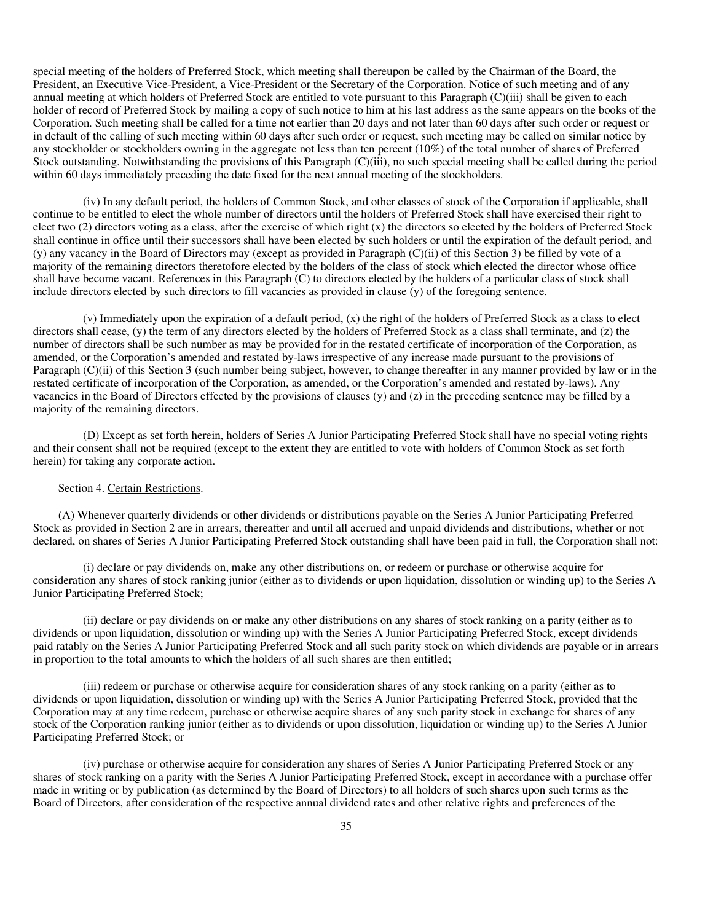special meeting of the holders of Preferred Stock, which meeting shall thereupon be called by the Chairman of the Board, the President, an Executive Vice-President, a Vice-President or the Secretary of the Corporation. Notice of such meeting and of any annual meeting at which holders of Preferred Stock are entitled to vote pursuant to this Paragraph (C)(iii) shall be given to each holder of record of Preferred Stock by mailing a copy of such notice to him at his last address as the same appears on the books of the Corporation. Such meeting shall be called for a time not earlier than 20 days and not later than 60 days after such order or request or in default of the calling of such meeting within 60 days after such order or request, such meeting may be called on similar notice by any stockholder or stockholders owning in the aggregate not less than ten percent (10%) of the total number of shares of Preferred Stock outstanding. Notwithstanding the provisions of this Paragraph (C)(iii), no such special meeting shall be called during the period within 60 days immediately preceding the date fixed for the next annual meeting of the stockholders.

(iv) In any default period, the holders of Common Stock, and other classes of stock of the Corporation if applicable, shall continue to be entitled to elect the whole number of directors until the holders of Preferred Stock shall have exercised their right to elect two (2) directors voting as a class, after the exercise of which right (x) the directors so elected by the holders of Preferred Stock shall continue in office until their successors shall have been elected by such holders or until the expiration of the default period, and (y) any vacancy in the Board of Directors may (except as provided in Paragraph (C)(ii) of this Section 3) be filled by vote of a majority of the remaining directors theretofore elected by the holders of the class of stock which elected the director whose office shall have become vacant. References in this Paragraph (C) to directors elected by the holders of a particular class of stock shall include directors elected by such directors to fill vacancies as provided in clause (y) of the foregoing sentence.

(v) Immediately upon the expiration of a default period, (x) the right of the holders of Preferred Stock as a class to elect directors shall cease, (y) the term of any directors elected by the holders of Preferred Stock as a class shall terminate, and (z) the number of directors shall be such number as may be provided for in the restated certificate of incorporation of the Corporation, as amended, or the Corporation's amended and restated by-laws irrespective of any increase made pursuant to the provisions of Paragraph (C)(ii) of this Section 3 (such number being subject, however, to change thereafter in any manner provided by law or in the restated certificate of incorporation of the Corporation, as amended, or the Corporation's amended and restated by-laws). Any vacancies in the Board of Directors effected by the provisions of clauses (y) and (z) in the preceding sentence may be filled by a majority of the remaining directors.

(D) Except as set forth herein, holders of Series A Junior Participating Preferred Stock shall have no special voting rights and their consent shall not be required (except to the extent they are entitled to vote with holders of Common Stock as set forth herein) for taking any corporate action.

Section 4. Certain Restrictions.

(A) Whenever quarterly dividends or other dividends or distributions payable on the Series A Junior Participating Preferred Stock as provided in Section 2 are in arrears, thereafter and until all accrued and unpaid dividends and distributions, whether or not declared, on shares of Series A Junior Participating Preferred Stock outstanding shall have been paid in full, the Corporation shall not:

(i) declare or pay dividends on, make any other distributions on, or redeem or purchase or otherwise acquire for consideration any shares of stock ranking junior (either as to dividends or upon liquidation, dissolution or winding up) to the Series A Junior Participating Preferred Stock;

(ii) declare or pay dividends on or make any other distributions on any shares of stock ranking on a parity (either as to dividends or upon liquidation, dissolution or winding up) with the Series A Junior Participating Preferred Stock, except dividends paid ratably on the Series A Junior Participating Preferred Stock and all such parity stock on which dividends are payable or in arrears in proportion to the total amounts to which the holders of all such shares are then entitled;

(iii) redeem or purchase or otherwise acquire for consideration shares of any stock ranking on a parity (either as to dividends or upon liquidation, dissolution or winding up) with the Series A Junior Participating Preferred Stock, provided that the Corporation may at any time redeem, purchase or otherwise acquire shares of any such parity stock in exchange for shares of any stock of the Corporation ranking junior (either as to dividends or upon dissolution, liquidation or winding up) to the Series A Junior Participating Preferred Stock; or

(iv) purchase or otherwise acquire for consideration any shares of Series A Junior Participating Preferred Stock or any shares of stock ranking on a parity with the Series A Junior Participating Preferred Stock, except in accordance with a purchase offer made in writing or by publication (as determined by the Board of Directors) to all holders of such shares upon such terms as the Board of Directors, after consideration of the respective annual dividend rates and other relative rights and preferences of the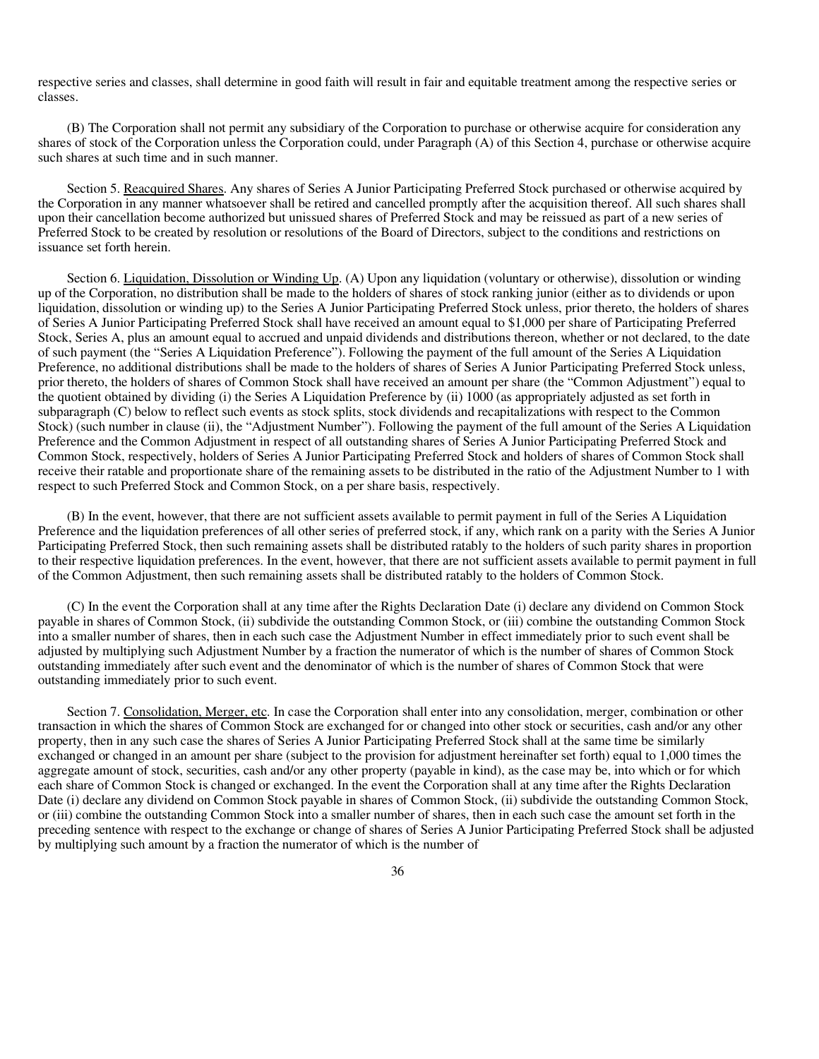respective series and classes, shall determine in good faith will result in fair and equitable treatment among the respective series or classes.

(B) The Corporation shall not permit any subsidiary of the Corporation to purchase or otherwise acquire for consideration any shares of stock of the Corporation unless the Corporation could, under Paragraph (A) of this Section 4, purchase or otherwise acquire such shares at such time and in such manner.

Section 5. Reacquired Shares. Any shares of Series A Junior Participating Preferred Stock purchased or otherwise acquired by the Corporation in any manner whatsoever shall be retired and cancelled promptly after the acquisition thereof. All such shares shall upon their cancellation become authorized but unissued shares of Preferred Stock and may be reissued as part of a new series of Preferred Stock to be created by resolution or resolutions of the Board of Directors, subject to the conditions and restrictions on issuance set forth herein.

Section 6. Liquidation, Dissolution or Winding Up. (A) Upon any liquidation (voluntary or otherwise), dissolution or winding up of the Corporation, no distribution shall be made to the holders of shares of stock ranking junior (either as to dividends or upon liquidation, dissolution or winding up) to the Series A Junior Participating Preferred Stock unless, prior thereto, the holders of shares of Series A Junior Participating Preferred Stock shall have received an amount equal to $1,000 per share of Participating Preferred Stock, Series A, plus an amount equal to accrued and unpaid dividends and distributions thereon, whether or not declared, to the date of such payment (the "Series A Liquidation Preference"). Following the payment of the full amount of the Series A Liquidation Preference, no additional distributions shall be made to the holders of shares of Series A Junior Participating Preferred Stock unless, prior thereto, the holders of shares of Common Stock shall have received an amount per share (the "Common Adjustment") equal to the quotient obtained by dividing (i) the Series A Liquidation Preference by (ii) 1000 (as appropriately adjusted as set forth in subparagraph (C) below to reflect such events as stock splits, stock dividends and recapitalizations with respect to the Common Stock) (such number in clause (ii), the "Adjustment Number"). Following the payment of the full amount of the Series A Liquidation Preference and the Common Adjustment in respect of all outstanding shares of Series A Junior Participating Preferred Stock and Common Stock, respectively, holders of Series A Junior Participating Preferred Stock and holders of shares of Common Stock shall receive their ratable and proportionate share of the remaining assets to be distributed in the ratio of the Adjustment Number to 1 with respect to such Preferred Stock and Common Stock, on a per share basis, respectively.

(B) In the event, however, that there are not sufficient assets available to permit payment in full of the Series A Liquidation Preference and the liquidation preferences of all other series of preferred stock, if any, which rank on a parity with the Series A Junior Participating Preferred Stock, then such remaining assets shall be distributed ratably to the holders of such parity shares in proportion to their respective liquidation preferences. In the event, however, that there are not sufficient assets available to permit payment in full of the Common Adjustment, then such remaining assets shall be distributed ratably to the holders of Common Stock.

(C) In the event the Corporation shall at any time after the Rights Declaration Date (i) declare any dividend on Common Stock payable in shares of Common Stock, (ii) subdivide the outstanding Common Stock, or (iii) combine the outstanding Common Stock into a smaller number of shares, then in each such case the Adjustment Number in effect immediately prior to such event shall be adjusted by multiplying such Adjustment Number by a fraction the numerator of which is the number of shares of Common Stock outstanding immediately after such event and the denominator of which is the number of shares of Common Stock that were outstanding immediately prior to such event.

Section 7. Consolidation, Merger, etc. In case the Corporation shall enter into any consolidation, merger, combination or other transaction in which the shares of Common Stock are exchanged for or changed into other stock or securities, cash and/or any other property, then in any such case the shares of Series A Junior Participating Preferred Stock shall at the same time be similarly exchanged or changed in an amount per share (subject to the provision for adjustment hereinafter set forth) equal to 1,000 times the aggregate amount of stock, securities, cash and/or any other property (payable in kind), as the case may be, into which or for which each share of Common Stock is changed or exchanged. In the event the Corporation shall at any time after the Rights Declaration Date (i) declare any dividend on Common Stock payable in shares of Common Stock, (ii) subdivide the outstanding Common Stock, or (iii) combine the outstanding Common Stock into a smaller number of shares, then in each such case the amount set forth in the preceding sentence with respect to the exchange or change of shares of Series A Junior Participating Preferred Stock shall be adjusted by multiplying such amount by a fraction the numerator of which is the number of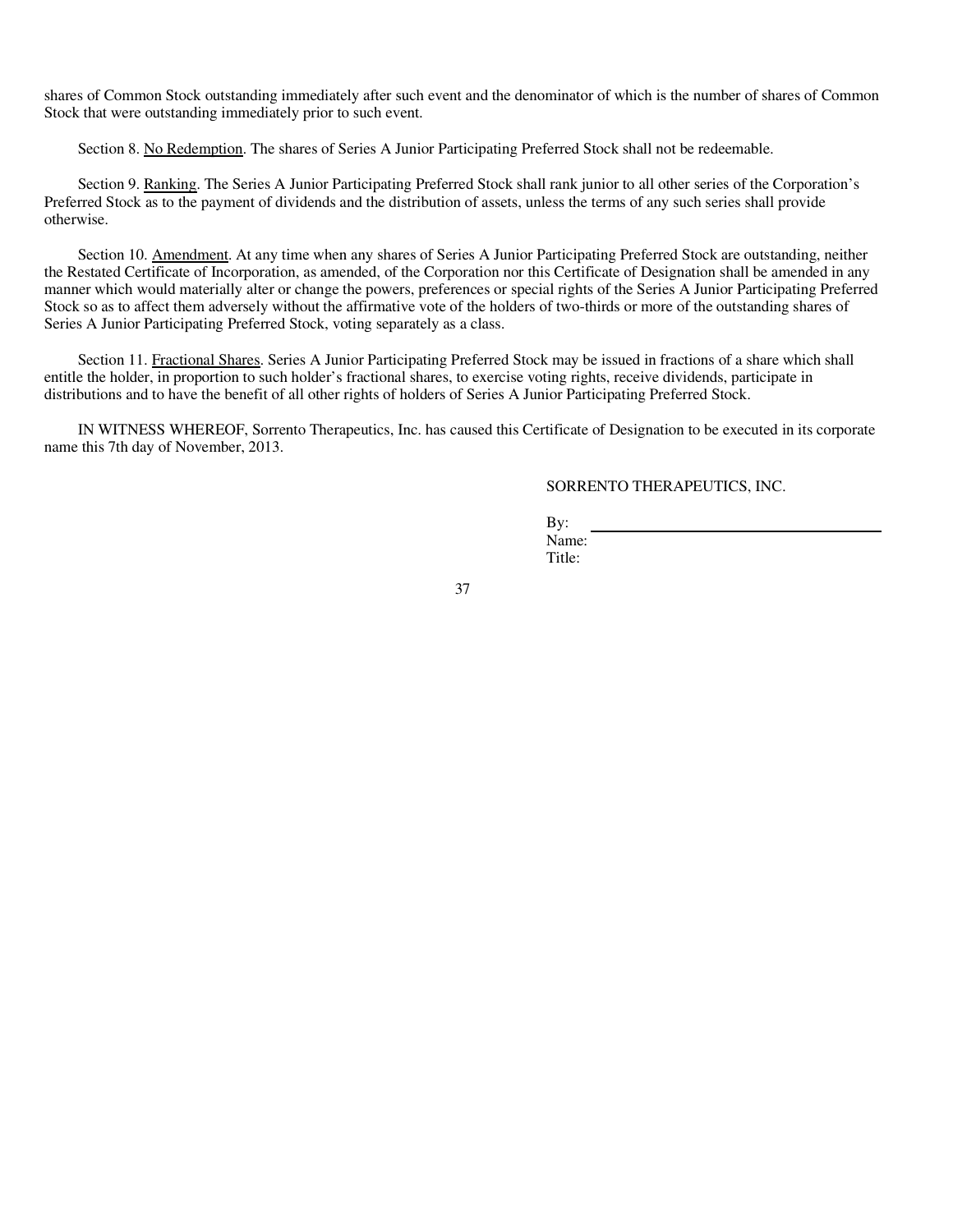shares of Common Stock outstanding immediately after such event and the denominator of which is the number of shares of Common Stock that were outstanding immediately prior to such event.

Section 8. <u>No Redemption</u>. The shares of Series A Junior Participating Preferred Stock shall not be redeemable.

Section 9. <u>Ranking</u>. The Series A Junior Participating Preferred Stock shall rank junior to all other series of the Corporation's Preferred Stock as to the payment of dividends and the distribution of assets, unless the terms of any such series shall provide otherwise.

Section 10. <u>Amendment</u>. At any time when any shares of Series A Junior Participating Preferred Stock are outstanding, neither the Restated Certificate of Incorporation, as amended, of the Corporation nor this Certificate of Designation shall be amended in any manner which would materially alter or change the powers, preferences or special rights of the Series A Junior Participating Preferred Stock so as to affect them adversely without the affirmative vote of the holders of two-thirds or more of the outstanding shares of Series A Junior Participating Preferred Stock, voting separately as a class.

Section 11. <u>Fractional Shares</u>. Series A Junior Participating Preferred Stock may be issued in fractions of a share which shall entitle the holder, in proportion to such holder's fractional shares, to exercise voting rights, receive dividends, participate in distributions and to have the benefit of all other rights of holders of Series A Junior Participating Preferred Stock.

IN WITNESS WHEREOF, Sorrento Therapeutics, Inc. has caused this Certificate of Designation to be executed in its corporate name this 7th day of November, 2013.

SORRENTO THERAPEUTICS, INC.

By: \_\_\_\_\_\_\_\_\_\_\_\_\_\_\_\_\_\_\_\_\_\_\_\_\_\_\_\_\_\_\_\_\_\_\_\_\_\_
Name:
Title: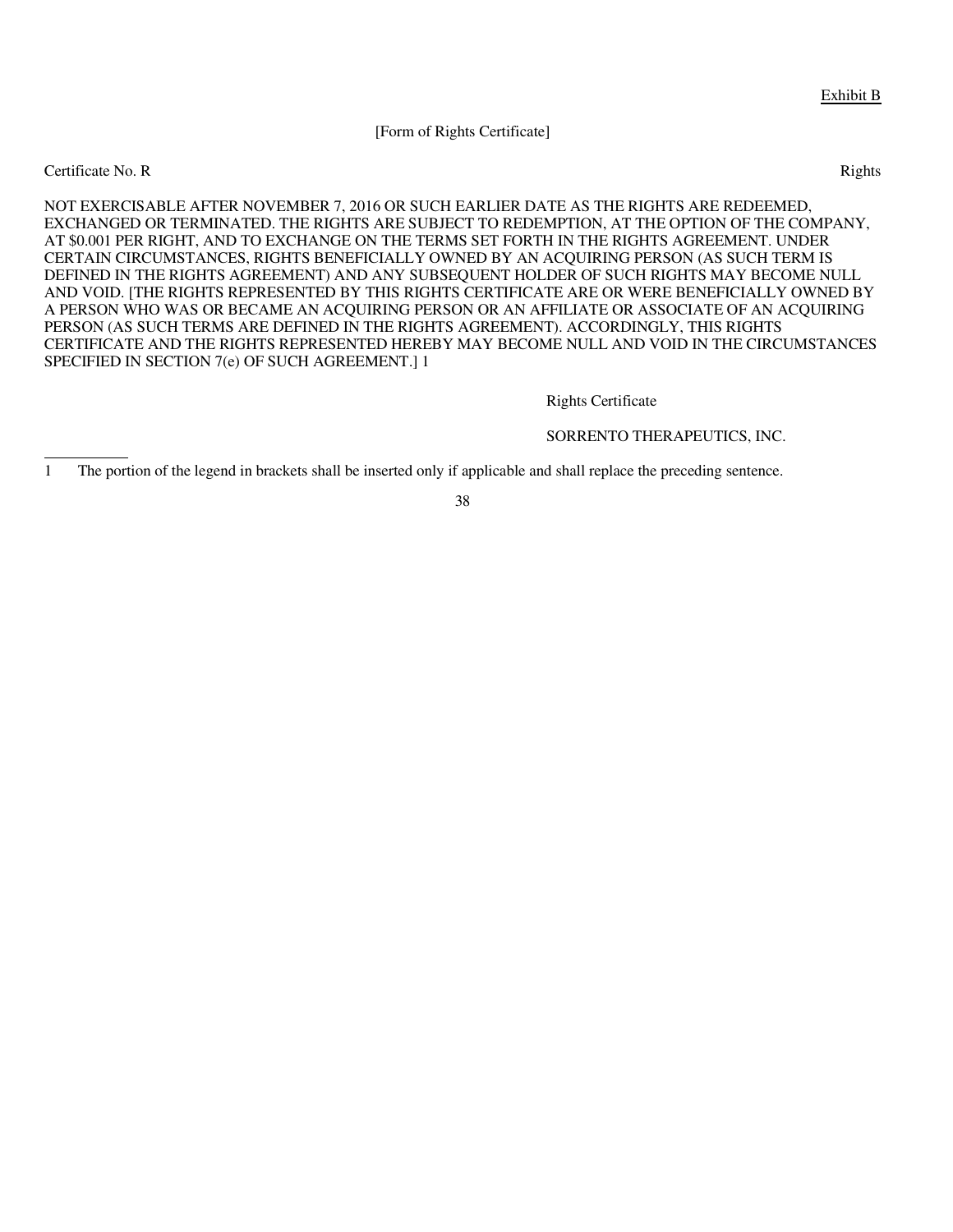Exhibit B

[Form of Rights Certificate]

Certificate No. R Rights

NOT EXERCISABLE AFTER NOVEMBER 7, 2016 OR SUCH EARLIER DATE AS THE RIGHTS ARE REDEEMED, EXCHANGED OR TERMINATED. THE RIGHTS ARE SUBJECT TO REDEMPTION, AT THE OPTION OF THE COMPANY, AT $0.001 PER RIGHT, AND TO EXCHANGE ON THE TERMS SET FORTH IN THE RIGHTS AGREEMENT. UNDER CERTAIN CIRCUMSTANCES, RIGHTS BENEFICIALLY OWNED BY AN ACQUIRING PERSON (AS SUCH TERM IS DEFINED IN THE RIGHTS AGREEMENT) AND ANY SUBSEQUENT HOLDER OF SUCH RIGHTS MAY BECOME NULL AND VOID. [THE RIGHTS REPRESENTED BY THIS RIGHTS CERTIFICATE ARE OR WERE BENEFICIALLY OWNED BY A PERSON WHO WAS OR BECAME AN ACQUIRING PERSON OR AN AFFILIATE OR ASSOCIATE OF AN ACQUIRING PERSON (AS SUCH TERMS ARE DEFINED IN THE RIGHTS AGREEMENT). ACCORDINGLY, THIS RIGHTS CERTIFICATE AND THE RIGHTS REPRESENTED HEREBY MAY BECOME NULL AND VOID IN THE CIRCUMSTANCES SPECIFIED IN SECTION 7(e) OF SUCH AGREEMENT.] [1]

Rights Certificate

SORRENTO THERAPEUTICS, INC.

---

[1] The portion of the legend in brackets shall be inserted only if applicable and shall replace the preceding sentence.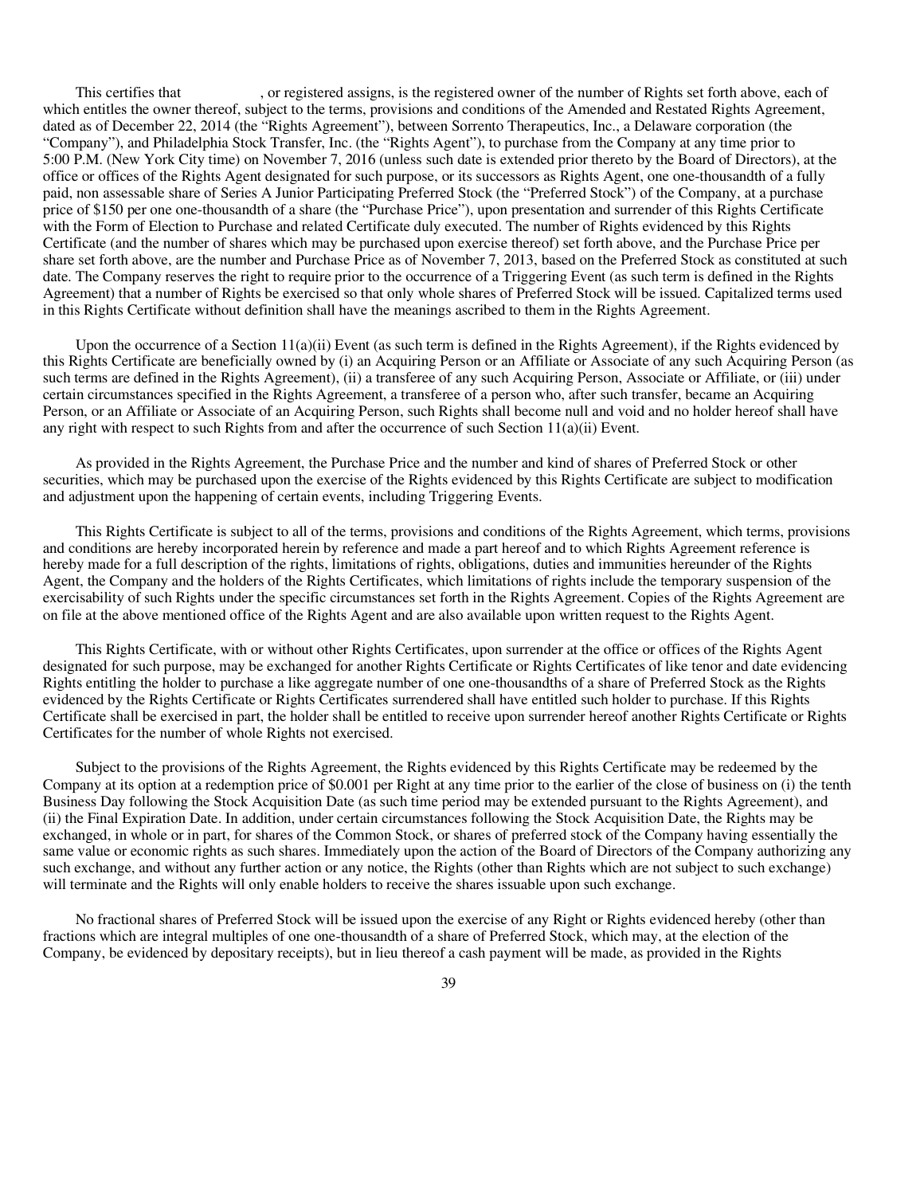This certifies that            , or registered assigns, is the registered owner of the number of Rights set forth above, each of which entitles the owner thereof, subject to the terms, provisions and conditions of the Amended and Restated Rights Agreement, dated as of December 22, 2014 (the "Rights Agreement"), between Sorrento Therapeutics, Inc., a Delaware corporation (the "Company"), and Philadelphia Stock Transfer, Inc. (the "Rights Agent"), to purchase from the Company at any time prior to 5:00 P.M. (New York City time) on November 7, 2016 (unless such date is extended prior thereto by the Board of Directors), at the office or offices of the Rights Agent designated for such purpose, or its successors as Rights Agent, one one-thousandth of a fully paid, non assessable share of Series A Junior Participating Preferred Stock (the "Preferred Stock") of the Company, at a purchase price of $150 per one one-thousandth of a share (the "Purchase Price"), upon presentation and surrender of this Rights Certificate with the Form of Election to Purchase and related Certificate duly executed. The number of Rights evidenced by this Rights Certificate (and the number of shares which may be purchased upon exercise thereof) set forth above, and the Purchase Price per share set forth above, are the number and Purchase Price as of November 7, 2013, based on the Preferred Stock as constituted at such date. The Company reserves the right to require prior to the occurrence of a Triggering Event (as such term is defined in the Rights Agreement) that a number of Rights be exercised so that only whole shares of Preferred Stock will be issued. Capitalized terms used in this Rights Certificate without definition shall have the meanings ascribed to them in the Rights Agreement.

Upon the occurrence of a Section 11(a)(ii) Event (as such term is defined in the Rights Agreement), if the Rights evidenced by this Rights Certificate are beneficially owned by (i) an Acquiring Person or an Affiliate or Associate of any such Acquiring Person (as such terms are defined in the Rights Agreement), (ii) a transferee of any such Acquiring Person, Associate or Affiliate, or (iii) under certain circumstances specified in the Rights Agreement, a transferee of a person who, after such transfer, became an Acquiring Person, or an Affiliate or Associate of an Acquiring Person, such Rights shall become null and void and no holder hereof shall have any right with respect to such Rights from and after the occurrence of such Section 11(a)(ii) Event.

As provided in the Rights Agreement, the Purchase Price and the number and kind of shares of Preferred Stock or other securities, which may be purchased upon the exercise of the Rights evidenced by this Rights Certificate are subject to modification and adjustment upon the happening of certain events, including Triggering Events.

This Rights Certificate is subject to all of the terms, provisions and conditions of the Rights Agreement, which terms, provisions and conditions are hereby incorporated herein by reference and made a part hereof and to which Rights Agreement reference is hereby made for a full description of the rights, limitations of rights, obligations, duties and immunities hereunder of the Rights Agent, the Company and the holders of the Rights Certificates, which limitations of rights include the temporary suspension of the exercisability of such Rights under the specific circumstances set forth in the Rights Agreement. Copies of the Rights Agreement are on file at the above mentioned office of the Rights Agent and are also available upon written request to the Rights Agent.

This Rights Certificate, with or without other Rights Certificates, upon surrender at the office or offices of the Rights Agent designated for such purpose, may be exchanged for another Rights Certificate or Rights Certificates of like tenor and date evidencing Rights entitling the holder to purchase a like aggregate number of one one-thousandths of a share of Preferred Stock as the Rights evidenced by the Rights Certificate or Rights Certificates surrendered shall have entitled such holder to purchase. If this Rights Certificate shall be exercised in part, the holder shall be entitled to receive upon surrender hereof another Rights Certificate or Rights Certificates for the number of whole Rights not exercised.

Subject to the provisions of the Rights Agreement, the Rights evidenced by this Rights Certificate may be redeemed by the Company at its option at a redemption price of $0.001 per Right at any time prior to the earlier of the close of business on (i) the tenth Business Day following the Stock Acquisition Date (as such time period may be extended pursuant to the Rights Agreement), and (ii) the Final Expiration Date. In addition, under certain circumstances following the Stock Acquisition Date, the Rights may be exchanged, in whole or in part, for shares of the Common Stock, or shares of preferred stock of the Company having essentially the same value or economic rights as such shares. Immediately upon the action of the Board of Directors of the Company authorizing any such exchange, and without any further action or any notice, the Rights (other than Rights which are not subject to such exchange) will terminate and the Rights will only enable holders to receive the shares issuable upon such exchange.

No fractional shares of Preferred Stock will be issued upon the exercise of any Right or Rights evidenced hereby (other than fractions which are integral multiples of one one-thousandth of a share of Preferred Stock, which may, at the election of the Company, be evidenced by depositary receipts), but in lieu thereof a cash payment will be made, as provided in the Rights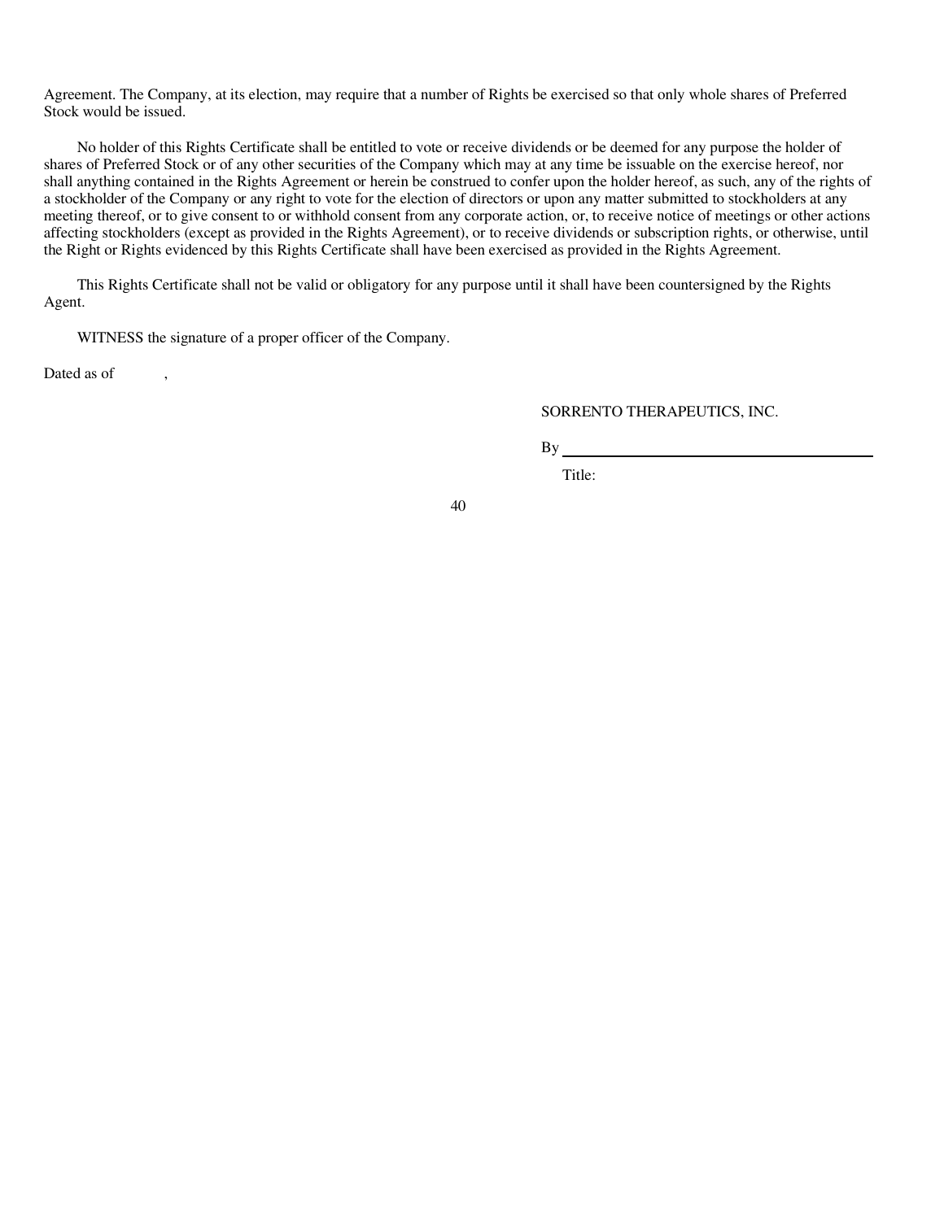Agreement. The Company, at its election, may require that a number of Rights be exercised so that only whole shares of Preferred Stock would be issued.

No holder of this Rights Certificate shall be entitled to vote or receive dividends or be deemed for any purpose the holder of shares of Preferred Stock or of any other securities of the Company which may at any time be issuable on the exercise hereof, nor shall anything contained in the Rights Agreement or herein be construed to confer upon the holder hereof, as such, any of the rights of a stockholder of the Company or any right to vote for the election of directors or upon any matter submitted to stockholders at any meeting thereof, or to give consent to or withhold consent from any corporate action, or, to receive notice of meetings or other actions affecting stockholders (except as provided in the Rights Agreement), or to receive dividends or subscription rights, or otherwise, until the Right or Rights evidenced by this Rights Certificate shall have been exercised as provided in the Rights Agreement.

This Rights Certificate shall not be valid or obligatory for any purpose until it shall have been countersigned by the Rights Agent.

WITNESS the signature of a proper officer of the Company.

Dated as of ,

SORRENTO THERAPEUTICS, INC.

By \_\_\_\_\_\_\_\_\_\_\_\_\_\_\_\_\_\_\_\_\_\_\_\_\_\_\_\_\_\_\_\_\_\_\_\_\_\_\_\_

Title: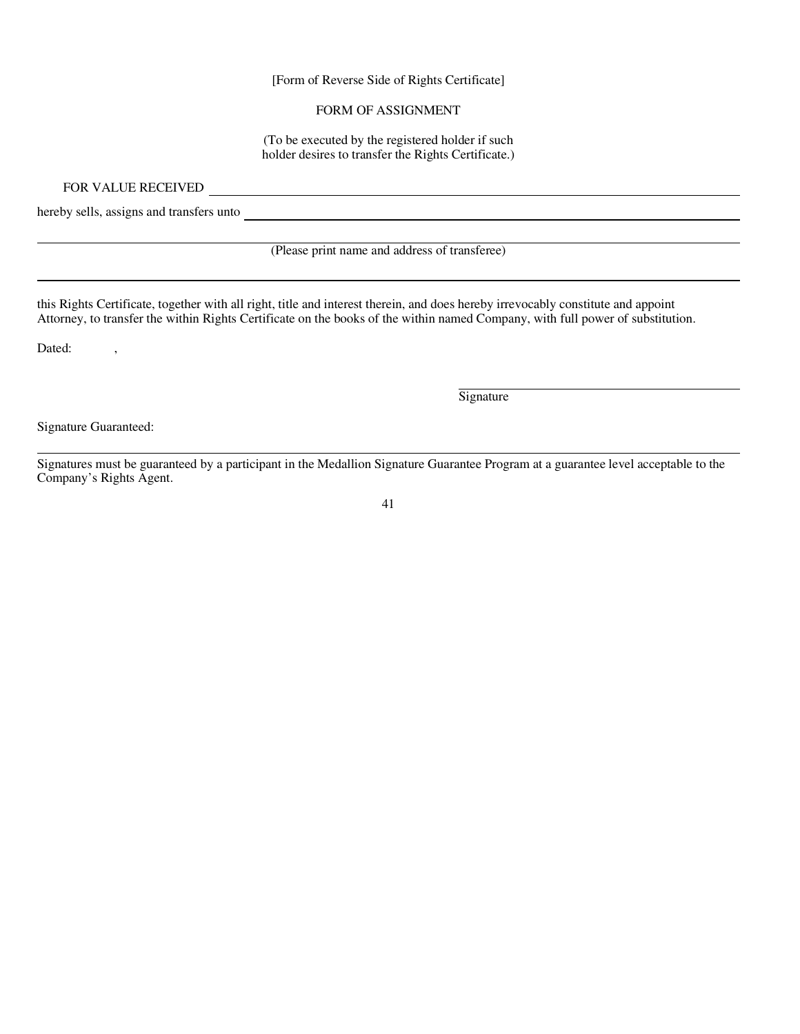[Form of Reverse Side of Rights Certificate]

FORM OF ASSIGNMENT

(To be executed by the registered holder if such holder desires to transfer the Rights Certificate.)

FOR VALUE RECEIVED \_\_\_\_\_\_\_\_\_\_\_\_\_\_\_\_\_\_\_\_\_\_\_\_\_\_\_\_\_\_\_\_\_\_\_\_\_\_\_\_

hereby sells, assigns and transfers unto \_\_\_\_\_\_\_\_\_\_\_\_\_\_\_\_\_\_\_\_\_\_\_\_\_\_\_\_\_\_\_\_\_\_\_\_\_\_\_\_

\_\_\_\_\_\_\_\_\_\_\_\_\_\_\_\_\_\_\_\_\_\_\_\_\_\_\_\_\_\_\_\_\_\_\_\_\_\_\_\_

(Please print name and address of transferee)

\_\_\_\_\_\_\_\_\_\_\_\_\_\_\_\_\_\_\_\_\_\_\_\_\_\_\_\_\_\_\_\_\_\_\_\_\_\_\_\_

this Rights Certificate, together with all right, title and interest therein, and does hereby irrevocably constitute and appoint Attorney, to transfer the within Rights Certificate on the books of the within named Company, with full power of substitution.

Dated: ,

\_\_\_\_\_\_\_\_\_\_\_\_\_\_\_\_\_\_\_\_\_\_\_\_\_\_\_\_\_\_

Signature

Signature Guaranteed:

Signatures must be guaranteed by a participant in the Medallion Signature Guarantee Program at a guarantee level acceptable to the Company's Rights Agent.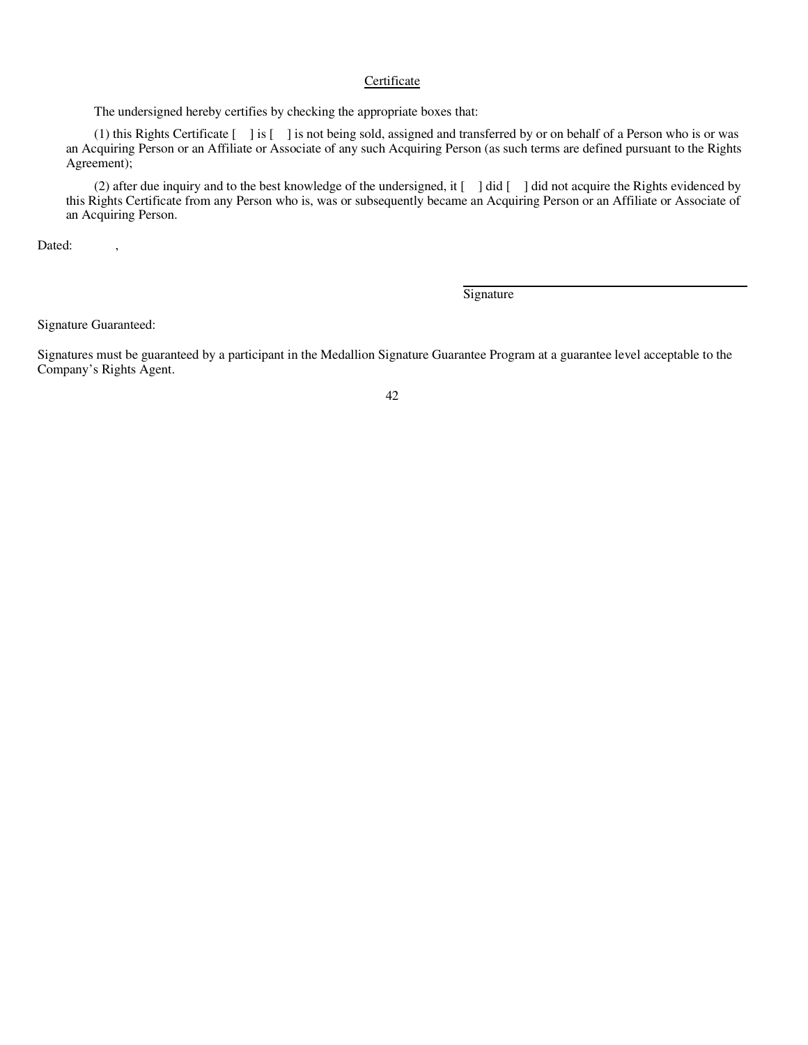<u>Certificate</u>

The undersigned hereby certifies by checking the appropriate boxes that:

(1) this Rights Certificate [ ] is [ ] is not being sold, assigned and transferred by or on behalf of a Person who is or was an Acquiring Person or an Affiliate or Associate of any such Acquiring Person (as such terms are defined pursuant to the Rights Agreement);

(2) after due inquiry and to the best knowledge of the undersigned, it [ ] did [ ] did not acquire the Rights evidenced by this Rights Certificate from any Person who is, was or subsequently became an Acquiring Person or an Affiliate or Associate of an Acquiring Person.

Dated: ,

Signature

Signature Guaranteed:

Signatures must be guaranteed by a participant in the Medallion Signature Guarantee Program at a guarantee level acceptable to the Company's Rights Agent.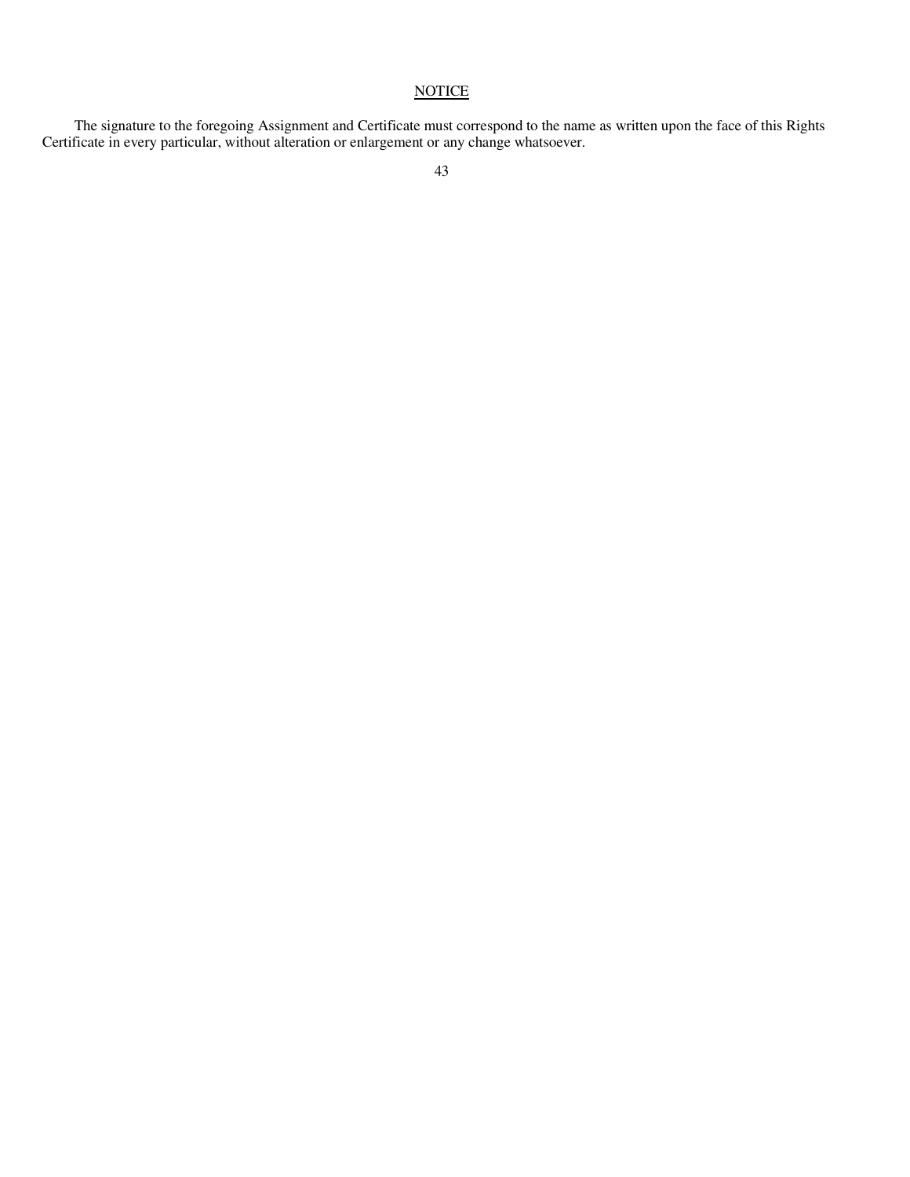<u>NOTICE</u>

The signature to the foregoing Assignment and Certificate must correspond to the name as written upon the face of this Rights Certificate in every particular, without alteration or enlargement or any change whatsoever.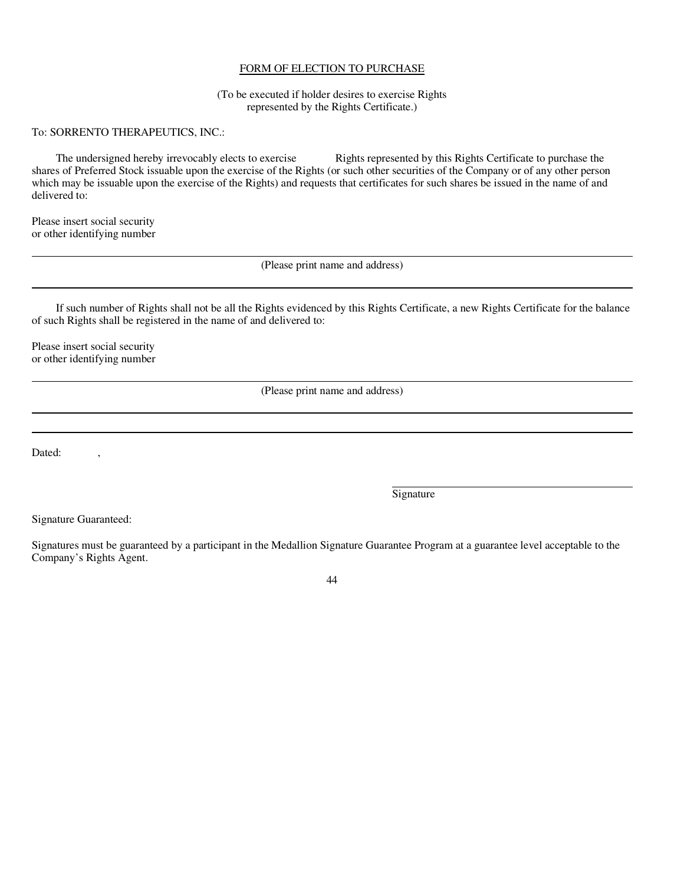FORM OF ELECTION TO PURCHASE

(To be executed if holder desires to exercise Rights represented by the Rights Certificate.)

To: SORRENTO THERAPEUTICS, INC.:

The undersigned hereby irrevocably elects to exercise            Rights represented by this Rights Certificate to purchase the shares of Preferred Stock issuable upon the exercise of the Rights (or such other securities of the Company or of any other person which may be issuable upon the exercise of the Rights) and requests that certificates for such shares be issued in the name of and delivered to:

Please insert social security
or other identifying number

______________________________________________________________________

(Please print name and address)

______________________________________________________________________

If such number of Rights shall not be all the Rights evidenced by this Rights Certificate, a new Rights Certificate for the balance of such Rights shall be registered in the name of and delivered to:

Please insert social security
or other identifying number

______________________________________________________________________

(Please print name and address)

______________________________________________________________________

______________________________________________________________________

Dated:           ,

______________________________
Signature

Signature Guaranteed:

Signatures must be guaranteed by a participant in the Medallion Signature Guarantee Program at a guarantee level acceptable to the Company's Rights Agent.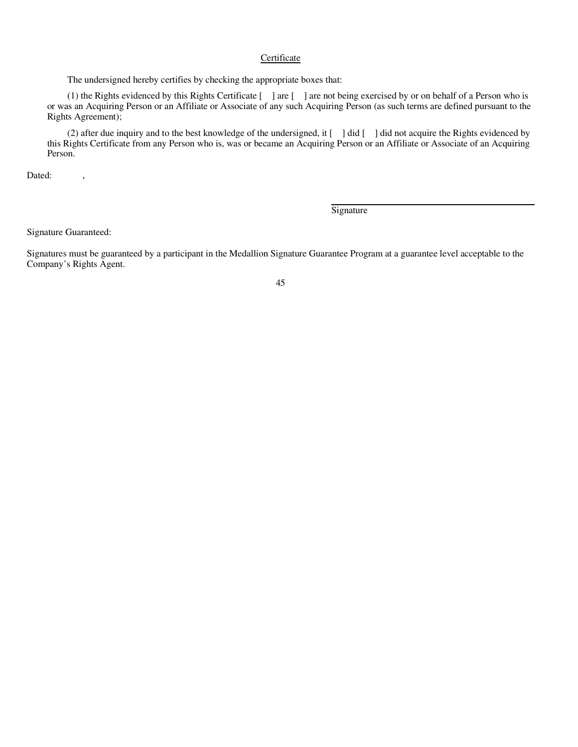Certificate

The undersigned hereby certifies by checking the appropriate boxes that:

(1) the Rights evidenced by this Rights Certificate [ ] are [ ] are not being exercised by or on behalf of a Person who is or was an Acquiring Person or an Affiliate or Associate of any such Acquiring Person (as such terms are defined pursuant to the Rights Agreement);

(2) after due inquiry and to the best knowledge of the undersigned, it [ ] did [ ] did not acquire the Rights evidenced by this Rights Certificate from any Person who is, was or became an Acquiring Person or an Affiliate or Associate of an Acquiring Person.

Dated: ,

Signature

Signature Guaranteed:

Signatures must be guaranteed by a participant in the Medallion Signature Guarantee Program at a guarantee level acceptable to the Company's Rights Agent.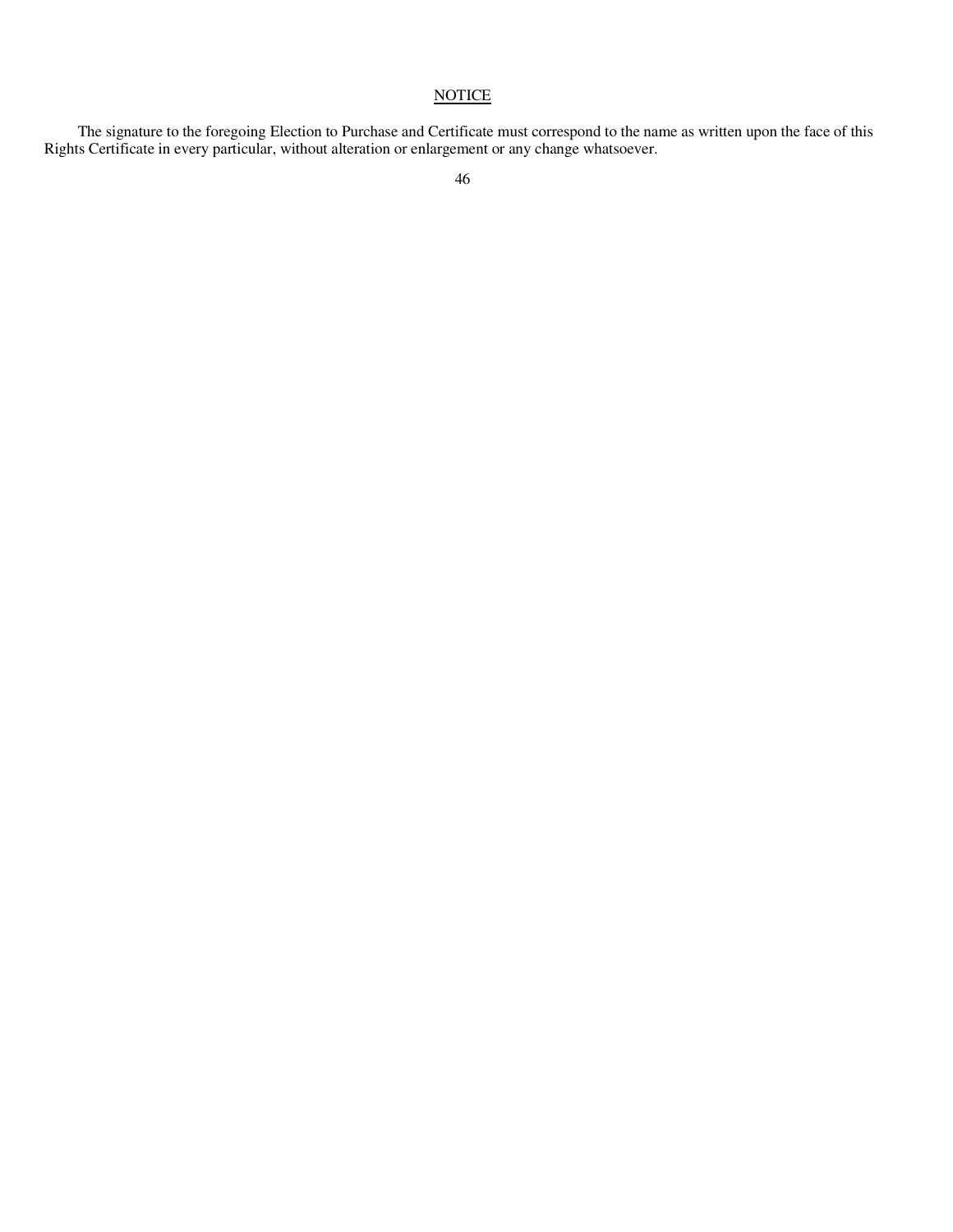<u>NOTICE</u>

The signature to the foregoing Election to Purchase and Certificate must correspond to the name as written upon the face of this Rights Certificate in every particular, without alteration or enlargement or any change whatsoever.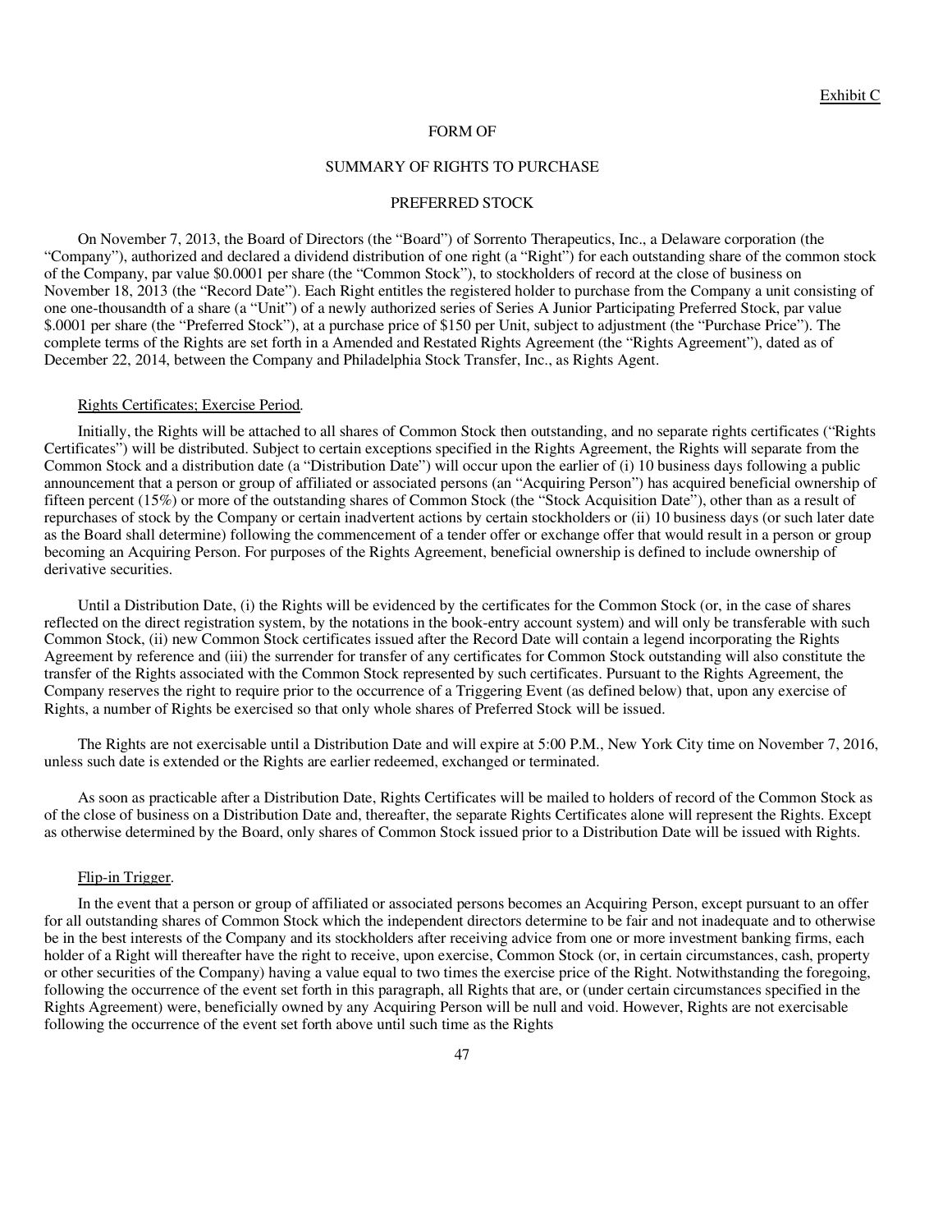Exhibit C

FORM OF

SUMMARY OF RIGHTS TO PURCHASE

PREFERRED STOCK

On November 7, 2013, the Board of Directors (the "Board") of Sorrento Therapeutics, Inc., a Delaware corporation (the "Company"), authorized and declared a dividend distribution of one right (a "Right") for each outstanding share of the common stock of the Company, par value $0.0001 per share (the "Common Stock"), to stockholders of record at the close of business on November 18, 2013 (the "Record Date"). Each Right entitles the registered holder to purchase from the Company a unit consisting of one one-thousandth of a share (a "Unit") of a newly authorized series of Series A Junior Participating Preferred Stock, par value $.0001 per share (the "Preferred Stock"), at a purchase price of $150 per Unit, subject to adjustment (the "Purchase Price"). The complete terms of the Rights are set forth in a Amended and Restated Rights Agreement (the "Rights Agreement"), dated as of December 22, 2014, between the Company and Philadelphia Stock Transfer, Inc., as Rights Agent.

Rights Certificates; Exercise Period.

Initially, the Rights will be attached to all shares of Common Stock then outstanding, and no separate rights certificates ("Rights Certificates") will be distributed. Subject to certain exceptions specified in the Rights Agreement, the Rights will separate from the Common Stock and a distribution date (a "Distribution Date") will occur upon the earlier of (i) 10 business days following a public announcement that a person or group of affiliated or associated persons (an "Acquiring Person") has acquired beneficial ownership of fifteen percent (15%) or more of the outstanding shares of Common Stock (the "Stock Acquisition Date"), other than as a result of repurchases of stock by the Company or certain inadvertent actions by certain stockholders or (ii) 10 business days (or such later date as the Board shall determine) following the commencement of a tender offer or exchange offer that would result in a person or group becoming an Acquiring Person. For purposes of the Rights Agreement, beneficial ownership is defined to include ownership of derivative securities.

Until a Distribution Date, (i) the Rights will be evidenced by the certificates for the Common Stock (or, in the case of shares reflected on the direct registration system, by the notations in the book-entry account system) and will only be transferable with such Common Stock, (ii) new Common Stock certificates issued after the Record Date will contain a legend incorporating the Rights Agreement by reference and (iii) the surrender for transfer of any certificates for Common Stock outstanding will also constitute the transfer of the Rights associated with the Common Stock represented by such certificates. Pursuant to the Rights Agreement, the Company reserves the right to require prior to the occurrence of a Triggering Event (as defined below) that, upon any exercise of Rights, a number of Rights be exercised so that only whole shares of Preferred Stock will be issued.

The Rights are not exercisable until a Distribution Date and will expire at 5:00 P.M., New York City time on November 7, 2016, unless such date is extended or the Rights are earlier redeemed, exchanged or terminated.

As soon as practicable after a Distribution Date, Rights Certificates will be mailed to holders of record of the Common Stock as of the close of business on a Distribution Date and, thereafter, the separate Rights Certificates alone will represent the Rights. Except as otherwise determined by the Board, only shares of Common Stock issued prior to a Distribution Date will be issued with Rights.

Flip-in Trigger.

In the event that a person or group of affiliated or associated persons becomes an Acquiring Person, except pursuant to an offer for all outstanding shares of Common Stock which the independent directors determine to be fair and not inadequate and to otherwise be in the best interests of the Company and its stockholders after receiving advice from one or more investment banking firms, each holder of a Right will thereafter have the right to receive, upon exercise, Common Stock (or, in certain circumstances, cash, property or other securities of the Company) having a value equal to two times the exercise price of the Right. Notwithstanding the foregoing, following the occurrence of the event set forth in this paragraph, all Rights that are, or (under certain circumstances specified in the Rights Agreement) were, beneficially owned by any Acquiring Person will be null and void. However, Rights are not exercisable following the occurrence of the event set forth above until such time as the Rights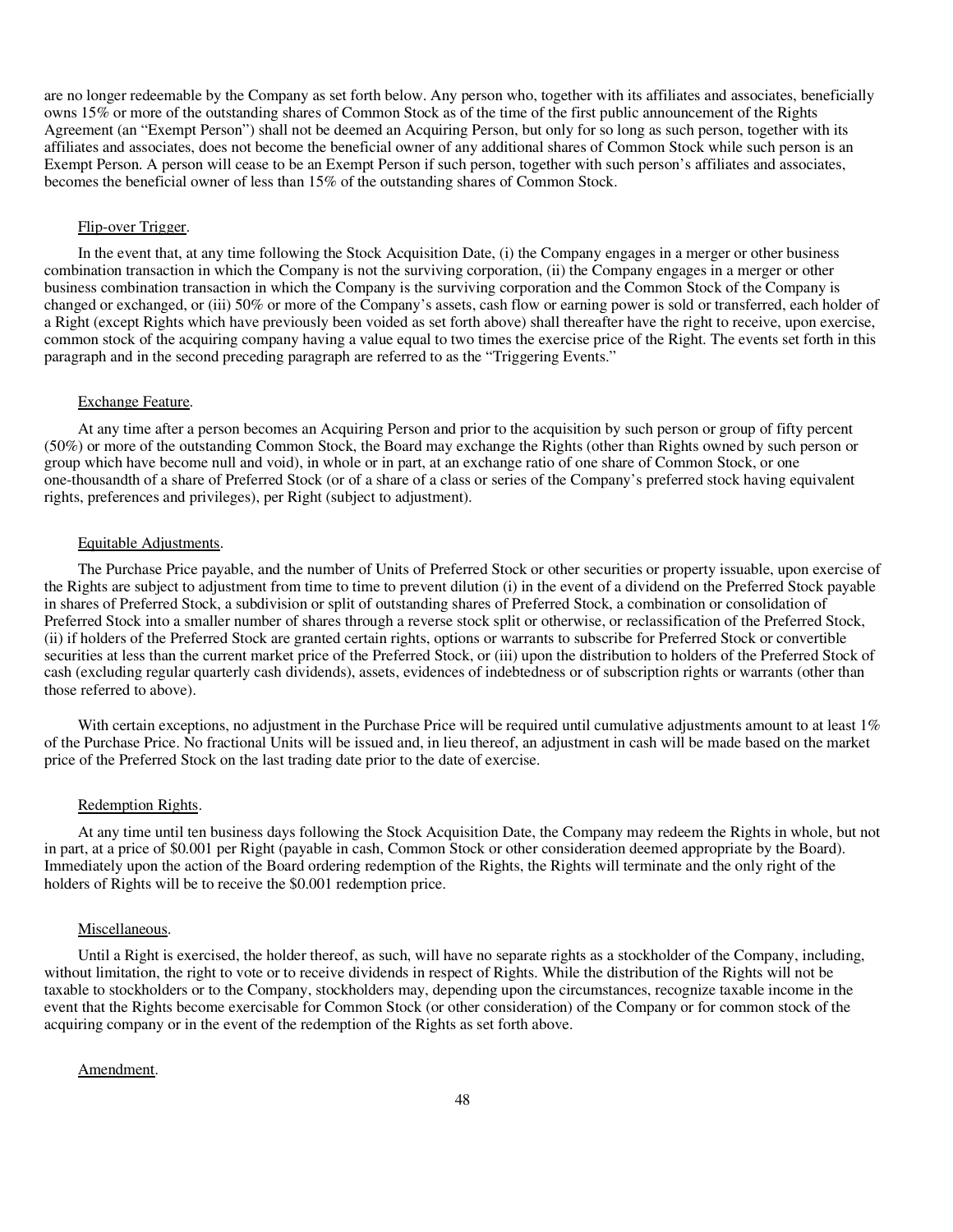are no longer redeemable by the Company as set forth below. Any person who, together with its affiliates and associates, beneficially owns 15% or more of the outstanding shares of Common Stock as of the time of the first public announcement of the Rights Agreement (an "Exempt Person") shall not be deemed an Acquiring Person, but only for so long as such person, together with its affiliates and associates, does not become the beneficial owner of any additional shares of Common Stock while such person is an Exempt Person. A person will cease to be an Exempt Person if such person, together with such person's affiliates and associates, becomes the beneficial owner of less than 15% of the outstanding shares of Common Stock.

Flip-over Trigger.

In the event that, at any time following the Stock Acquisition Date, (i) the Company engages in a merger or other business combination transaction in which the Company is not the surviving corporation, (ii) the Company engages in a merger or other business combination transaction in which the Company is the surviving corporation and the Common Stock of the Company is changed or exchanged, or (iii) 50% or more of the Company's assets, cash flow or earning power is sold or transferred, each holder of a Right (except Rights which have previously been voided as set forth above) shall thereafter have the right to receive, upon exercise, common stock of the acquiring company having a value equal to two times the exercise price of the Right. The events set forth in this paragraph and in the second preceding paragraph are referred to as the "Triggering Events."

Exchange Feature.

At any time after a person becomes an Acquiring Person and prior to the acquisition by such person or group of fifty percent (50%) or more of the outstanding Common Stock, the Board may exchange the Rights (other than Rights owned by such person or group which have become null and void), in whole or in part, at an exchange ratio of one share of Common Stock, or one one-thousandth of a share of Preferred Stock (or of a share of a class or series of the Company's preferred stock having equivalent rights, preferences and privileges), per Right (subject to adjustment).

Equitable Adjustments.

The Purchase Price payable, and the number of Units of Preferred Stock or other securities or property issuable, upon exercise of the Rights are subject to adjustment from time to time to prevent dilution (i) in the event of a dividend on the Preferred Stock payable in shares of Preferred Stock, a subdivision or split of outstanding shares of Preferred Stock, a combination or consolidation of Preferred Stock into a smaller number of shares through a reverse stock split or otherwise, or reclassification of the Preferred Stock, (ii) if holders of the Preferred Stock are granted certain rights, options or warrants to subscribe for Preferred Stock or convertible securities at less than the current market price of the Preferred Stock, or (iii) upon the distribution to holders of the Preferred Stock of cash (excluding regular quarterly cash dividends), assets, evidences of indebtedness or of subscription rights or warrants (other than those referred to above).

With certain exceptions, no adjustment in the Purchase Price will be required until cumulative adjustments amount to at least 1% of the Purchase Price. No fractional Units will be issued and, in lieu thereof, an adjustment in cash will be made based on the market price of the Preferred Stock on the last trading date prior to the date of exercise.

Redemption Rights.

At any time until ten business days following the Stock Acquisition Date, the Company may redeem the Rights in whole, but not in part, at a price of $0.001 per Right (payable in cash, Common Stock or other consideration deemed appropriate by the Board). Immediately upon the action of the Board ordering redemption of the Rights, the Rights will terminate and the only right of the holders of Rights will be to receive the $0.001 redemption price.

Miscellaneous.

Until a Right is exercised, the holder thereof, as such, will have no separate rights as a stockholder of the Company, including, without limitation, the right to vote or to receive dividends in respect of Rights. While the distribution of the Rights will not be taxable to stockholders or to the Company, stockholders may, depending upon the circumstances, recognize taxable income in the event that the Rights become exercisable for Common Stock (or other consideration) of the Company or for common stock of the acquiring company or in the event of the redemption of the Rights as set forth above.

Amendment.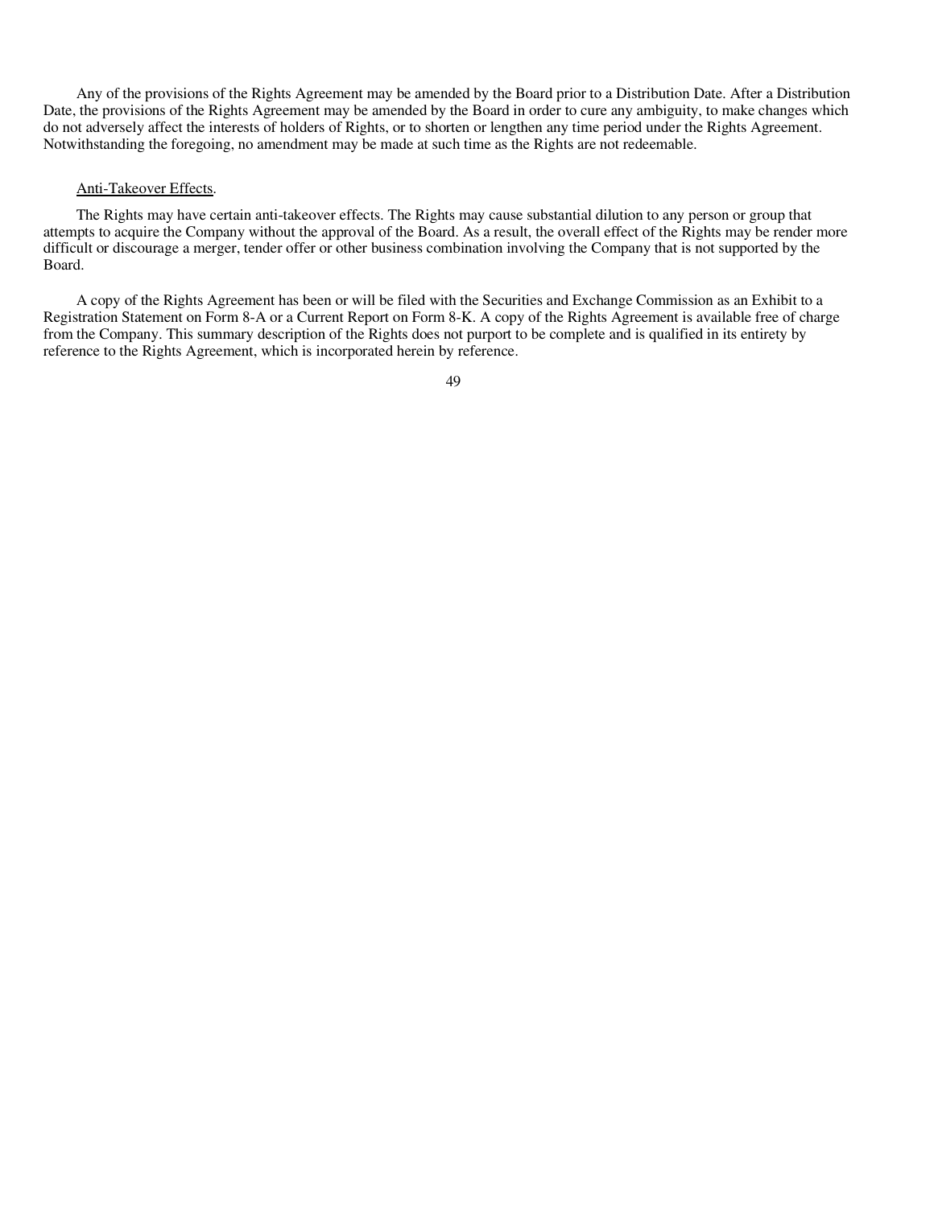Any of the provisions of the Rights Agreement may be amended by the Board prior to a Distribution Date. After a Distribution Date, the provisions of the Rights Agreement may be amended by the Board in order to cure any ambiguity, to make changes which do not adversely affect the interests of holders of Rights, or to shorten or lengthen any time period under the Rights Agreement. Notwithstanding the foregoing, no amendment may be made at such time as the Rights are not redeemable.

Anti-Takeover Effects.

The Rights may have certain anti-takeover effects. The Rights may cause substantial dilution to any person or group that attempts to acquire the Company without the approval of the Board. As a result, the overall effect of the Rights may be render more difficult or discourage a merger, tender offer or other business combination involving the Company that is not supported by the Board.

A copy of the Rights Agreement has been or will be filed with the Securities and Exchange Commission as an Exhibit to a Registration Statement on Form 8-A or a Current Report on Form 8-K. A copy of the Rights Agreement is available free of charge from the Company. This summary description of the Rights does not purport to be complete and is qualified in its entirety by reference to the Rights Agreement, which is incorporated herein by reference.